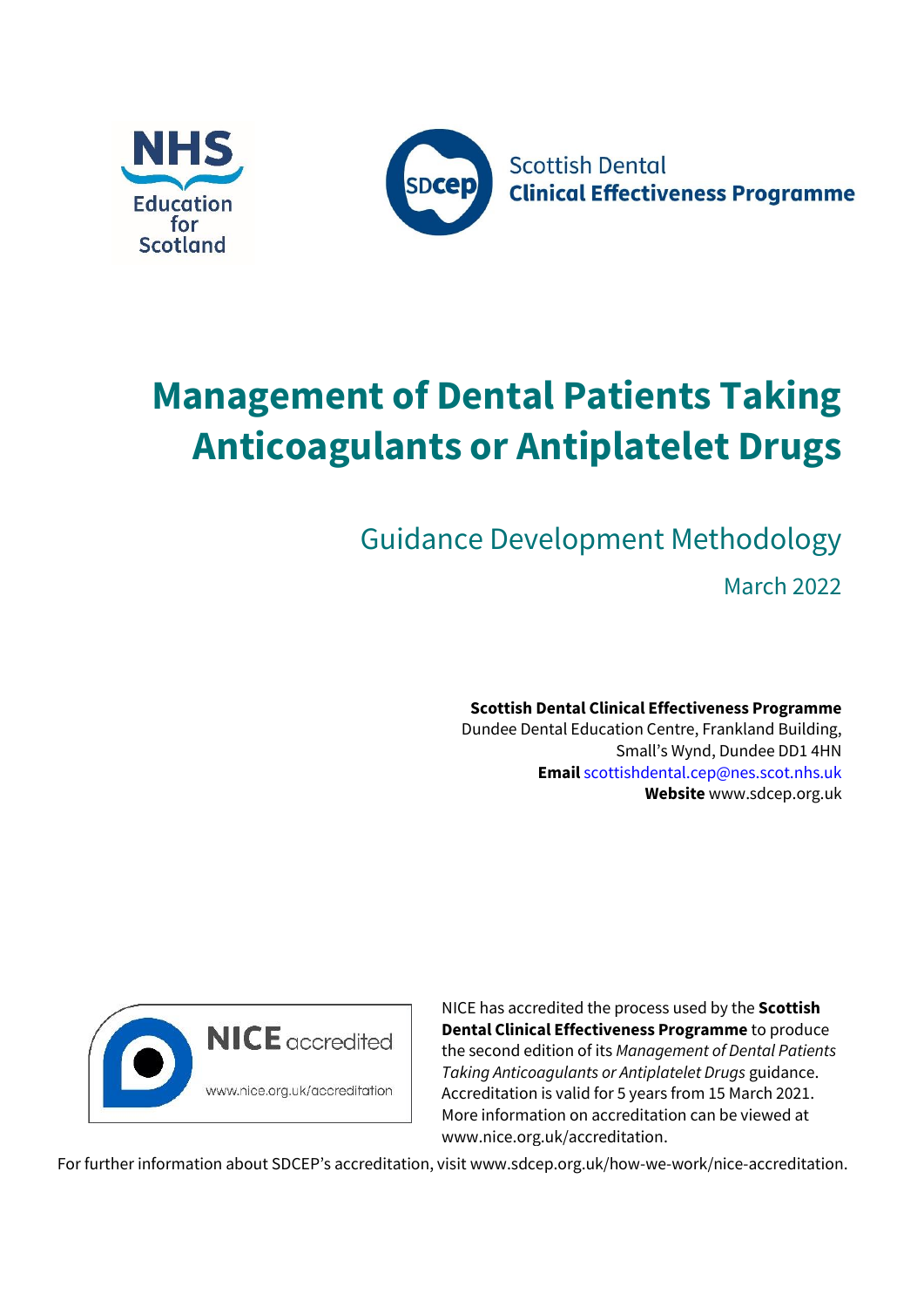NHS Education for Scotland

Scottish Dental **Clinical Effectiveness Programme**

# Management of Dental Patients Taking Anticoagulants or Antiplatelet Drugs

## Guidance Development Methodology

March 2022

**Scottish Dental Clinical Effectiveness Programme**
Dundee Dental Education Centre, Frankland Building,
Small's Wynd, Dundee DD1 4HN
**Email** scottishdental.cep@nes.scot.nhs.uk
**Website** www.sdcep.org.uk

NICE accredited
www.nice.org.uk/accreditation

NICE has accredited the process used by the **Scottish Dental Clinical Effectiveness Programme** to produce the second edition of its *Management of Dental Patients Taking Anticoagulants or Antiplatelet Drugs* guidance. Accreditation is valid for 5 years from 15 March 2021. More information on accreditation can be viewed at www.nice.org.uk/accreditation.

For further information about SDCEP's accreditation, visit www.sdcep.org.uk/how-we-work/nice-accreditation.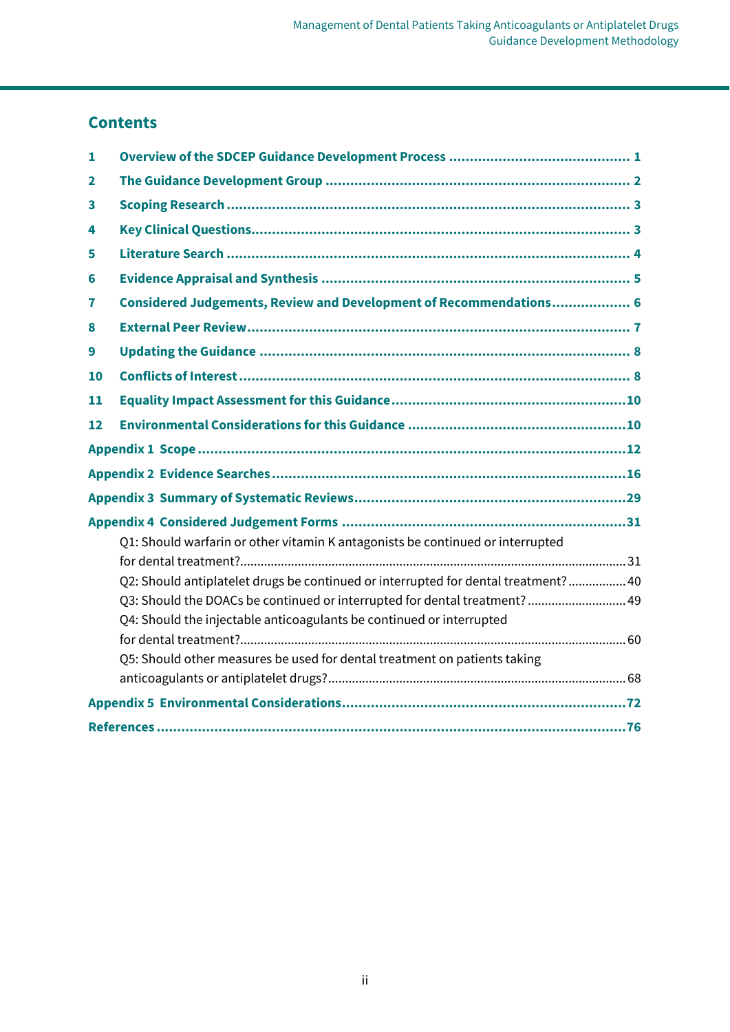## Contents

1 **Overview of the SDCEP Guidance Development Process** ........................................... 1

2 **The Guidance Development Group** ........................................................................ 2

3 **Scoping Research** ................................................................................................ 3

4 **Key Clinical Questions** .......................................................................................... 3

5 **Literature Search** ................................................................................................. 4

6 **Evidence Appraisal and Synthesis** ......................................................................... 5

7 **Considered Judgements, Review and Development of Recommendations** .................. 6

8 **External Peer Review** ........................................................................................... 7

9 **Updating the Guidance** ........................................................................................ 8

10 **Conflicts of Interest** ............................................................................................ 8

11 **Equality Impact Assessment for this Guidance** .......................................................10

12 **Environmental Considerations for this Guidance** ....................................................10

**Appendix 1 Scope** .......................................................................................................12

**Appendix 2 Evidence Searches** .....................................................................................16

**Appendix 3 Summary of Systematic Reviews** .................................................................29

**Appendix 4 Considered Judgement Forms** ....................................................................31

- Q1: Should warfarin or other vitamin K antagonists be continued or interrupted for dental treatment? ................................................................................................ 31
- Q2: Should antiplatelet drugs be continued or interrupted for dental treatment? ................. 40
- Q3: Should the DOACs be continued or interrupted for dental treatment? ............................ 49
- Q4: Should the injectable anticoagulants be continued or interrupted for dental treatment? ................................................................................................ 60
- Q5: Should other measures be used for dental treatment on patients taking anticoagulants or antiplatelet drugs? ...................................................................................... 68

**Appendix 5 Environmental Considerations** ....................................................................72

**References** ..................................................................................................................76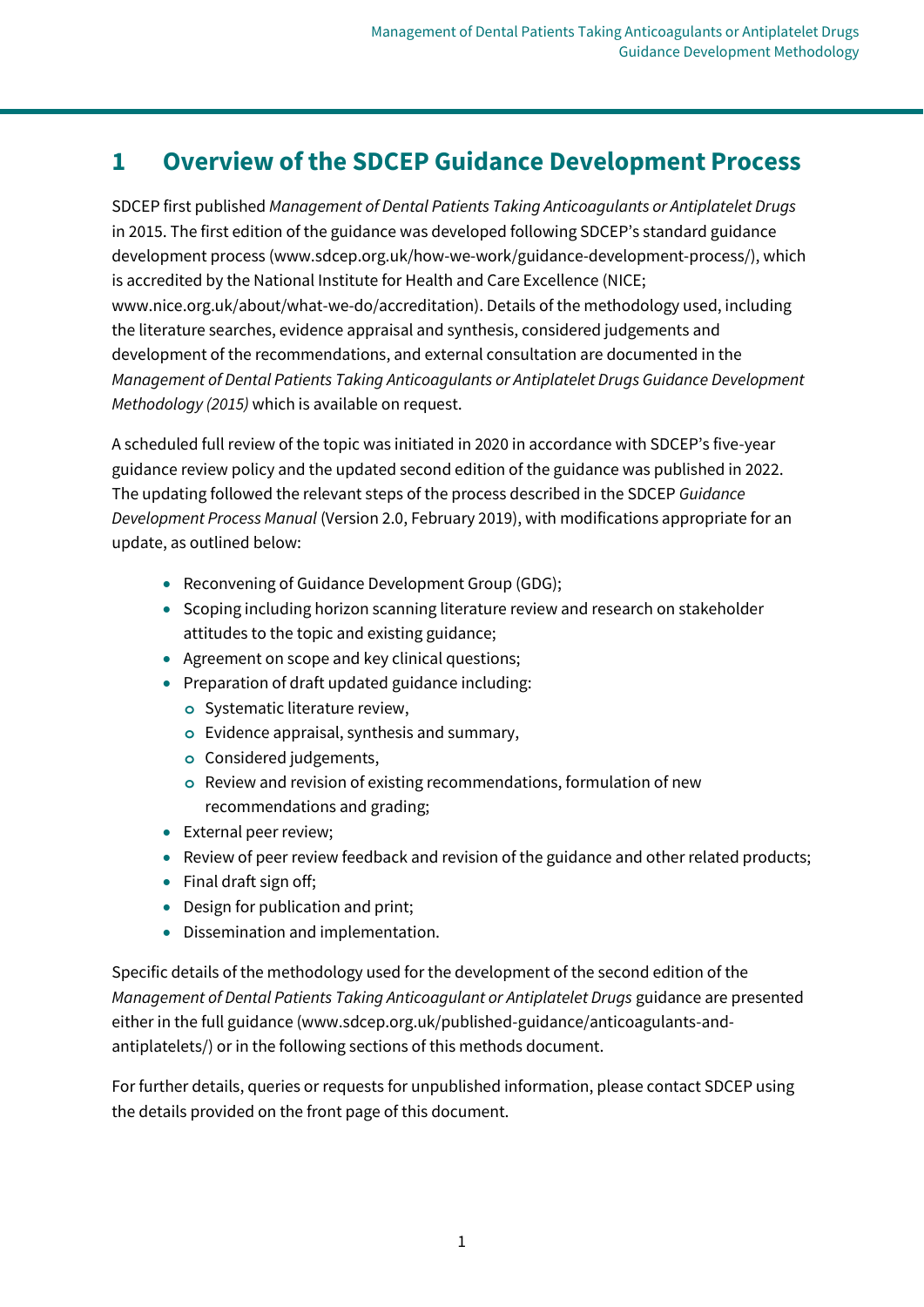# 1 Overview of the SDCEP Guidance Development Process

SDCEP first published *Management of Dental Patients Taking Anticoagulants or Antiplatelet Drugs* in 2015. The first edition of the guidance was developed following SDCEP's standard guidance development process (www.sdcep.org.uk/how-we-work/guidance-development-process/), which is accredited by the National Institute for Health and Care Excellence (NICE; www.nice.org.uk/about/what-we-do/accreditation). Details of the methodology used, including the literature searches, evidence appraisal and synthesis, considered judgements and development of the recommendations, and external consultation are documented in the *Management of Dental Patients Taking Anticoagulants or Antiplatelet Drugs Guidance Development Methodology (2015)* which is available on request.

A scheduled full review of the topic was initiated in 2020 in accordance with SDCEP's five-year guidance review policy and the updated second edition of the guidance was published in 2022. The updating followed the relevant steps of the process described in the SDCEP *Guidance Development Process Manual* (Version 2.0, February 2019), with modifications appropriate for an update, as outlined below:

- Reconvening of Guidance Development Group (GDG);
- Scoping including horizon scanning literature review and research on stakeholder attitudes to the topic and existing guidance;
- Agreement on scope and key clinical questions;
- Preparation of draft updated guidance including:
  - Systematic literature review,
  - Evidence appraisal, synthesis and summary,
  - Considered judgements,
  - Review and revision of existing recommendations, formulation of new recommendations and grading;
- External peer review;
- Review of peer review feedback and revision of the guidance and other related products;
- Final draft sign off;
- Design for publication and print;
- Dissemination and implementation.

Specific details of the methodology used for the development of the second edition of the *Management of Dental Patients Taking Anticoagulant or Antiplatelet Drugs* guidance are presented either in the full guidance (www.sdcep.org.uk/published-guidance/anticoagulants-and-antiplatelets/) or in the following sections of this methods document.

For further details, queries or requests for unpublished information, please contact SDCEP using the details provided on the front page of this document.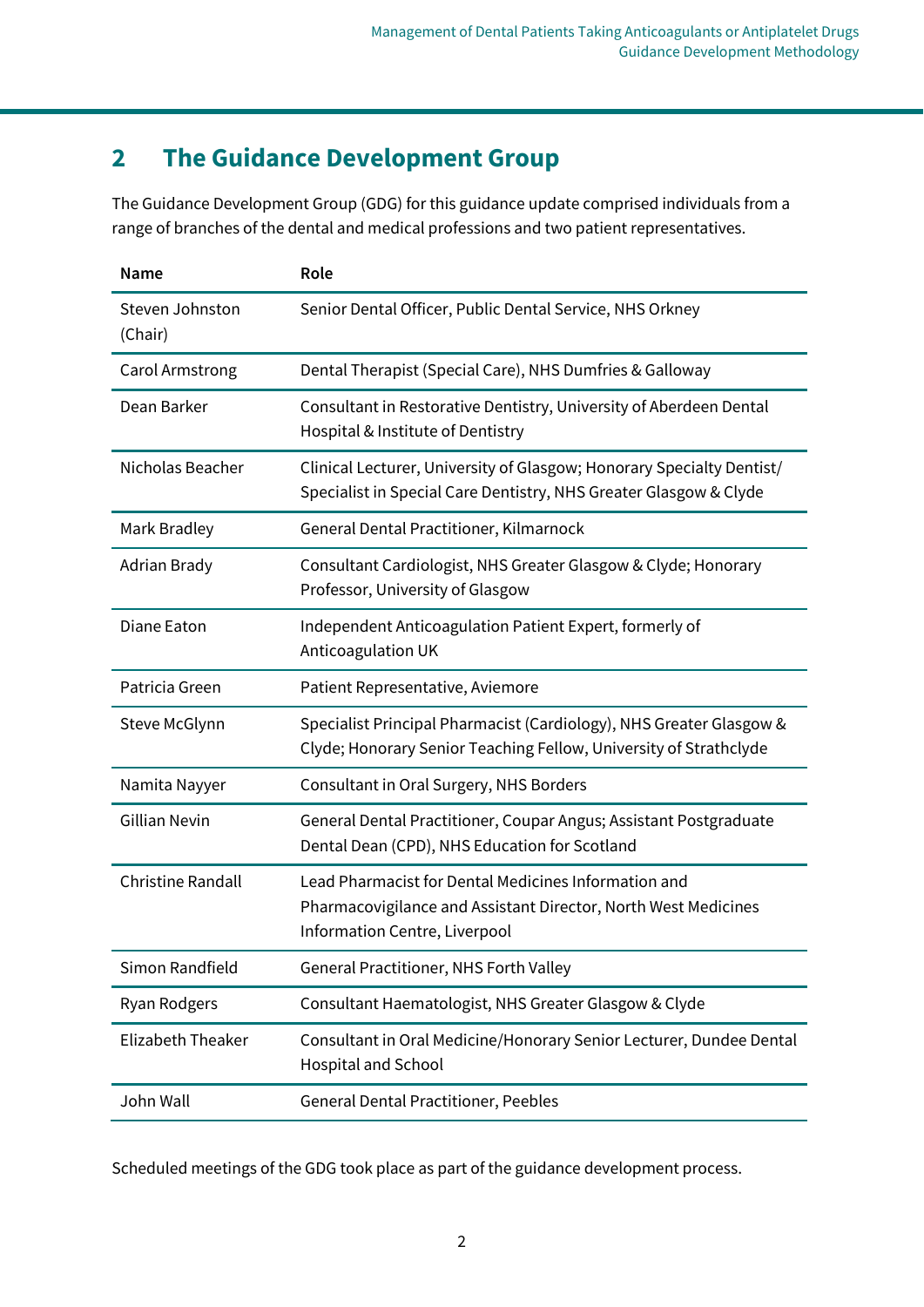## 2 The Guidance Development Group

The Guidance Development Group (GDG) for this guidance update comprised individuals from a range of branches of the dental and medical professions and two patient representatives.

| Name | Role |
|---|---|
| Steven Johnston (Chair) | Senior Dental Officer, Public Dental Service, NHS Orkney |
| Carol Armstrong | Dental Therapist (Special Care), NHS Dumfries & Galloway |
| Dean Barker | Consultant in Restorative Dentistry, University of Aberdeen Dental Hospital & Institute of Dentistry |
| Nicholas Beacher | Clinical Lecturer, University of Glasgow; Honorary Specialty Dentist/ Specialist in Special Care Dentistry, NHS Greater Glasgow & Clyde |
| Mark Bradley | General Dental Practitioner, Kilmarnock |
| Adrian Brady | Consultant Cardiologist, NHS Greater Glasgow & Clyde; Honorary Professor, University of Glasgow |
| Diane Eaton | Independent Anticoagulation Patient Expert, formerly of Anticoagulation UK |
| Patricia Green | Patient Representative, Aviemore |
| Steve McGlynn | Specialist Principal Pharmacist (Cardiology), NHS Greater Glasgow & Clyde; Honorary Senior Teaching Fellow, University of Strathclyde |
| Namita Nayyer | Consultant in Oral Surgery, NHS Borders |
| Gillian Nevin | General Dental Practitioner, Coupar Angus; Assistant Postgraduate Dental Dean (CPD), NHS Education for Scotland |
| Christine Randall | Lead Pharmacist for Dental Medicines Information and Pharmacovigilance and Assistant Director, North West Medicines Information Centre, Liverpool |
| Simon Randfield | General Practitioner, NHS Forth Valley |
| Ryan Rodgers | Consultant Haematologist, NHS Greater Glasgow & Clyde |
| Elizabeth Theaker | Consultant in Oral Medicine/Honorary Senior Lecturer, Dundee Dental Hospital and School |
| John Wall | General Dental Practitioner, Peebles |

Scheduled meetings of the GDG took place as part of the guidance development process.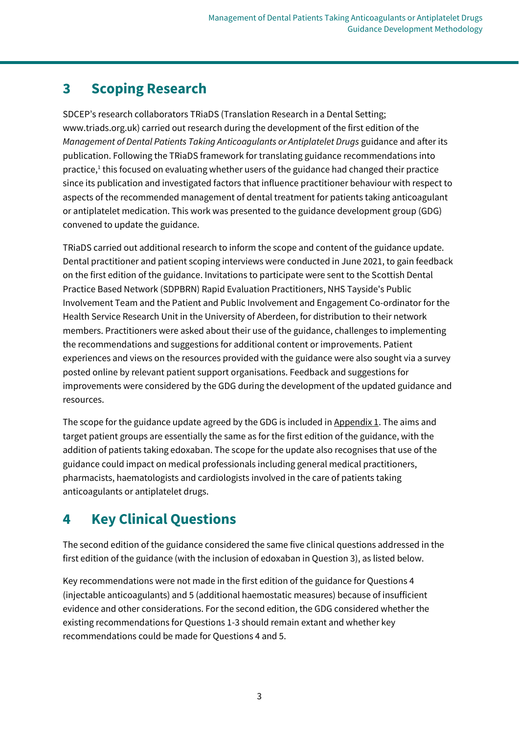## 3 Scoping Research

SDCEP's research collaborators TRiaDS (Translation Research in a Dental Setting; www.triads.org.uk) carried out research during the development of the first edition of the *Management of Dental Patients Taking Anticoagulants or Antiplatelet Drugs* guidance and after its publication. Following the TRiaDS framework for translating guidance recommendations into practice,[1] this focused on evaluating whether users of the guidance had changed their practice since its publication and investigated factors that influence practitioner behaviour with respect to aspects of the recommended management of dental treatment for patients taking anticoagulant or antiplatelet medication. This work was presented to the guidance development group (GDG) convened to update the guidance.

TRiaDS carried out additional research to inform the scope and content of the guidance update. Dental practitioner and patient scoping interviews were conducted in June 2021, to gain feedback on the first edition of the guidance. Invitations to participate were sent to the Scottish Dental Practice Based Network (SDPBRN) Rapid Evaluation Practitioners, NHS Tayside's Public Involvement Team and the Patient and Public Involvement and Engagement Co-ordinator for the Health Service Research Unit in the University of Aberdeen, for distribution to their network members. Practitioners were asked about their use of the guidance, challenges to implementing the recommendations and suggestions for additional content or improvements. Patient experiences and views on the resources provided with the guidance were also sought via a survey posted online by relevant patient support organisations. Feedback and suggestions for improvements were considered by the GDG during the development of the updated guidance and resources.

The scope for the guidance update agreed by the GDG is included in Appendix 1. The aims and target patient groups are essentially the same as for the first edition of the guidance, with the addition of patients taking edoxaban. The scope for the update also recognises that use of the guidance could impact on medical professionals including general medical practitioners, pharmacists, haematologists and cardiologists involved in the care of patients taking anticoagulants or antiplatelet drugs.

## 4 Key Clinical Questions

The second edition of the guidance considered the same five clinical questions addressed in the first edition of the guidance (with the inclusion of edoxaban in Question 3), as listed below.

Key recommendations were not made in the first edition of the guidance for Questions 4 (injectable anticoagulants) and 5 (additional haemostatic measures) because of insufficient evidence and other considerations. For the second edition, the GDG considered whether the existing recommendations for Questions 1-3 should remain extant and whether key recommendations could be made for Questions 4 and 5.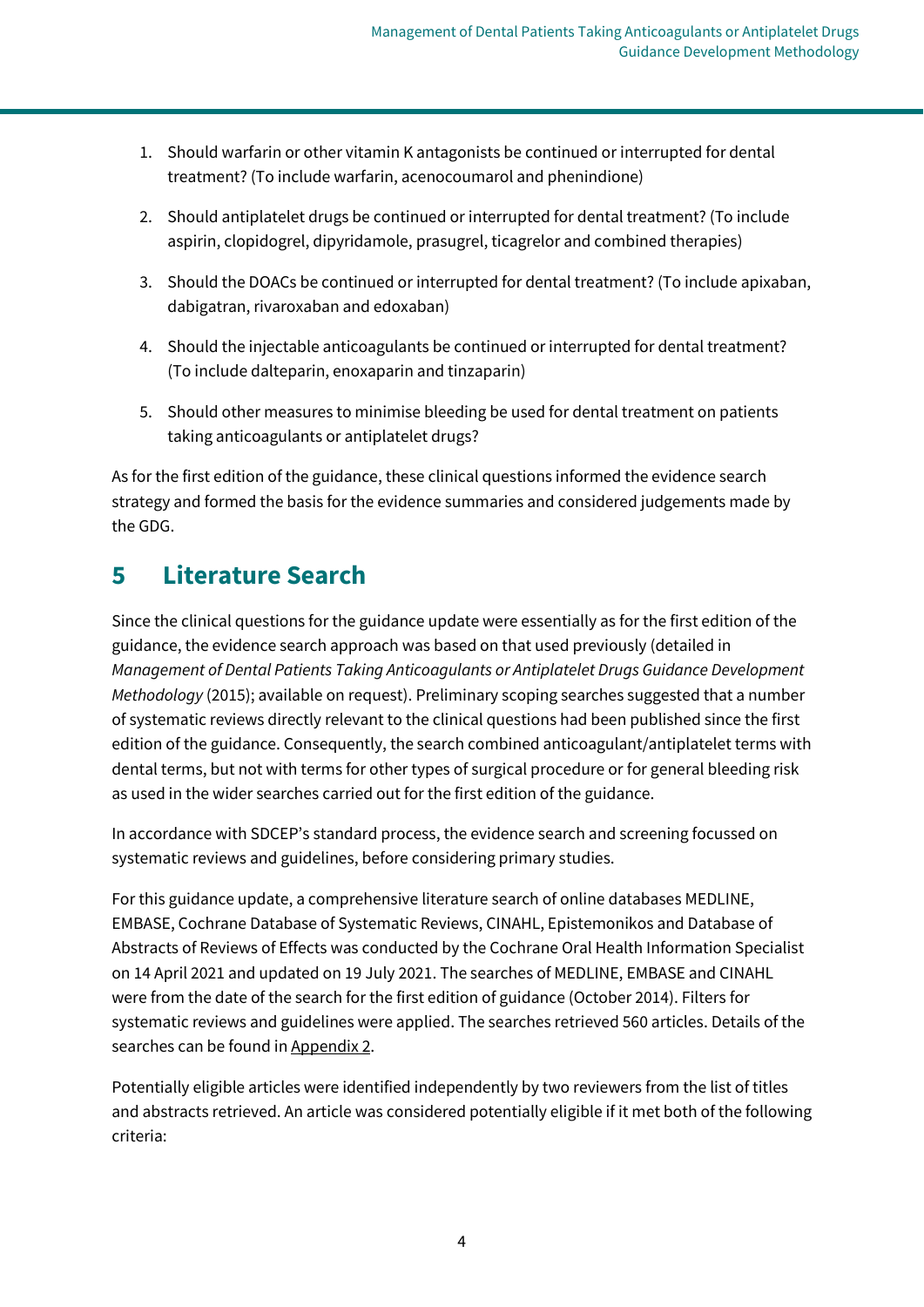1. Should warfarin or other vitamin K antagonists be continued or interrupted for dental treatment? (To include warfarin, acenocoumarol and phenindione)

2. Should antiplatelet drugs be continued or interrupted for dental treatment? (To include aspirin, clopidogrel, dipyridamole, prasugrel, ticagrelor and combined therapies)

3. Should the DOACs be continued or interrupted for dental treatment? (To include apixaban, dabigatran, rivaroxaban and edoxaban)

4. Should the injectable anticoagulants be continued or interrupted for dental treatment? (To include dalteparin, enoxaparin and tinzaparin)

5. Should other measures to minimise bleeding be used for dental treatment on patients taking anticoagulants or antiplatelet drugs?

As for the first edition of the guidance, these clinical questions informed the evidence search strategy and formed the basis for the evidence summaries and considered judgements made by the GDG.

## 5 Literature Search

Since the clinical questions for the guidance update were essentially as for the first edition of the guidance, the evidence search approach was based on that used previously (detailed in *Management of Dental Patients Taking Anticoagulants or Antiplatelet Drugs Guidance Development Methodology* (2015); available on request). Preliminary scoping searches suggested that a number of systematic reviews directly relevant to the clinical questions had been published since the first edition of the guidance. Consequently, the search combined anticoagulant/antiplatelet terms with dental terms, but not with terms for other types of surgical procedure or for general bleeding risk as used in the wider searches carried out for the first edition of the guidance.

In accordance with SDCEP's standard process, the evidence search and screening focussed on systematic reviews and guidelines, before considering primary studies.

For this guidance update, a comprehensive literature search of online databases MEDLINE, EMBASE, Cochrane Database of Systematic Reviews, CINAHL, Epistemonikos and Database of Abstracts of Reviews of Effects was conducted by the Cochrane Oral Health Information Specialist on 14 April 2021 and updated on 19 July 2021. The searches of MEDLINE, EMBASE and CINAHL were from the date of the search for the first edition of guidance (October 2014). Filters for systematic reviews and guidelines were applied. The searches retrieved 560 articles. Details of the searches can be found in Appendix 2.

Potentially eligible articles were identified independently by two reviewers from the list of titles and abstracts retrieved. An article was considered potentially eligible if it met both of the following criteria: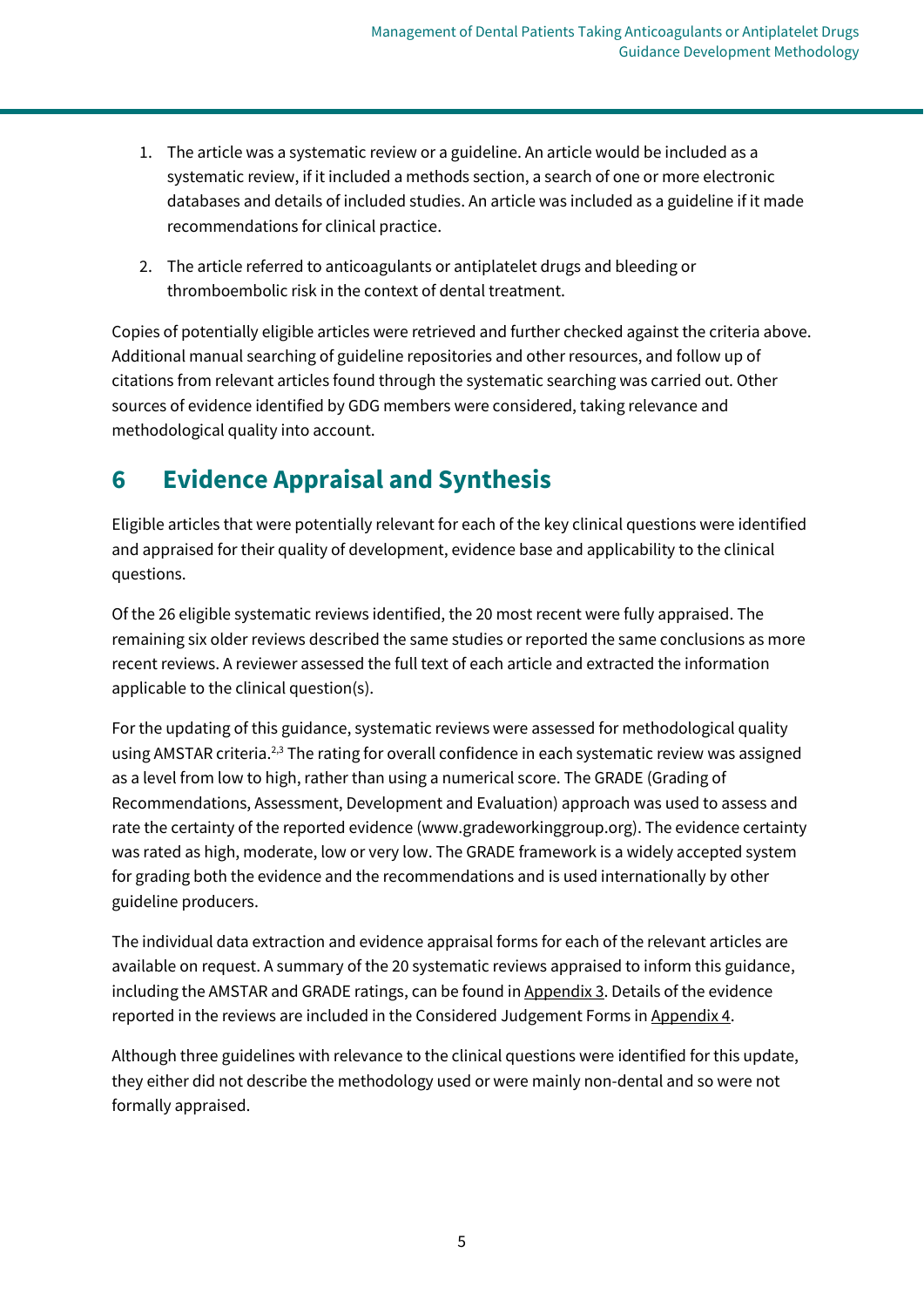1. The article was a systematic review or a guideline. An article would be included as a systematic review, if it included a methods section, a search of one or more electronic databases and details of included studies. An article was included as a guideline if it made recommendations for clinical practice.

2. The article referred to anticoagulants or antiplatelet drugs and bleeding or thromboembolic risk in the context of dental treatment.

Copies of potentially eligible articles were retrieved and further checked against the criteria above. Additional manual searching of guideline repositories and other resources, and follow up of citations from relevant articles found through the systematic searching was carried out. Other sources of evidence identified by GDG members were considered, taking relevance and methodological quality into account.

# 6 Evidence Appraisal and Synthesis

Eligible articles that were potentially relevant for each of the key clinical questions were identified and appraised for their quality of development, evidence base and applicability to the clinical questions.

Of the 26 eligible systematic reviews identified, the 20 most recent were fully appraised. The remaining six older reviews described the same studies or reported the same conclusions as more recent reviews. A reviewer assessed the full text of each article and extracted the information applicable to the clinical question(s).

For the updating of this guidance, systematic reviews were assessed for methodological quality using AMSTAR criteria.[2,3] The rating for overall confidence in each systematic review was assigned as a level from low to high, rather than using a numerical score. The GRADE (Grading of Recommendations, Assessment, Development and Evaluation) approach was used to assess and rate the certainty of the reported evidence (www.gradeworkinggroup.org). The evidence certainty was rated as high, moderate, low or very low. The GRADE framework is a widely accepted system for grading both the evidence and the recommendations and is used internationally by other guideline producers.

The individual data extraction and evidence appraisal forms for each of the relevant articles are available on request. A summary of the 20 systematic reviews appraised to inform this guidance, including the AMSTAR and GRADE ratings, can be found in Appendix 3. Details of the evidence reported in the reviews are included in the Considered Judgement Forms in Appendix 4.

Although three guidelines with relevance to the clinical questions were identified for this update, they either did not describe the methodology used or were mainly non-dental and so were not formally appraised.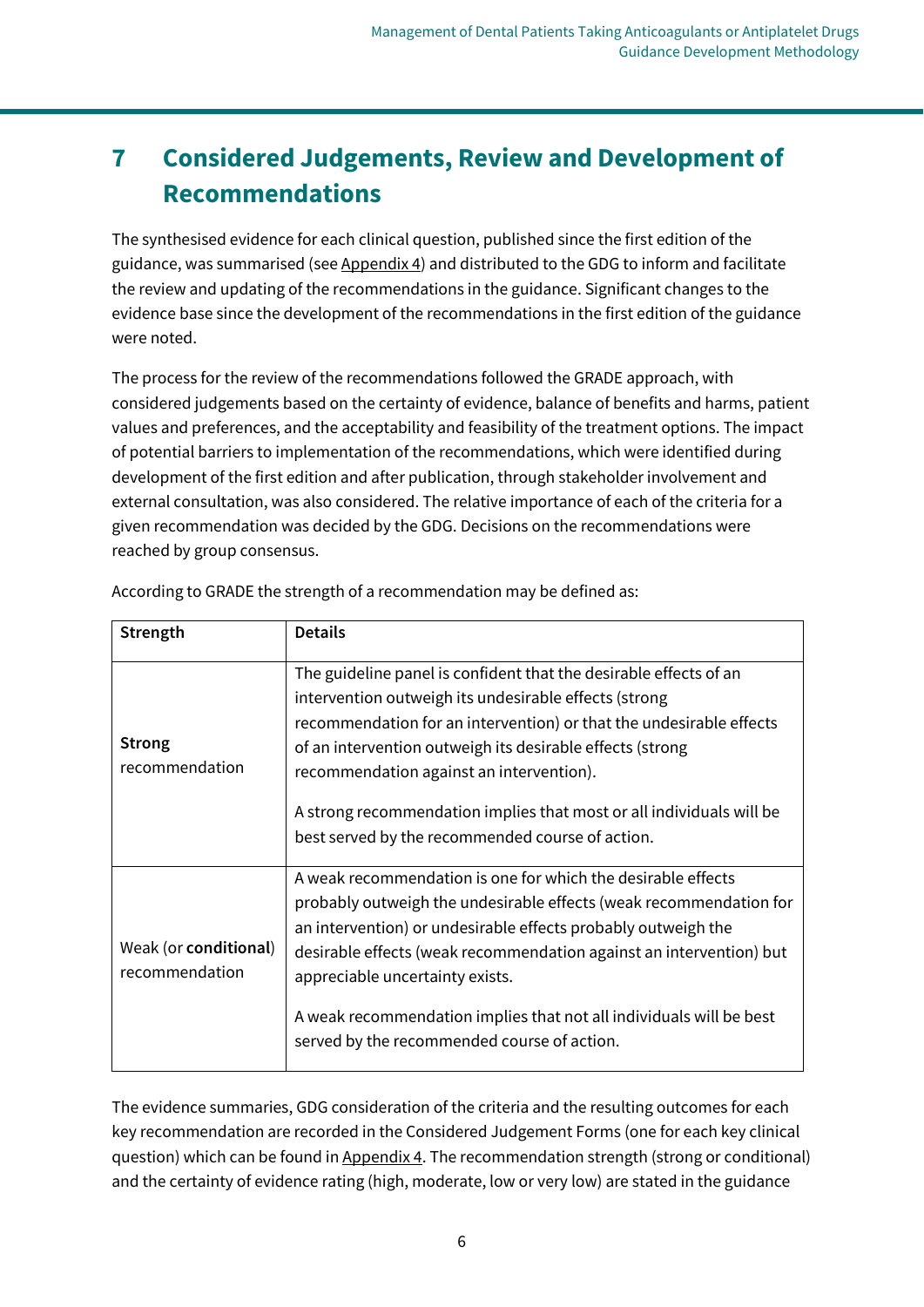# 7 Considered Judgements, Review and Development of Recommendations

The synthesised evidence for each clinical question, published since the first edition of the guidance, was summarised (see Appendix 4) and distributed to the GDG to inform and facilitate the review and updating of the recommendations in the guidance. Significant changes to the evidence base since the development of the recommendations in the first edition of the guidance were noted.

The process for the review of the recommendations followed the GRADE approach, with considered judgements based on the certainty of evidence, balance of benefits and harms, patient values and preferences, and the acceptability and feasibility of the treatment options. The impact of potential barriers to implementation of the recommendations, which were identified during development of the first edition and after publication, through stakeholder involvement and external consultation, was also considered. The relative importance of each of the criteria for a given recommendation was decided by the GDG. Decisions on the recommendations were reached by group consensus.

According to GRADE the strength of a recommendation may be defined as:

| Strength | Details |
|---|---|
| **Strong** recommendation | The guideline panel is confident that the desirable effects of an intervention outweigh its undesirable effects (strong recommendation for an intervention) or that the undesirable effects of an intervention outweigh its desirable effects (strong recommendation against an intervention).<br><br>A strong recommendation implies that most or all individuals will be best served by the recommended course of action. |
| Weak (or **conditional**) recommendation | A weak recommendation is one for which the desirable effects probably outweigh the undesirable effects (weak recommendation for an intervention) or undesirable effects probably outweigh the desirable effects (weak recommendation against an intervention) but appreciable uncertainty exists.<br><br>A weak recommendation implies that not all individuals will be best served by the recommended course of action. |

The evidence summaries, GDG consideration of the criteria and the resulting outcomes for each key recommendation are recorded in the Considered Judgement Forms (one for each key clinical question) which can be found in Appendix 4. The recommendation strength (strong or conditional) and the certainty of evidence rating (high, moderate, low or very low) are stated in the guidance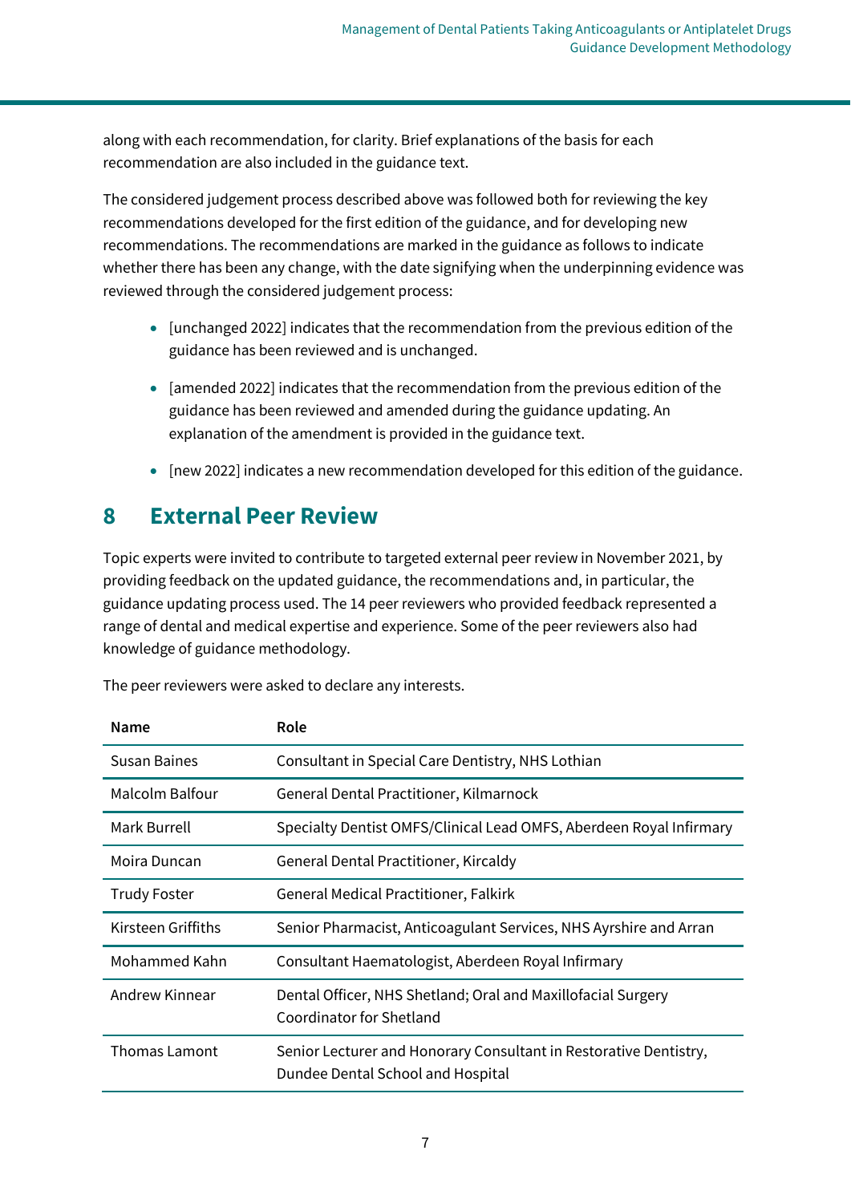along with each recommendation, for clarity. Brief explanations of the basis for each recommendation are also included in the guidance text.

The considered judgement process described above was followed both for reviewing the key recommendations developed for the first edition of the guidance, and for developing new recommendations. The recommendations are marked in the guidance as follows to indicate whether there has been any change, with the date signifying when the underpinning evidence was reviewed through the considered judgement process:

- [unchanged 2022] indicates that the recommendation from the previous edition of the guidance has been reviewed and is unchanged.
- [amended 2022] indicates that the recommendation from the previous edition of the guidance has been reviewed and amended during the guidance updating. An explanation of the amendment is provided in the guidance text.
- [new 2022] indicates a new recommendation developed for this edition of the guidance.

# 8 External Peer Review

Topic experts were invited to contribute to targeted external peer review in November 2021, by providing feedback on the updated guidance, the recommendations and, in particular, the guidance updating process used. The 14 peer reviewers who provided feedback represented a range of dental and medical expertise and experience. Some of the peer reviewers also had knowledge of guidance methodology.

The peer reviewers were asked to declare any interests.

| Name | Role |
|---|---|
| Susan Baines | Consultant in Special Care Dentistry, NHS Lothian |
| Malcolm Balfour | General Dental Practitioner, Kilmarnock |
| Mark Burrell | Specialty Dentist OMFS/Clinical Lead OMFS, Aberdeen Royal Infirmary |
| Moira Duncan | General Dental Practitioner, Kircaldy |
| Trudy Foster | General Medical Practitioner, Falkirk |
| Kirsteen Griffiths | Senior Pharmacist, Anticoagulant Services, NHS Ayrshire and Arran |
| Mohammed Kahn | Consultant Haematologist, Aberdeen Royal Infirmary |
| Andrew Kinnear | Dental Officer, NHS Shetland; Oral and Maxillofacial Surgery Coordinator for Shetland |
| Thomas Lamont | Senior Lecturer and Honorary Consultant in Restorative Dentistry, Dundee Dental School and Hospital |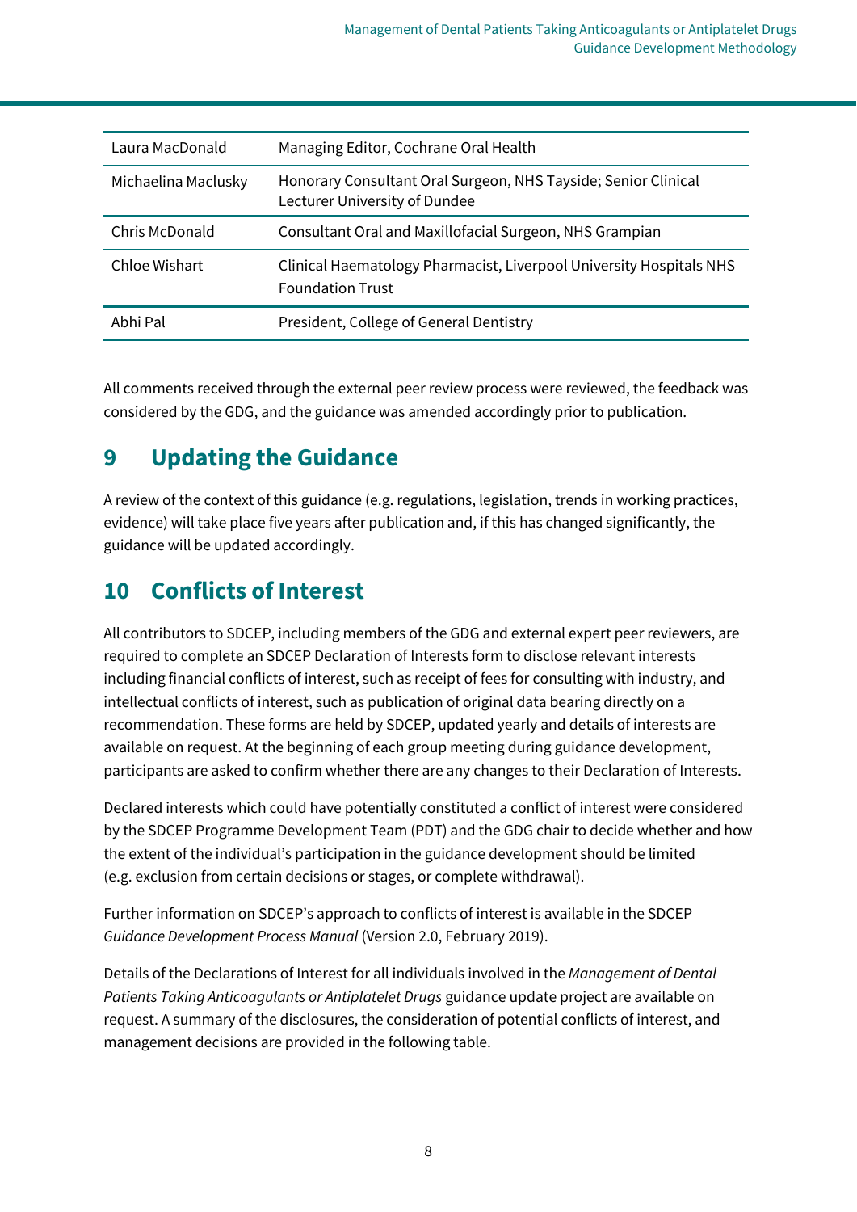| | |
|---|---|
| Laura MacDonald | Managing Editor, Cochrane Oral Health |
| Michaelina Maclusky | Honorary Consultant Oral Surgeon, NHS Tayside; Senior Clinical Lecturer University of Dundee |
| Chris McDonald | Consultant Oral and Maxillofacial Surgeon, NHS Grampian |
| Chloe Wishart | Clinical Haematology Pharmacist, Liverpool University Hospitals NHS Foundation Trust |
| Abhi Pal | President, College of General Dentistry |

All comments received through the external peer review process were reviewed, the feedback was considered by the GDG, and the guidance was amended accordingly prior to publication.

# 9 Updating the Guidance

A review of the context of this guidance (e.g. regulations, legislation, trends in working practices, evidence) will take place five years after publication and, if this has changed significantly, the guidance will be updated accordingly.

# 10 Conflicts of Interest

All contributors to SDCEP, including members of the GDG and external expert peer reviewers, are required to complete an SDCEP Declaration of Interests form to disclose relevant interests including financial conflicts of interest, such as receipt of fees for consulting with industry, and intellectual conflicts of interest, such as publication of original data bearing directly on a recommendation. These forms are held by SDCEP, updated yearly and details of interests are available on request. At the beginning of each group meeting during guidance development, participants are asked to confirm whether there are any changes to their Declaration of Interests.

Declared interests which could have potentially constituted a conflict of interest were considered by the SDCEP Programme Development Team (PDT) and the GDG chair to decide whether and how the extent of the individual's participation in the guidance development should be limited (e.g. exclusion from certain decisions or stages, or complete withdrawal).

Further information on SDCEP's approach to conflicts of interest is available in the SDCEP *Guidance Development Process Manual* (Version 2.0, February 2019).

Details of the Declarations of Interest for all individuals involved in the *Management of Dental Patients Taking Anticoagulants or Antiplatelet Drugs* guidance update project are available on request. A summary of the disclosures, the consideration of potential conflicts of interest, and management decisions are provided in the following table.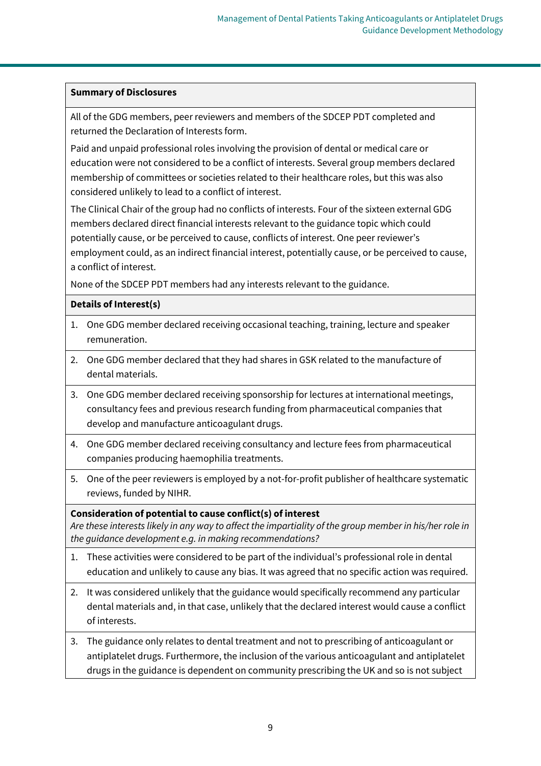| **Summary of Disclosures** |
|---|
| All of the GDG members, peer reviewers and members of the SDCEP PDT completed and returned the Declaration of Interests form.<br>Paid and unpaid professional roles involving the provision of dental or medical care or education were not considered to be a conflict of interests. Several group members declared membership of committees or societies related to their healthcare roles, but this was also considered unlikely to lead to a conflict of interest.<br>The Clinical Chair of the group had no conflicts of interests. Four of the sixteen external GDG members declared direct financial interests relevant to the guidance topic which could potentially cause, or be perceived to cause, conflicts of interest. One peer reviewer's employment could, as an indirect financial interest, potentially cause, or be perceived to cause, a conflict of interest.<br>None of the SDCEP PDT members had any interests relevant to the guidance. |
| **Details of Interest(s)** |
| 1. One GDG member declared receiving occasional teaching, training, lecture and speaker remuneration. |
| 2. One GDG member declared that they had shares in GSK related to the manufacture of dental materials. |
| 3. One GDG member declared receiving sponsorship for lectures at international meetings, consultancy fees and previous research funding from pharmaceutical companies that develop and manufacture anticoagulant drugs. |
| 4. One GDG member declared receiving consultancy and lecture fees from pharmaceutical companies producing haemophilia treatments. |
| 5. One of the peer reviewers is employed by a not-for-profit publisher of healthcare systematic reviews, funded by NIHR. |
| **Consideration of potential to cause conflict(s) of interest**<br>*Are these interests likely in any way to affect the impartiality of the group member in his/her role in the guidance development e.g. in making recommendations?* |
| 1. These activities were considered to be part of the individual's professional role in dental education and unlikely to cause any bias. It was agreed that no specific action was required. |
| 2. It was considered unlikely that the guidance would specifically recommend any particular dental materials and, in that case, unlikely that the declared interest would cause a conflict of interests. |
| 3. The guidance only relates to dental treatment and not to prescribing of anticoagulant or antiplatelet drugs. Furthermore, the inclusion of the various anticoagulant and antiplatelet drugs in the guidance is dependent on community prescribing the UK and so is not subject |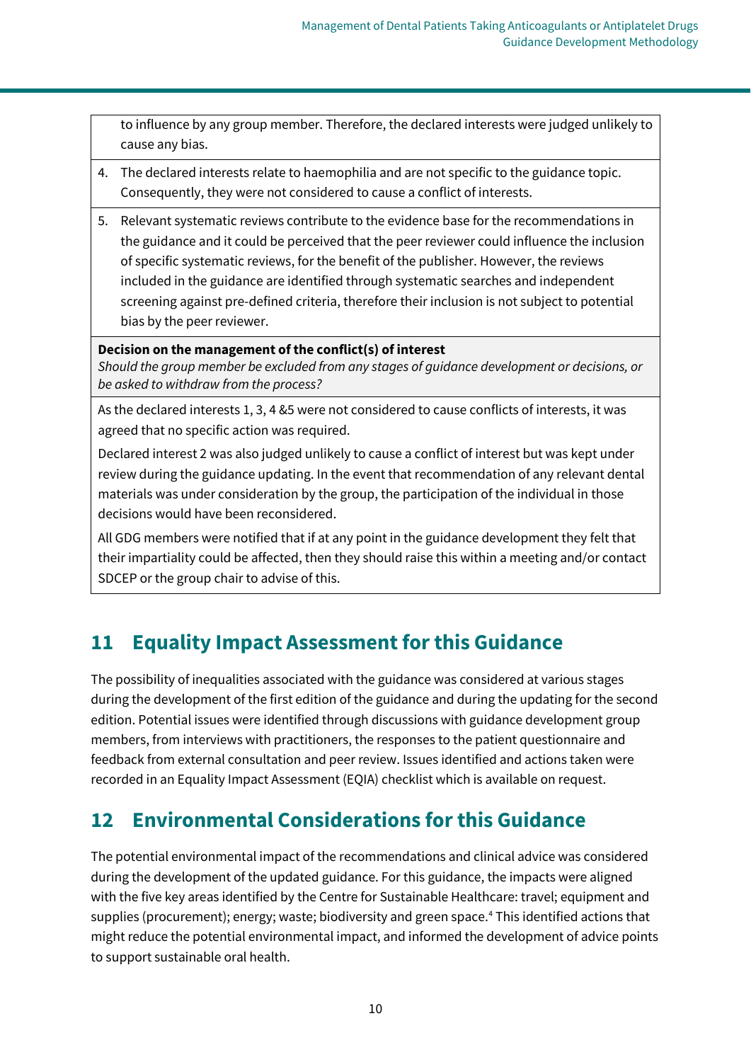| |
|---|
| to influence by any group member. Therefore, the declared interests were judged unlikely to cause any bias. |
| 4. The declared interests relate to haemophilia and are not specific to the guidance topic. Consequently, they were not considered to cause a conflict of interests. |
| 5. Relevant systematic reviews contribute to the evidence base for the recommendations in the guidance and it could be perceived that the peer reviewer could influence the inclusion of specific systematic reviews, for the benefit of the publisher. However, the reviews included in the guidance are identified through systematic searches and independent screening against pre-defined criteria, therefore their inclusion is not subject to potential bias by the peer reviewer. |
| **Decision on the management of the conflict(s) of interest** <br> *Should the group member be excluded from any stages of guidance development or decisions, or be asked to withdraw from the process?* |
| As the declared interests 1, 3, 4 &5 were not considered to cause conflicts of interests, it was agreed that no specific action was required. <br> Declared interest 2 was also judged unlikely to cause a conflict of interest but was kept under review during the guidance updating. In the event that recommendation of any relevant dental materials was under consideration by the group, the participation of the individual in those decisions would have been reconsidered. <br> All GDG members were notified that if at any point in the guidance development they felt that their impartiality could be affected, then they should raise this within a meeting and/or contact SDCEP or the group chair to advise of this. |

## 11 Equality Impact Assessment for this Guidance

The possibility of inequalities associated with the guidance was considered at various stages during the development of the first edition of the guidance and during the updating for the second edition. Potential issues were identified through discussions with guidance development group members, from interviews with practitioners, the responses to the patient questionnaire and feedback from external consultation and peer review. Issues identified and actions taken were recorded in an Equality Impact Assessment (EQIA) checklist which is available on request.

## 12 Environmental Considerations for this Guidance

The potential environmental impact of the recommendations and clinical advice was considered during the development of the updated guidance. For this guidance, the impacts were aligned with the five key areas identified by the Centre for Sustainable Healthcare: travel; equipment and supplies (procurement); energy; waste; biodiversity and green space.[4] This identified actions that might reduce the potential environmental impact, and informed the development of advice points to support sustainable oral health.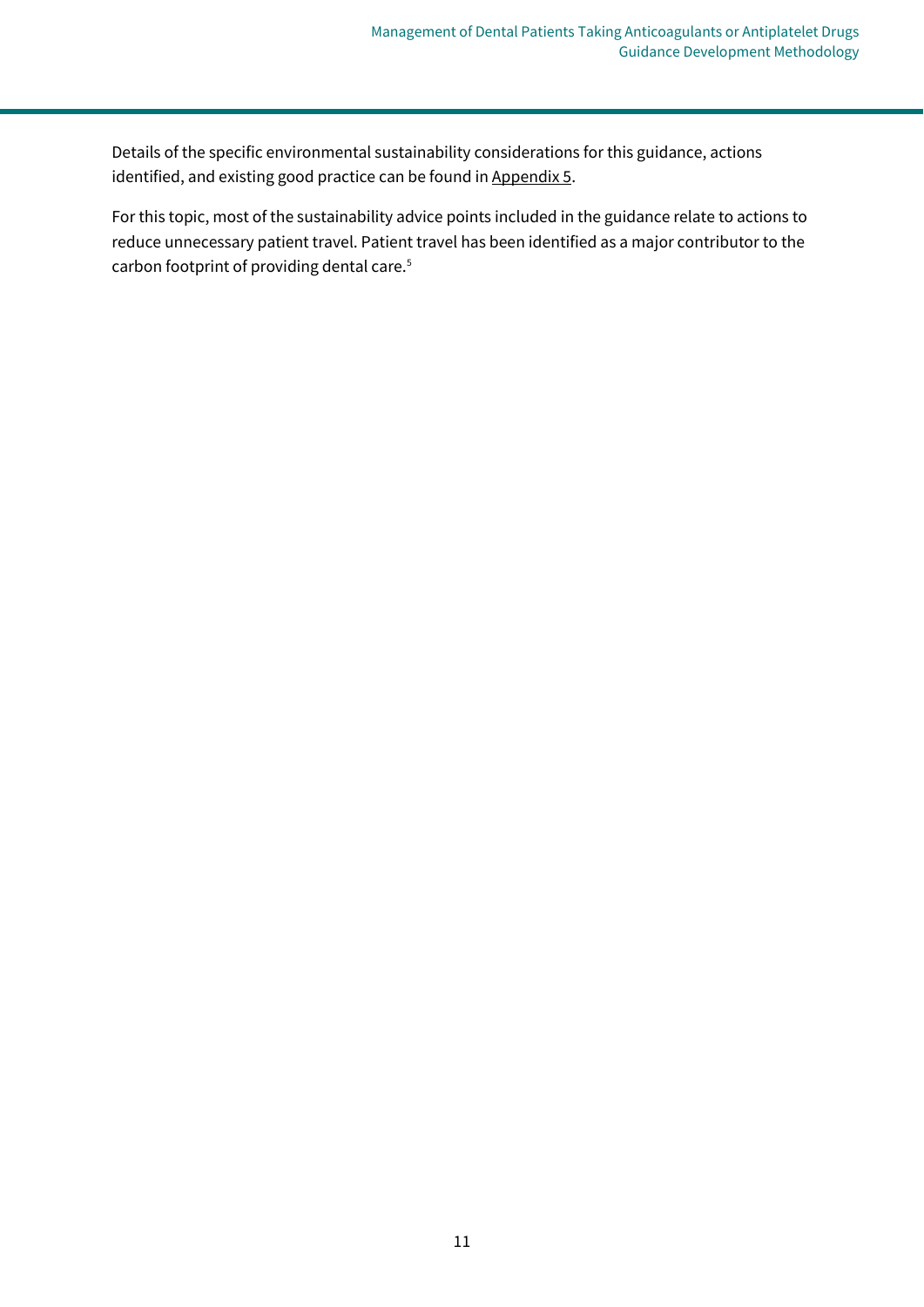Details of the specific environmental sustainability considerations for this guidance, actions identified, and existing good practice can be found in Appendix 5.

For this topic, most of the sustainability advice points included in the guidance relate to actions to reduce unnecessary patient travel. Patient travel has been identified as a major contributor to the carbon footprint of providing dental care.[5]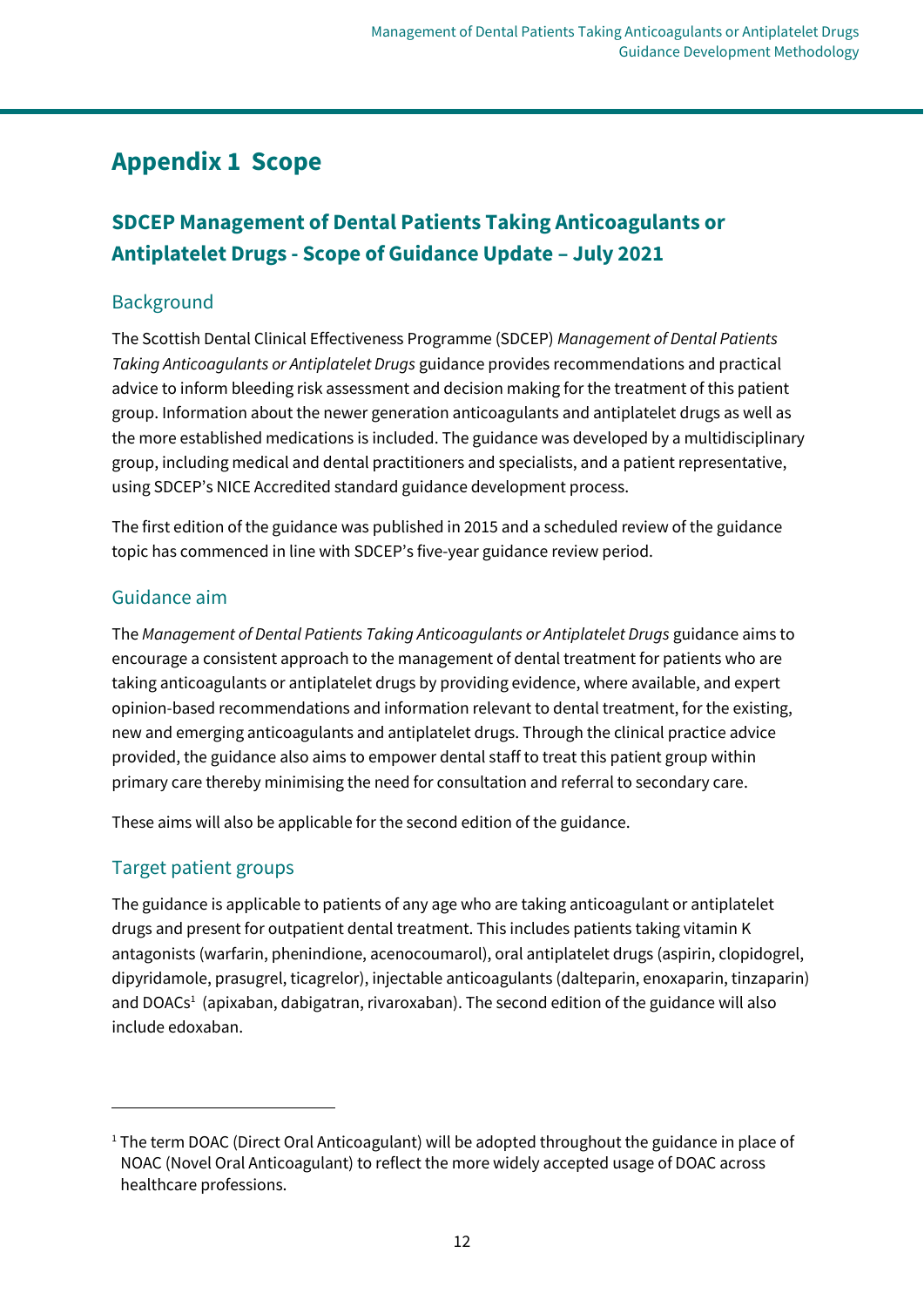# Appendix 1 Scope

## SDCEP Management of Dental Patients Taking Anticoagulants or Antiplatelet Drugs - Scope of Guidance Update – July 2021

### Background

The Scottish Dental Clinical Effectiveness Programme (SDCEP) *Management of Dental Patients Taking Anticoagulants or Antiplatelet Drugs* guidance provides recommendations and practical advice to inform bleeding risk assessment and decision making for the treatment of this patient group. Information about the newer generation anticoagulants and antiplatelet drugs as well as the more established medications is included. The guidance was developed by a multidisciplinary group, including medical and dental practitioners and specialists, and a patient representative, using SDCEP's NICE Accredited standard guidance development process.

The first edition of the guidance was published in 2015 and a scheduled review of the guidance topic has commenced in line with SDCEP's five-year guidance review period.

### Guidance aim

The *Management of Dental Patients Taking Anticoagulants or Antiplatelet Drugs* guidance aims to encourage a consistent approach to the management of dental treatment for patients who are taking anticoagulants or antiplatelet drugs by providing evidence, where available, and expert opinion-based recommendations and information relevant to dental treatment, for the existing, new and emerging anticoagulants and antiplatelet drugs. Through the clinical practice advice provided, the guidance also aims to empower dental staff to treat this patient group within primary care thereby minimising the need for consultation and referral to secondary care.

These aims will also be applicable for the second edition of the guidance.

### Target patient groups

The guidance is applicable to patients of any age who are taking anticoagulant or antiplatelet drugs and present for outpatient dental treatment. This includes patients taking vitamin K antagonists (warfarin, phenindione, acenocoumarol), oral antiplatelet drugs (aspirin, clopidogrel, dipyridamole, prasugrel, ticagrelor), injectable anticoagulants (dalteparin, enoxaparin, tinzaparin) and DOACs[1] (apixaban, dabigatran, rivaroxaban). The second edition of the guidance will also include edoxaban.

---

[1] The term DOAC (Direct Oral Anticoagulant) will be adopted throughout the guidance in place of NOAC (Novel Oral Anticoagulant) to reflect the more widely accepted usage of DOAC across healthcare professions.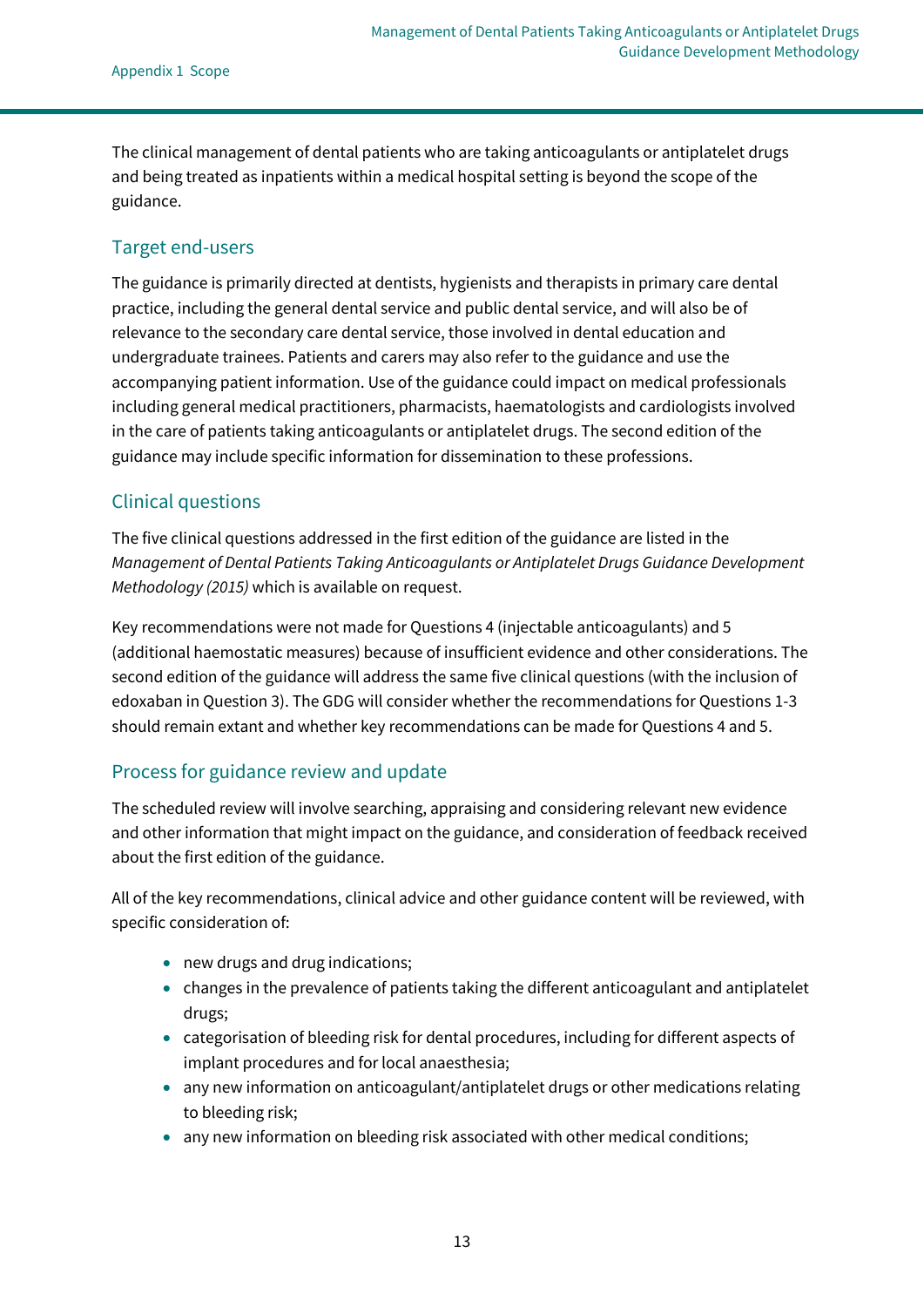The clinical management of dental patients who are taking anticoagulants or antiplatelet drugs and being treated as inpatients within a medical hospital setting is beyond the scope of the guidance.

## Target end-users

The guidance is primarily directed at dentists, hygienists and therapists in primary care dental practice, including the general dental service and public dental service, and will also be of relevance to the secondary care dental service, those involved in dental education and undergraduate trainees. Patients and carers may also refer to the guidance and use the accompanying patient information. Use of the guidance could impact on medical professionals including general medical practitioners, pharmacists, haematologists and cardiologists involved in the care of patients taking anticoagulants or antiplatelet drugs. The second edition of the guidance may include specific information for dissemination to these professions.

## Clinical questions

The five clinical questions addressed in the first edition of the guidance are listed in the *Management of Dental Patients Taking Anticoagulants or Antiplatelet Drugs Guidance Development Methodology (2015)* which is available on request.

Key recommendations were not made for Questions 4 (injectable anticoagulants) and 5 (additional haemostatic measures) because of insufficient evidence and other considerations. The second edition of the guidance will address the same five clinical questions (with the inclusion of edoxaban in Question 3). The GDG will consider whether the recommendations for Questions 1-3 should remain extant and whether key recommendations can be made for Questions 4 and 5.

## Process for guidance review and update

The scheduled review will involve searching, appraising and considering relevant new evidence and other information that might impact on the guidance, and consideration of feedback received about the first edition of the guidance.

All of the key recommendations, clinical advice and other guidance content will be reviewed, with specific consideration of:

- new drugs and drug indications;
- changes in the prevalence of patients taking the different anticoagulant and antiplatelet drugs;
- categorisation of bleeding risk for dental procedures, including for different aspects of implant procedures and for local anaesthesia;
- any new information on anticoagulant/antiplatelet drugs or other medications relating to bleeding risk;
- any new information on bleeding risk associated with other medical conditions;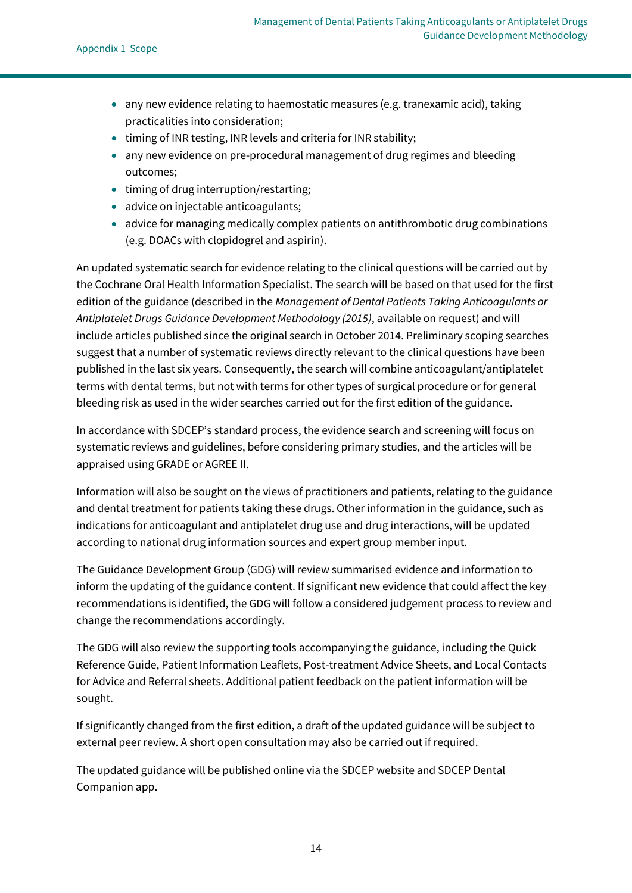- any new evidence relating to haemostatic measures (e.g. tranexamic acid), taking practicalities into consideration;
- timing of INR testing, INR levels and criteria for INR stability;
- any new evidence on pre-procedural management of drug regimes and bleeding outcomes;
- timing of drug interruption/restarting;
- advice on injectable anticoagulants;
- advice for managing medically complex patients on antithrombotic drug combinations (e.g. DOACs with clopidogrel and aspirin).

An updated systematic search for evidence relating to the clinical questions will be carried out by the Cochrane Oral Health Information Specialist. The search will be based on that used for the first edition of the guidance (described in the *Management of Dental Patients Taking Anticoagulants or Antiplatelet Drugs Guidance Development Methodology (2015)*, available on request) and will include articles published since the original search in October 2014. Preliminary scoping searches suggest that a number of systematic reviews directly relevant to the clinical questions have been published in the last six years. Consequently, the search will combine anticoagulant/antiplatelet terms with dental terms, but not with terms for other types of surgical procedure or for general bleeding risk as used in the wider searches carried out for the first edition of the guidance.

In accordance with SDCEP's standard process, the evidence search and screening will focus on systematic reviews and guidelines, before considering primary studies, and the articles will be appraised using GRADE or AGREE II.

Information will also be sought on the views of practitioners and patients, relating to the guidance and dental treatment for patients taking these drugs. Other information in the guidance, such as indications for anticoagulant and antiplatelet drug use and drug interactions, will be updated according to national drug information sources and expert group member input.

The Guidance Development Group (GDG) will review summarised evidence and information to inform the updating of the guidance content. If significant new evidence that could affect the key recommendations is identified, the GDG will follow a considered judgement process to review and change the recommendations accordingly.

The GDG will also review the supporting tools accompanying the guidance, including the Quick Reference Guide, Patient Information Leaflets, Post-treatment Advice Sheets, and Local Contacts for Advice and Referral sheets. Additional patient feedback on the patient information will be sought.

If significantly changed from the first edition, a draft of the updated guidance will be subject to external peer review. A short open consultation may also be carried out if required.

The updated guidance will be published online via the SDCEP website and SDCEP Dental Companion app.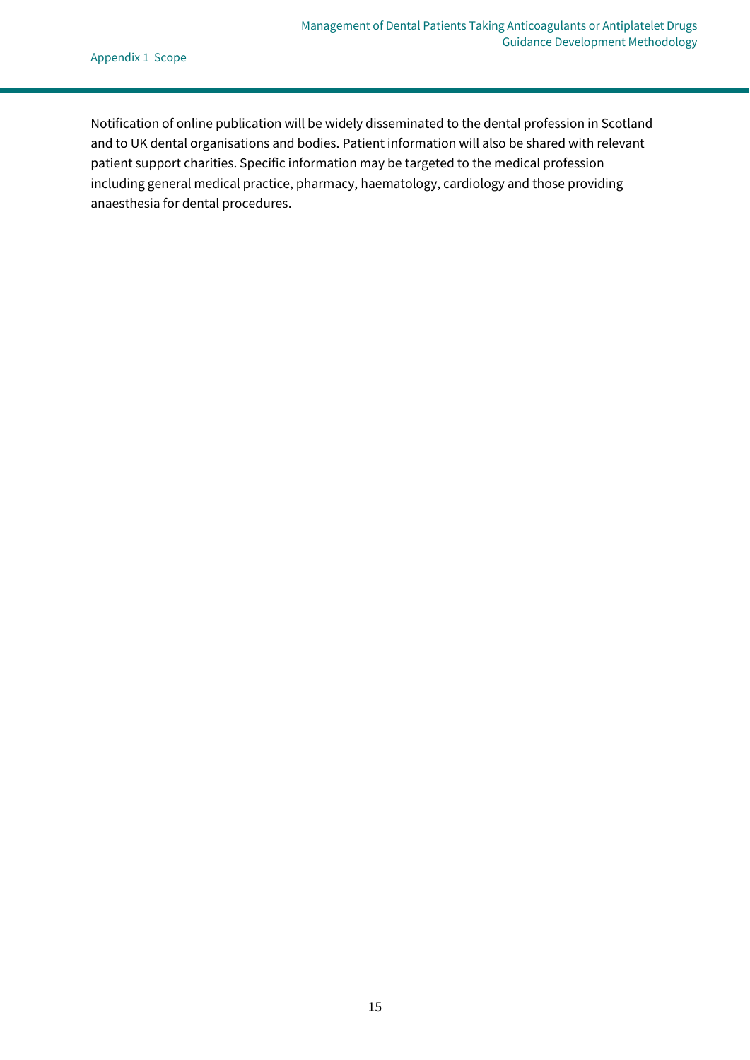Notification of online publication will be widely disseminated to the dental profession in Scotland and to UK dental organisations and bodies. Patient information will also be shared with relevant patient support charities. Specific information may be targeted to the medical profession including general medical practice, pharmacy, haematology, cardiology and those providing anaesthesia for dental procedures.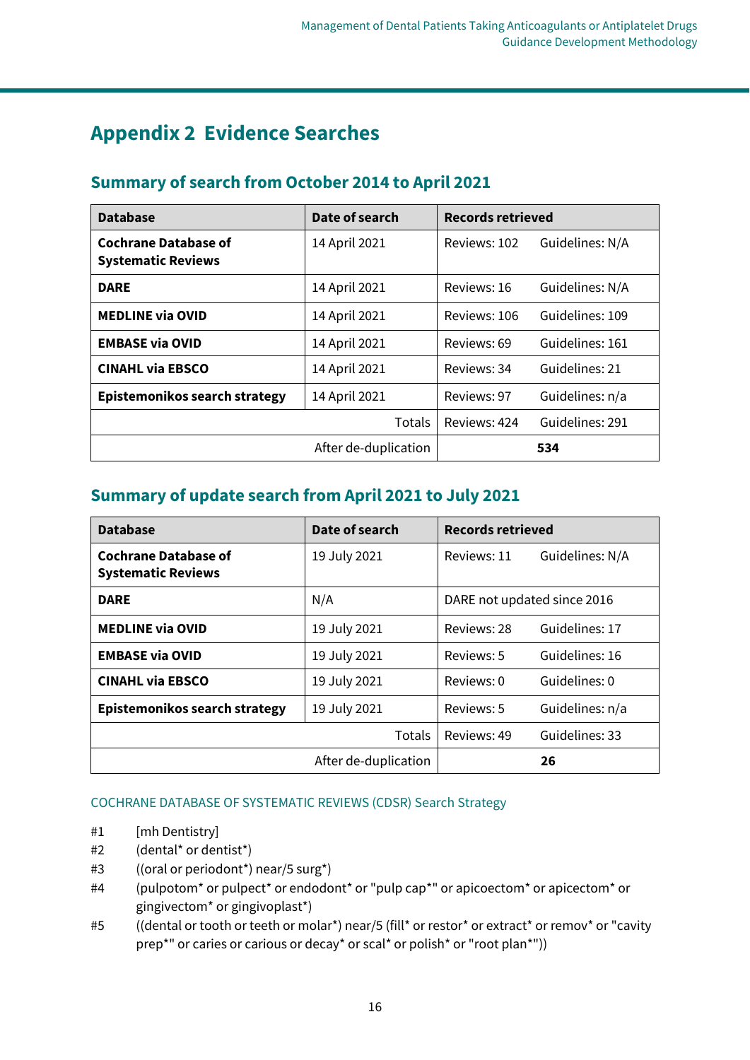# Appendix 2 Evidence Searches

## Summary of search from October 2014 to April 2021

| Database | Date of search | Records retrieved | |
|---|---|---|---|
| **Cochrane Database of Systematic Reviews** | 14 April 2021 | Reviews: 102 | Guidelines: N/A |
| **DARE** | 14 April 2021 | Reviews: 16 | Guidelines: N/A |
| **MEDLINE via OVID** | 14 April 2021 | Reviews: 106 | Guidelines: 109 |
| **EMBASE via OVID** | 14 April 2021 | Reviews: 69 | Guidelines: 161 |
| **CINAHL via EBSCO** | 14 April 2021 | Reviews: 34 | Guidelines: 21 |
| **Epistemonikos search strategy** | 14 April 2021 | Reviews: 97 | Guidelines: n/a |
| | Totals | Reviews: 424 | Guidelines: 291 |
| | After de-duplication | **534** | |

## Summary of update search from April 2021 to July 2021

| Database | Date of search | Records retrieved | |
|---|---|---|---|
| **Cochrane Database of Systematic Reviews** | 19 July 2021 | Reviews: 11 | Guidelines: N/A |
| **DARE** | N/A | DARE not updated since 2016 | |
| **MEDLINE via OVID** | 19 July 2021 | Reviews: 28 | Guidelines: 17 |
| **EMBASE via OVID** | 19 July 2021 | Reviews: 5 | Guidelines: 16 |
| **CINAHL via EBSCO** | 19 July 2021 | Reviews: 0 | Guidelines: 0 |
| **Epistemonikos search strategy** | 19 July 2021 | Reviews: 5 | Guidelines: n/a |
| | Totals | Reviews: 49 | Guidelines: 33 |
| | After de-duplication | **26** | |

COCHRANE DATABASE OF SYSTEMATIC REVIEWS (CDSR) Search Strategy

#1 [mh Dentistry]

#2 (dental* or dentist*)

#3 ((oral or periodont*) near/5 surg*)

#4 (pulpotom* or pulpect* or endodont* or "pulp cap*" or apicoectom* or apicectom* or gingivectom* or gingivoplast*)

#5 ((dental or tooth or teeth or molar*) near/5 (fill* or restor* or extract* or remov* or "cavity prep*" or caries or carious or decay* or scal* or polish* or "root plan*"))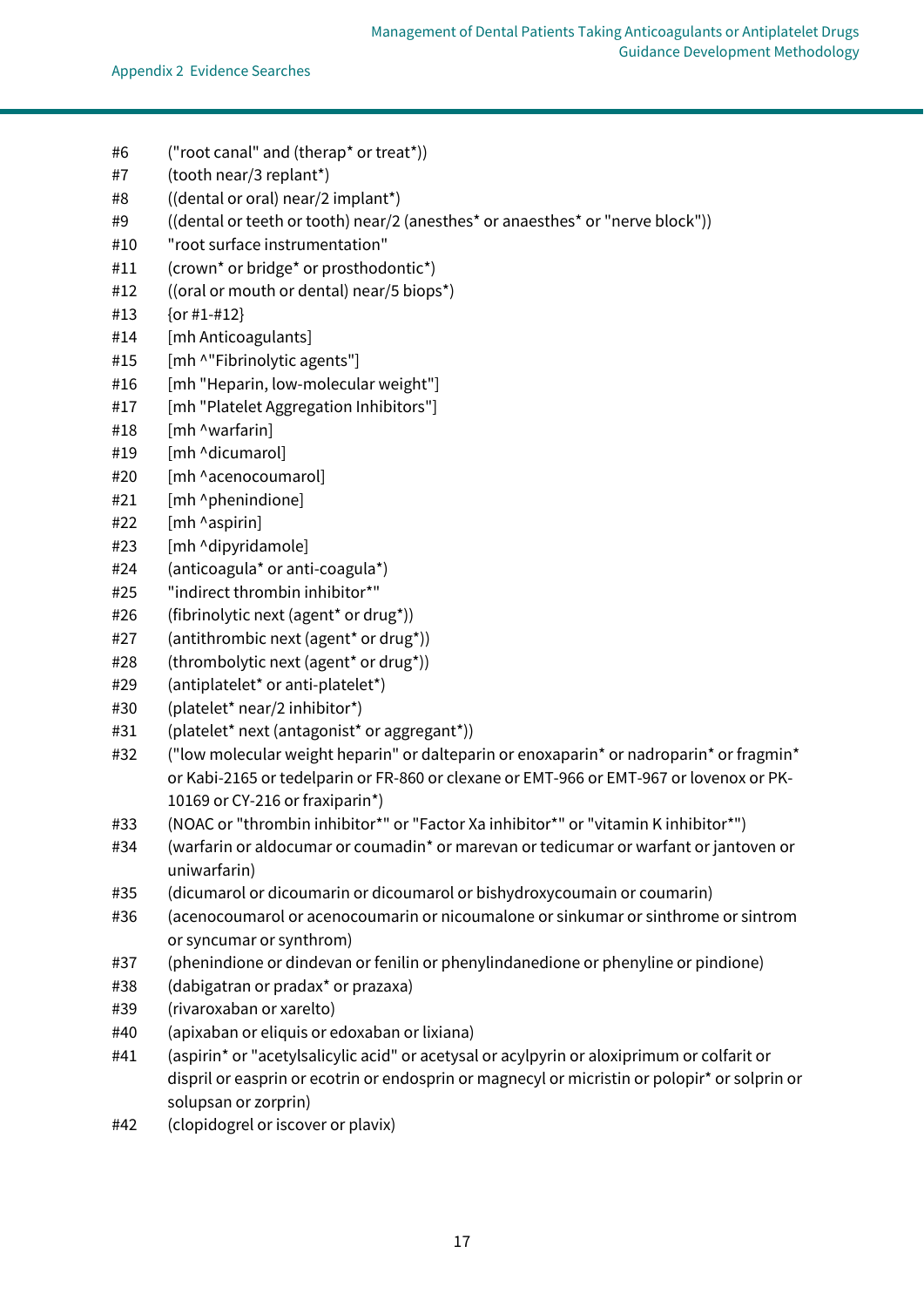| | |
|---|---|
| #6 | ("root canal" and (therap* or treat*)) |
| #7 | (tooth near/3 replant*) |
| #8 | ((dental or oral) near/2 implant*) |
| #9 | ((dental or teeth or tooth) near/2 (anesthes* or anaesthes* or "nerve block")) |
| #10 | "root surface instrumentation" |
| #11 | (crown* or bridge* or prosthodontic*) |
| #12 | ((oral or mouth or dental) near/5 biops*) |
| #13 | {or #1-#12} |
| #14 | [mh Anticoagulants] |
| #15 | [mh ^"Fibrinolytic agents"] |
| #16 | [mh "Heparin, low-molecular weight"] |
| #17 | [mh "Platelet Aggregation Inhibitors"] |
| #18 | [mh ^warfarin] |
| #19 | [mh ^dicumarol] |
| #20 | [mh ^acenocoumarol] |
| #21 | [mh ^phenindione] |
| #22 | [mh ^aspirin] |
| #23 | [mh ^dipyridamole] |
| #24 | (anticoagula* or anti-coagula*) |
| #25 | "indirect thrombin inhibitor*" |
| #26 | (fibrinolytic next (agent* or drug*)) |
| #27 | (antithrombic next (agent* or drug*)) |
| #28 | (thrombolytic next (agent* or drug*)) |
| #29 | (antiplatelet* or anti-platelet*) |
| #30 | (platelet* near/2 inhibitor*) |
| #31 | (platelet* next (antagonist* or aggregant*)) |
| #32 | ("low molecular weight heparin" or dalteparin or enoxaparin* or nadroparin* or fragmin* or Kabi-2165 or tedelparin or FR-860 or clexane or EMT-966 or EMT-967 or lovenox or PK-10169 or CY-216 or fraxiparin*) |
| #33 | (NOAC or "thrombin inhibitor*" or "Factor Xa inhibitor*" or "vitamin K inhibitor*") |
| #34 | (warfarin or aldocumar or coumadin* or marevan or tedicumar or warfant or jantoven or uniwarfarin) |
| #35 | (dicumarol or dicoumarin or dicoumarol or bishydroxycoumain or coumarin) |
| #36 | (acenocoumarol or acenocoumarin or nicoumalone or sinkumar or sinthrome or sintrom or syncumar or synthrom) |
| #37 | (phenindione or dindevan or fenilin or phenylindanedione or phenyline or pindione) |
| #38 | (dabigatran or pradax* or prazaxa) |
| #39 | (rivaroxaban or xarelto) |
| #40 | (apixaban or eliquis or edoxaban or lixiana) |
| #41 | (aspirin* or "acetylsalicylic acid" or acetysal or acylpyrin or aloxiprimum or colfarit or dispril or easprin or ecotrin or endosprin or magnecyl or micristin or polopir* or solprin or solupsan or zorprin) |
| #42 | (clopidogrel or iscover or plavix) |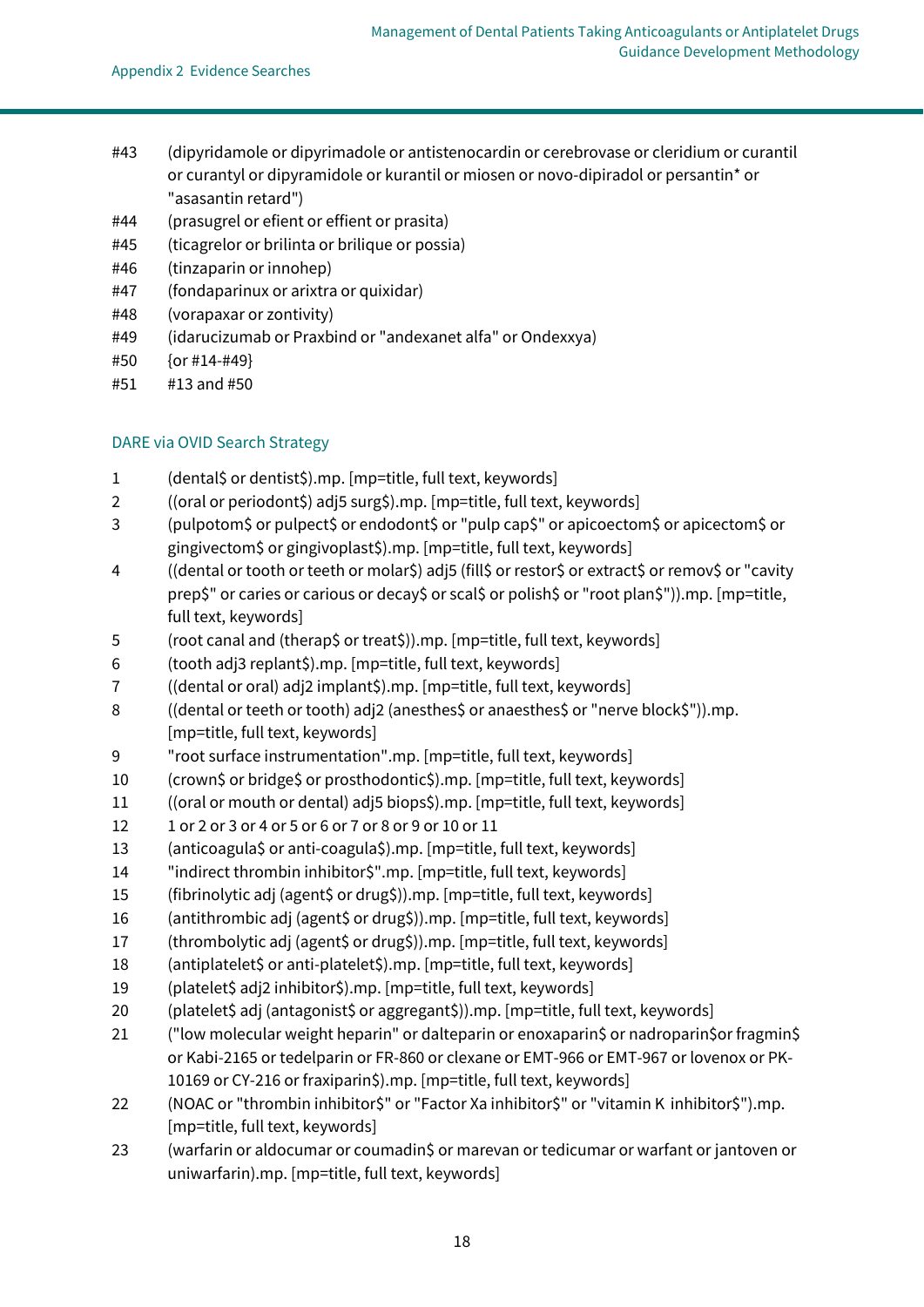#43 (dipyridamole or dipyrimadole or antistenocardin or cerebrovase or cleridium or curantil or curantyl or dipyramidole or kurantil or miosen or novo-dipiradol or persantin* or "asasantin retard")

#44 (prasugrel or efient or effient or prasita)

#45 (ticagrelor or brilinta or brilique or possia)

#46 (tinzaparin or innohep)

#47 (fondaparinux or arixtra or quixidar)

#48 (vorapaxar or zontivity)

#49 (idarucizumab or Praxbind or "andexanet alfa" or Ondexxya)

#50 {or #14-#49}

#51 #13 and #50

## DARE via OVID Search Strategy

1 (dental$ or dentist$).mp. [mp=title, full text, keywords]

2 ((oral or periodont$) adj5 surg$).mp. [mp=title, full text, keywords]

3 (pulpotom$ or pulpect$ or endodont$ or "pulp cap$" or apicoectom$ or apicectom$ or gingivectom$ or gingivoplast$).mp. [mp=title, full text, keywords]

4 ((dental or tooth or teeth or molar$) adj5 (fill$ or restor$ or extract$ or remov$ or "cavity prep$" or caries or carious or decay$ or scal$ or polish$ or "root plan$")).mp. [mp=title, full text, keywords]

5 (root canal and (therap$ or treat$)).mp. [mp=title, full text, keywords]

6 (tooth adj3 replant$).mp. [mp=title, full text, keywords]

7 ((dental or oral) adj2 implant$).mp. [mp=title, full text, keywords]

8 ((dental or teeth or tooth) adj2 (anesthes$ or anaesthes$ or "nerve block$")).mp. [mp=title, full text, keywords]

9 "root surface instrumentation".mp. [mp=title, full text, keywords]

10 (crown$ or bridge$ or prosthodontic$).mp. [mp=title, full text, keywords]

11 ((oral or mouth or dental) adj5 biops$).mp. [mp=title, full text, keywords]

12 1 or 2 or 3 or 4 or 5 or 6 or 7 or 8 or 9 or 10 or 11

13 (anticoagula$ or anti-coagula$).mp. [mp=title, full text, keywords]

14 "indirect thrombin inhibitor$".mp. [mp=title, full text, keywords]

15 (fibrinolytic adj (agent$ or drug$)).mp. [mp=title, full text, keywords]

16 (antithrombic adj (agent$ or drug$)).mp. [mp=title, full text, keywords]

17 (thrombolytic adj (agent$ or drug$)).mp. [mp=title, full text, keywords]

18 (antiplatelet$ or anti-platelet$).mp. [mp=title, full text, keywords]

19 (platelet$ adj2 inhibitor$).mp. [mp=title, full text, keywords]

20 (platelet$ adj (antagonist$ or aggregant$)).mp. [mp=title, full text, keywords]

21 ("low molecular weight heparin" or dalteparin or enoxaparin$ or nadroparin$or fragmin$ or Kabi-2165 or tedelparin or FR-860 or clexane or EMT-966 or EMT-967 or lovenox or PK-10169 or CY-216 or fraxiparin$).mp. [mp=title, full text, keywords]

22 (NOAC or "thrombin inhibitor$" or "Factor Xa inhibitor$" or "vitamin K inhibitor$").mp. [mp=title, full text, keywords]

23 (warfarin or aldocumar or coumadin$ or marevan or tedicumar or warfant or jantoven or uniwarfarin).mp. [mp=title, full text, keywords]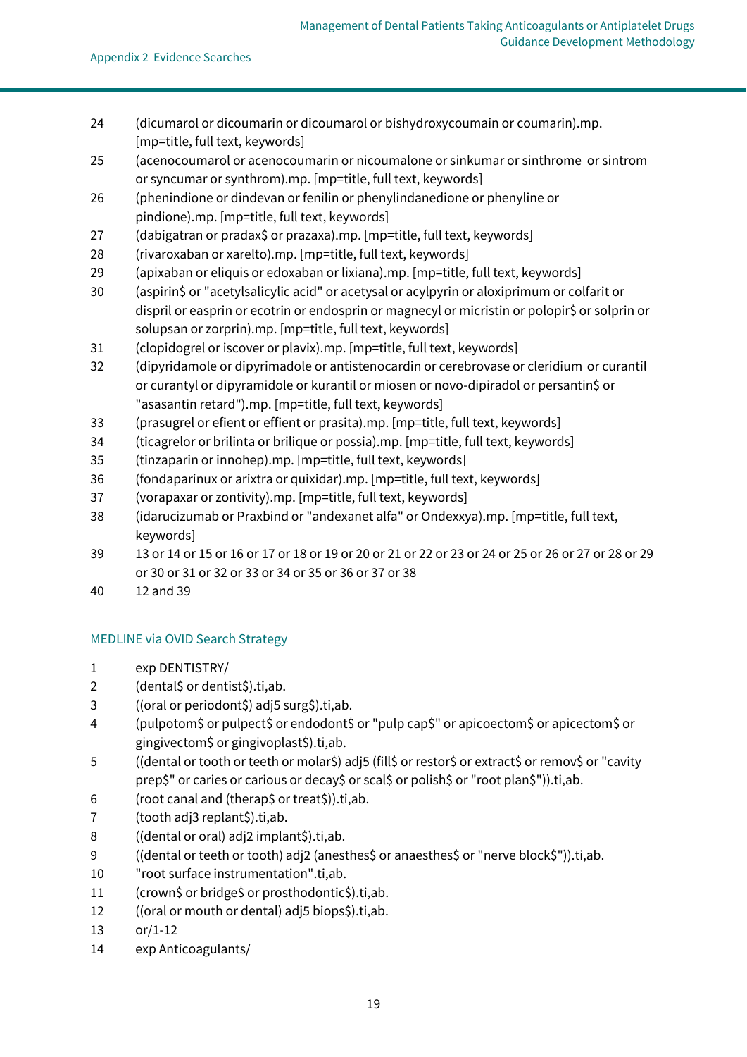24 (dicumarol or dicoumarin or dicoumarol or bishydroxycoumain or coumarin).mp. [mp=title, full text, keywords]

25 (acenocoumarol or acenocoumarin or nicoumalone or sinkumar or sinthrome or sintrom or syncumar or synthrom).mp. [mp=title, full text, keywords]

26 (phenindione or dindevan or fenilin or phenylindanedione or phenyline or pindione).mp. [mp=title, full text, keywords]

27 (dabigatran or pradax$ or prazaxa).mp. [mp=title, full text, keywords]

28 (rivaroxaban or xarelto).mp. [mp=title, full text, keywords]

29 (apixaban or eliquis or edoxaban or lixiana).mp. [mp=title, full text, keywords]

30 (aspirin$ or "acetylsalicylic acid" or acetysal or acylpyrin or aloxiprimum or colfarit or dispril or easprin or ecotrin or endosprin or magnecyl or micristin or polopir$ or solprin or solupsan or zorprin).mp. [mp=title, full text, keywords]

31 (clopidogrel or iscover or plavix).mp. [mp=title, full text, keywords]

32 (dipyridamole or dipyrimadole or antistenocardin or cerebrovase or cleridium or curantil or curantyl or dipyramidole or kurantil or miosen or novo-dipiradol or persantin$ or "asasantin retard").mp. [mp=title, full text, keywords]

33 (prasugrel or efient or effient or prasita).mp. [mp=title, full text, keywords]

34 (ticagrelor or brilinta or brilique or possia).mp. [mp=title, full text, keywords]

35 (tinzaparin or innohep).mp. [mp=title, full text, keywords]

36 (fondaparinux or arixtra or quixidar).mp. [mp=title, full text, keywords]

37 (vorapaxar or zontivity).mp. [mp=title, full text, keywords]

38 (idarucizumab or Praxbind or "andexanet alfa" or Ondexxya).mp. [mp=title, full text, keywords]

39 13 or 14 or 15 or 16 or 17 or 18 or 19 or 20 or 21 or 22 or 23 or 24 or 25 or 26 or 27 or 28 or 29 or 30 or 31 or 32 or 33 or 34 or 35 or 36 or 37 or 38

40 12 and 39

### MEDLINE via OVID Search Strategy

1 exp DENTISTRY/

2 (dental$ or dentist$).ti,ab.

3 ((oral or periodont$) adj5 surg$).ti,ab.

4 (pulpotom$ or pulpect$ or endodont$ or "pulp cap$" or apicoectom$ or apicectom$ or gingivectom$ or gingivoplast$).ti,ab.

5 ((dental or tooth or teeth or molar$) adj5 (fill$ or restor$ or extract$ or remov$ or "cavity prep$" or caries or carious or decay$ or scal$ or polish$ or "root plan$")).ti,ab.

6 (root canal and (therap$ or treat$)).ti,ab.

7 (tooth adj3 replant$).ti,ab.

8 ((dental or oral) adj2 implant$).ti,ab.

9 ((dental or teeth or tooth) adj2 (anesthes$ or anaesthes$ or "nerve block$")).ti,ab.

10 "root surface instrumentation".ti,ab.

11 (crown$ or bridge$ or prosthodontic$).ti,ab.

12 ((oral or mouth or dental) adj5 biops$).ti,ab.

13 or/1-12

14 exp Anticoagulants/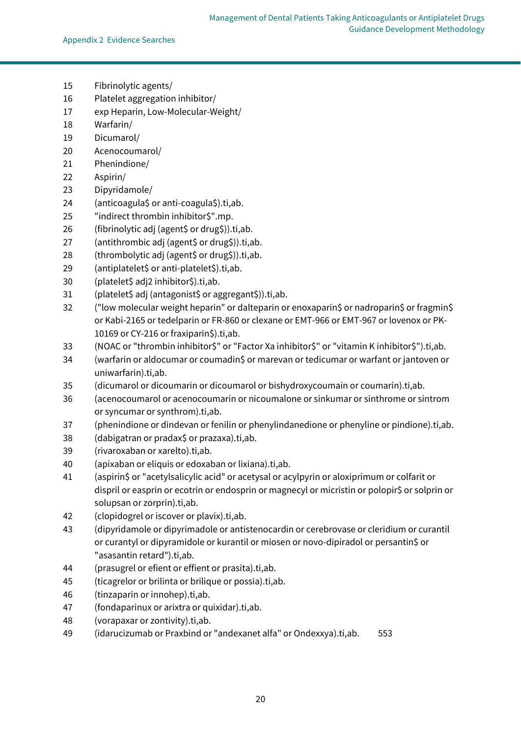| | |
|---|---|
| 15 | Fibrinolytic agents/ |
| 16 | Platelet aggregation inhibitor/ |
| 17 | exp Heparin, Low-Molecular-Weight/ |
| 18 | Warfarin/ |
| 19 | Dicumarol/ |
| 20 | Acenocoumarol/ |
| 21 | Phenindione/ |
| 22 | Aspirin/ |
| 23 | Dipyridamole/ |
| 24 | (anticoagula$ or anti-coagula$).ti,ab. |
| 25 | "indirect thrombin inhibitor$".mp. |
| 26 | (fibrinolytic adj (agent$ or drug$)).ti,ab. |
| 27 | (antithrombic adj (agent$ or drug$)).ti,ab. |
| 28 | (thrombolytic adj (agent$ or drug$)).ti,ab. |
| 29 | (antiplatelet$ or anti-platelet$).ti,ab. |
| 30 | (platelet$ adj2 inhibitor$).ti,ab. |
| 31 | (platelet$ adj (antagonist$ or aggregant$)).ti,ab. |
| 32 | ("low molecular weight heparin" or dalteparin or enoxaparin$ or nadroparin$ or fragmin$ or Kabi-2165 or tedelparin or FR-860 or clexane or EMT-966 or EMT-967 or lovenox or PK-10169 or CY-216 or fraxiparin$).ti,ab. |
| 33 | (NOAC or "thrombin inhibitor$" or "Factor Xa inhibitor$" or "vitamin K inhibitor$").ti,ab. |
| 34 | (warfarin or aldocumar or coumadin$ or marevan or tedicumar or warfant or jantoven or uniwarfarin).ti,ab. |
| 35 | (dicumarol or dicoumarin or dicoumarol or bishydroxycoumain or coumarin).ti,ab. |
| 36 | (acenocoumarol or acenocoumarin or nicoumalone or sinkumar or sinthrome or sintrom or syncumar or synthrom).ti,ab. |
| 37 | (phenindione or dindevan or fenilin or phenylindanedione or phenyline or pindione).ti,ab. |
| 38 | (dabigatran or pradax$ or prazaxa).ti,ab. |
| 39 | (rivaroxaban or xarelto).ti,ab. |
| 40 | (apixaban or eliquis or edoxaban or lixiana).ti,ab. |
| 41 | (aspirin$ or "acetylsalicylic acid" or acetysal or acylpyrin or aloxiprimum or colfarit or dispril or easprin or ecotrin or endosprin or magnecyl or micristin or polopir$ or solprin or solupsan or zorprin).ti,ab. |
| 42 | (clopidogrel or iscover or plavix).ti,ab. |
| 43 | (dipyridamole or dipyrimadole or antistenocardin or cerebrovase or cleridium or curantil or curantyl or dipyramidole or kurantil or miosen or novo-dipiradol or persantin$ or "asasantin retard").ti,ab. |
| 44 | (prasugrel or efient or effient or prasita).ti,ab. |
| 45 | (ticagrelor or brilinta or brilique or possia).ti,ab. |
| 46 | (tinzaparin or innohep).ti,ab. |
| 47 | (fondaparinux or arixtra or quixidar).ti,ab. |
| 48 | (vorapaxar or zontivity).ti,ab. |
| 49 | (idarucizumab or Praxbind or "andexanet alfa" or Ondexxya).ti,ab. 553 |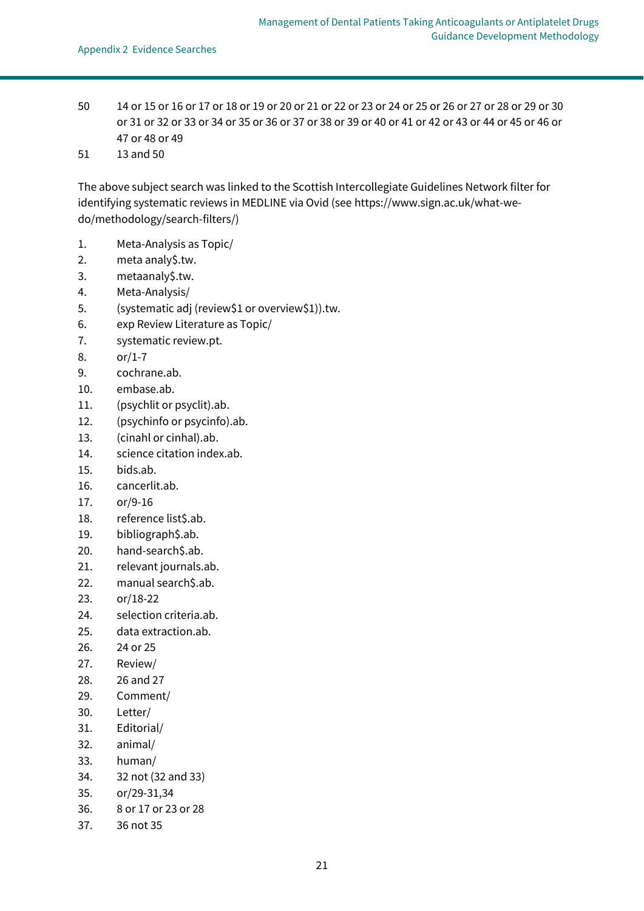50 14 or 15 or 16 or 17 or 18 or 19 or 20 or 21 or 22 or 23 or 24 or 25 or 26 or 27 or 28 or 29 or 30 or 31 or 32 or 33 or 34 or 35 or 36 or 37 or 38 or 39 or 40 or 41 or 42 or 43 or 44 or 45 or 46 or 47 or 48 or 49

51 13 and 50

The above subject search was linked to the Scottish Intercollegiate Guidelines Network filter for identifying systematic reviews in MEDLINE via Ovid (see https://www.sign.ac.uk/what-we-do/methodology/search-filters/)

1. Meta-Analysis as Topic/
2. meta analy$.tw.
3. metaanaly$.tw.
4. Meta-Analysis/
5. (systematic adj (review$1 or overview$1)).tw.
6. exp Review Literature as Topic/
7. systematic review.pt.
8. or/1-7
9. cochrane.ab.
10. embase.ab.
11. (psychlit or psyclit).ab.
12. (psychinfo or psycinfo).ab.
13. (cinahl or cinhal).ab.
14. science citation index.ab.
15. bids.ab.
16. cancerlit.ab.
17. or/9-16
18. reference list$.ab.
19. bibliograph$.ab.
20. hand-search$.ab.
21. relevant journals.ab.
22. manual search$.ab.
23. or/18-22
24. selection criteria.ab.
25. data extraction.ab.
26. 24 or 25
27. Review/
28. 26 and 27
29. Comment/
30. Letter/
31. Editorial/
32. animal/
33. human/
34. 32 not (32 and 33)
35. or/29-31,34
36. 8 or 17 or 23 or 28
37. 36 not 35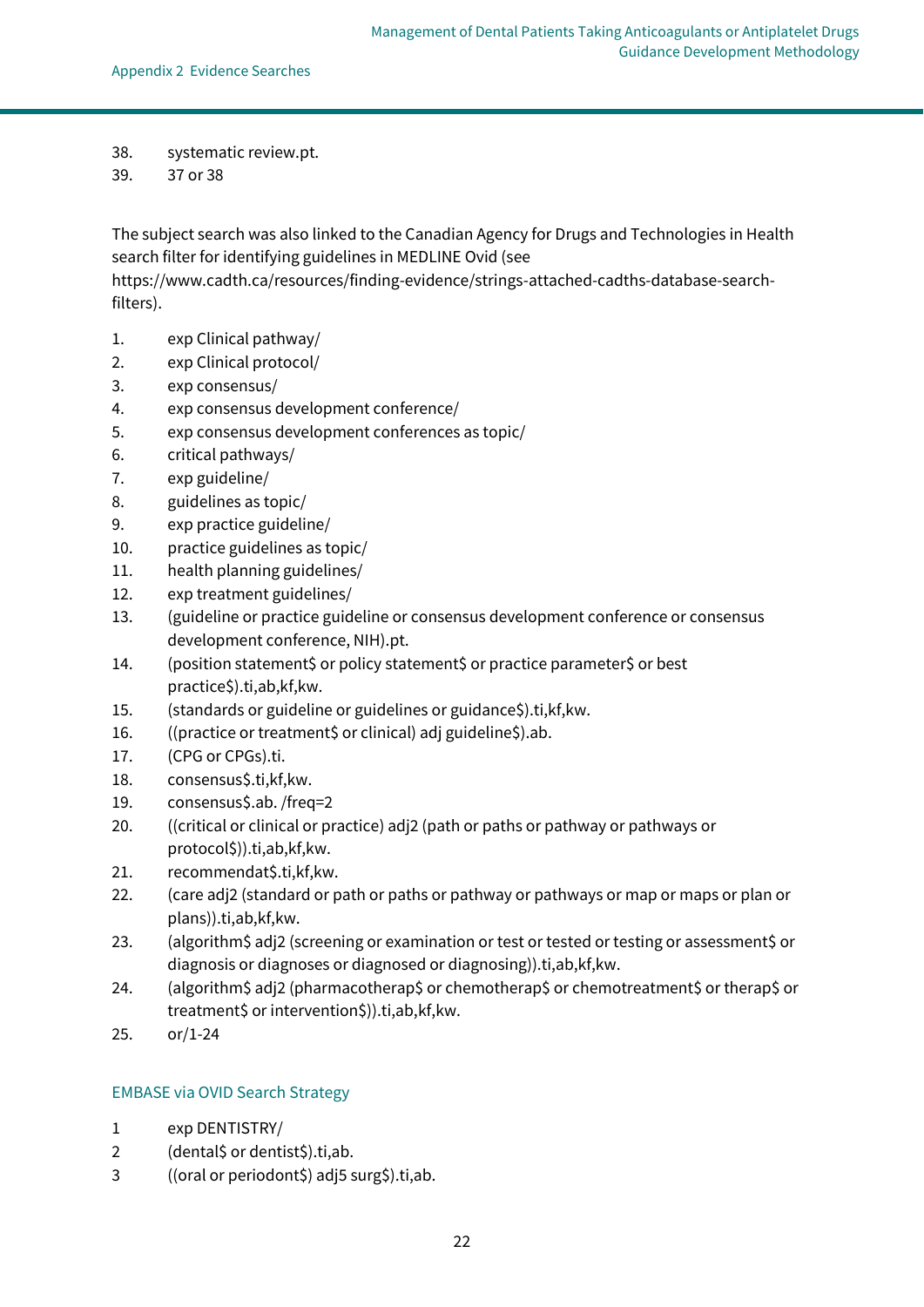38. systematic review.pt.
39. 37 or 38

The subject search was also linked to the Canadian Agency for Drugs and Technologies in Health search filter for identifying guidelines in MEDLINE Ovid (see https://www.cadth.ca/resources/finding-evidence/strings-attached-cadths-database-search-filters).

1. exp Clinical pathway/
2. exp Clinical protocol/
3. exp consensus/
4. exp consensus development conference/
5. exp consensus development conferences as topic/
6. critical pathways/
7. exp guideline/
8. guidelines as topic/
9. exp practice guideline/
10. practice guidelines as topic/
11. health planning guidelines/
12. exp treatment guidelines/
13. (guideline or practice guideline or consensus development conference or consensus development conference, NIH).pt.
14. (position statement$ or policy statement$ or practice parameter$ or best practice$).ti,ab,kf,kw.
15. (standards or guideline or guidelines or guidance$).ti,kf,kw.
16. ((practice or treatment$ or clinical) adj guideline$).ab.
17. (CPG or CPGs).ti.
18. consensus$.ti,kf,kw.
19. consensus$.ab. /freq=2
20. ((critical or clinical or practice) adj2 (path or paths or pathway or pathways or protocol$)).ti,ab,kf,kw.
21. recommendat$.ti,kf,kw.
22. (care adj2 (standard or path or paths or pathway or pathways or map or maps or plan or plans)).ti,ab,kf,kw.
23. (algorithm$ adj2 (screening or examination or test or tested or testing or assessment$ or diagnosis or diagnoses or diagnosed or diagnosing)).ti,ab,kf,kw.
24. (algorithm$ adj2 (pharmacotherap$ or chemotherap$ or chemotreatment$ or therap$ or treatment$ or intervention$)).ti,ab,kf,kw.
25. or/1-24

### EMBASE via OVID Search Strategy

1 exp DENTISTRY/
2 (dental$ or dentist$).ti,ab.
3 ((oral or periodont$) adj5 surg$).ti,ab.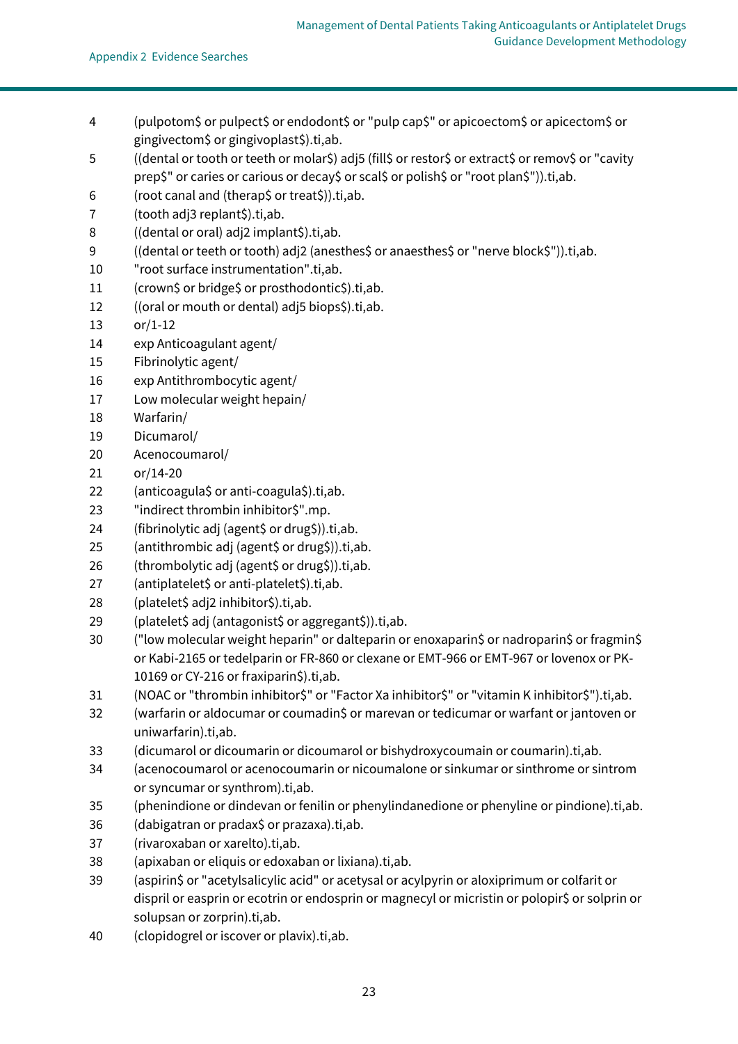| | |
|---|---|
| 4 | (pulpotom$ or pulpect$ or endodont$ or "pulp cap$" or apicoectom$ or apicectom$ or gingivectom$ or gingivoplast$).ti,ab. |
| 5 | ((dental or tooth or teeth or molar$) adj5 (fill$ or restor$ or extract$ or remov$ or "cavity prep$" or caries or carious or decay$ or scal$ or polish$ or "root plan$")).ti,ab. |
| 6 | (root canal and (therap$ or treat$)).ti,ab. |
| 7 | (tooth adj3 replant$).ti,ab. |
| 8 | ((dental or oral) adj2 implant$).ti,ab. |
| 9 | ((dental or teeth or tooth) adj2 (anesthes$ or anaesthes$ or "nerve block$")).ti,ab. |
| 10 | "root surface instrumentation".ti,ab. |
| 11 | (crown$ or bridge$ or prosthodontic$).ti,ab. |
| 12 | ((oral or mouth or dental) adj5 biops$).ti,ab. |
| 13 | or/1-12 |
| 14 | exp Anticoagulant agent/ |
| 15 | Fibrinolytic agent/ |
| 16 | exp Antithrombocytic agent/ |
| 17 | Low molecular weight hepain/ |
| 18 | Warfarin/ |
| 19 | Dicumarol/ |
| 20 | Acenocoumarol/ |
| 21 | or/14-20 |
| 22 | (anticoagula$ or anti-coagula$).ti,ab. |
| 23 | "indirect thrombin inhibitor$".mp. |
| 24 | (fibrinolytic adj (agent$ or drug$)).ti,ab. |
| 25 | (antithrombic adj (agent$ or drug$)).ti,ab. |
| 26 | (thrombolytic adj (agent$ or drug$)).ti,ab. |
| 27 | (antiplatelet$ or anti-platelet$).ti,ab. |
| 28 | (platelet$ adj2 inhibitor$).ti,ab. |
| 29 | (platelet$ adj (antagonist$ or aggregant$)).ti,ab. |
| 30 | ("low molecular weight heparin" or dalteparin or enoxaparin$ or nadroparin$ or fragmin$ or Kabi-2165 or tedelparin or FR-860 or clexane or EMT-966 or EMT-967 or lovenox or PK-10169 or CY-216 or fraxiparin$).ti,ab. |
| 31 | (NOAC or "thrombin inhibitor$" or "Factor Xa inhibitor$" or "vitamin K inhibitor$").ti,ab. |
| 32 | (warfarin or aldocumar or coumadin$ or marevan or tedicumar or warfant or jantoven or uniwarfarin).ti,ab. |
| 33 | (dicumarol or dicoumarin or dicoumarol or bishydroxycoumain or coumarin).ti,ab. |
| 34 | (acenocoumarol or acenocoumarin or nicoumalone or sinkumar or sinthrome or sintrom or syncumar or synthrom).ti,ab. |
| 35 | (phenindione or dindevan or fenilin or phenylindanedione or phenyline or pindione).ti,ab. |
| 36 | (dabigatran or pradax$ or prazaxa).ti,ab. |
| 37 | (rivaroxaban or xarelto).ti,ab. |
| 38 | (apixaban or eliquis or edoxaban or lixiana).ti,ab. |
| 39 | (aspirin$ or "acetylsalicylic acid" or acetysal or acylpyrin or aloxiprimum or colfarit or dispril or easprin or ecotrin or endosprin or magnecyl or micristin or polopir$ or solprin or solupsan or zorprin).ti,ab. |
| 40 | (clopidogrel or iscover or plavix).ti,ab. |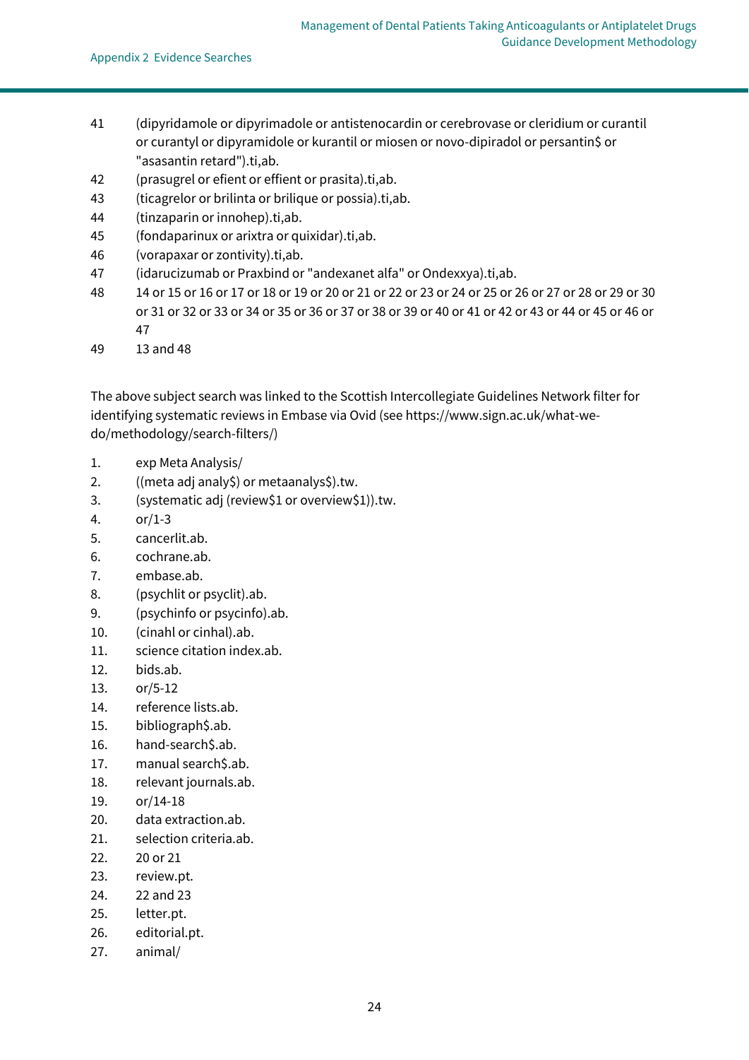41 (dipyridamole or dipyrimadole or antistenocardin or cerebrovase or cleridium or curantil or curantyl or dipyramidole or kurantil or miosen or novo-dipiradol or persantin$ or "asasantin retard").ti,ab.

42 (prasugrel or efient or effient or prasita).ti,ab.

43 (ticagrelor or brilinta or brilique or possia).ti,ab.

44 (tinzaparin or innohep).ti,ab.

45 (fondaparinux or arixtra or quixidar).ti,ab.

46 (vorapaxar or zontivity).ti,ab.

47 (idarucizumab or Praxbind or "andexanet alfa" or Ondexxya).ti,ab.

48 14 or 15 or 16 or 17 or 18 or 19 or 20 or 21 or 22 or 23 or 24 or 25 or 26 or 27 or 28 or 29 or 30 or 31 or 32 or 33 or 34 or 35 or 36 or 37 or 38 or 39 or 40 or 41 or 42 or 43 or 44 or 45 or 46 or 47

49 13 and 48

The above subject search was linked to the Scottish Intercollegiate Guidelines Network filter for identifying systematic reviews in Embase via Ovid (see https://www.sign.ac.uk/what-we-do/methodology/search-filters/)

1. exp Meta Analysis/
2. ((meta adj analy$) or metaanalys$).tw.
3. (systematic adj (review$1 or overview$1)).tw.
4. or/1-3
5. cancerlit.ab.
6. cochrane.ab.
7. embase.ab.
8. (psychlit or psyclit).ab.
9. (psychinfo or psycinfo).ab.
10. (cinahl or cinhal).ab.
11. science citation index.ab.
12. bids.ab.
13. or/5-12
14. reference lists.ab.
15. bibliograph$.ab.
16. hand-search$.ab.
17. manual search$.ab.
18. relevant journals.ab.
19. or/14-18
20. data extraction.ab.
21. selection criteria.ab.
22. 20 or 21
23. review.pt.
24. 22 and 23
25. letter.pt.
26. editorial.pt.
27. animal/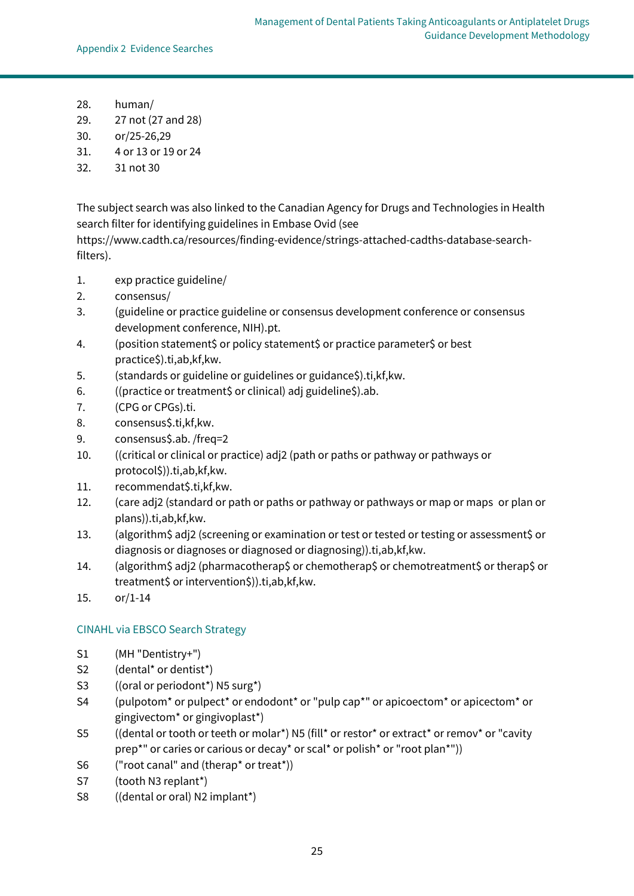28. human/
29. 27 not (27 and 28)
30. or/25-26,29
31. 4 or 13 or 19 or 24
32. 31 not 30

The subject search was also linked to the Canadian Agency for Drugs and Technologies in Health search filter for identifying guidelines in Embase Ovid (see https://www.cadth.ca/resources/finding-evidence/strings-attached-cadths-database-search-filters).

1. exp practice guideline/
2. consensus/
3. (guideline or practice guideline or consensus development conference or consensus development conference, NIH).pt.
4. (position statement$ or policy statement$ or practice parameter$ or best practice$).ti,ab,kf,kw.
5. (standards or guideline or guidelines or guidance$).ti,kf,kw.
6. ((practice or treatment$ or clinical) adj guideline$).ab.
7. (CPG or CPGs).ti.
8. consensus$.ti,kf,kw.
9. consensus$.ab. /freq=2
10. ((critical or clinical or practice) adj2 (path or paths or pathway or pathways or protocol$)).ti,ab,kf,kw.
11. recommendat$.ti,kf,kw.
12. (care adj2 (standard or path or paths or pathway or pathways or map or maps or plan or plans)).ti,ab,kf,kw.
13. (algorithm$ adj2 (screening or examination or test or tested or testing or assessment$ or diagnosis or diagnoses or diagnosed or diagnosing)).ti,ab,kf,kw.
14. (algorithm$ adj2 (pharmacotherap$ or chemotherap$ or chemotreatment$ or therap$ or treatment$ or intervention$)).ti,ab,kf,kw.
15. or/1-14

### CINAHL via EBSCO Search Strategy

S1 (MH "Dentistry+")
S2 (dental* or dentist*)
S3 ((oral or periodont*) N5 surg*)
S4 (pulpotom* or pulpect* or endodont* or "pulp cap*" or apicoectom* or apicectom* or gingivectom* or gingivoplast*)
S5 ((dental or tooth or teeth or molar*) N5 (fill* or restor* or extract* or remov* or "cavity prep*" or caries or carious or decay* or scal* or polish* or "root plan*"))
S6 ("root canal" and (therap* or treat*))
S7 (tooth N3 replant*)
S8 ((dental or oral) N2 implant*)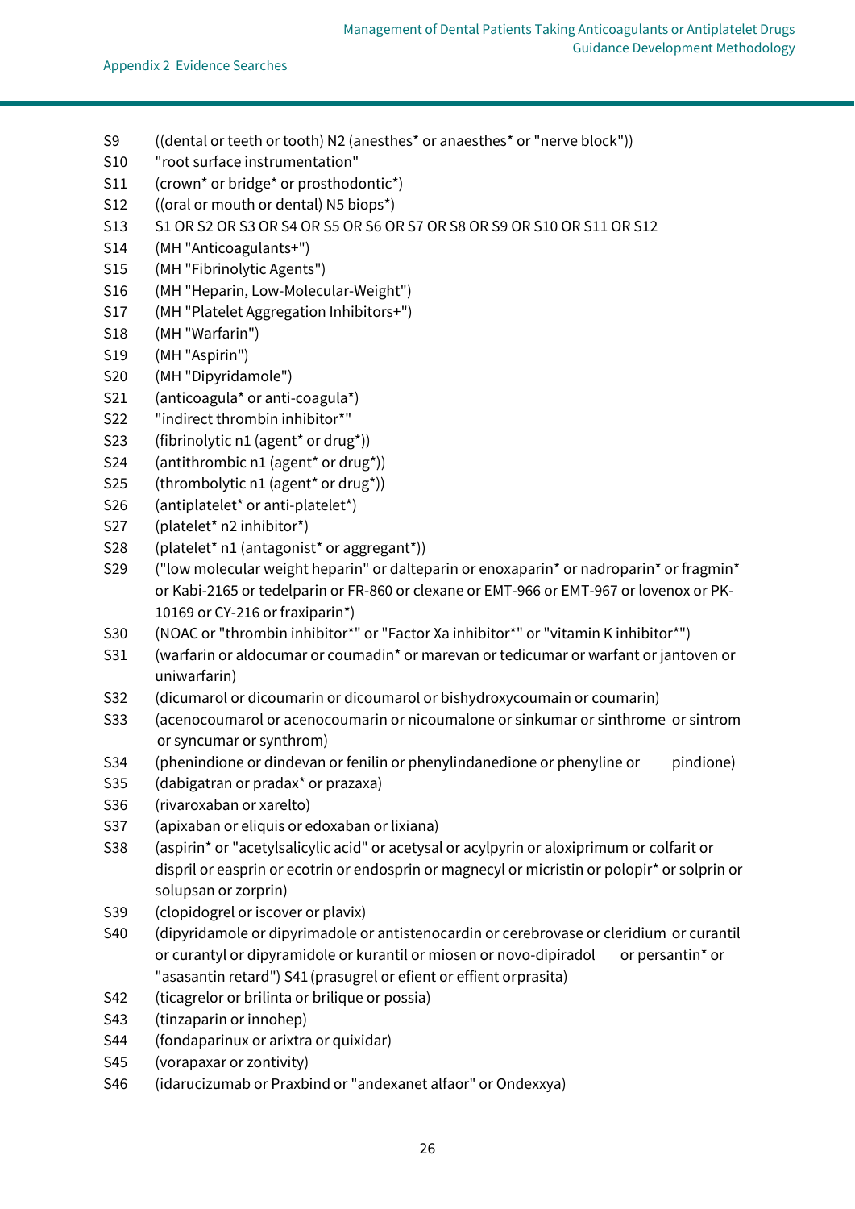S9 ((dental or teeth or tooth) N2 (anesthes* or anaesthes* or "nerve block"))
S10 "root surface instrumentation"
S11 (crown* or bridge* or prosthodontic*)
S12 ((oral or mouth or dental) N5 biops*)
S13 S1 OR S2 OR S3 OR S4 OR S5 OR S6 OR S7 OR S8 OR S9 OR S10 OR S11 OR S12
S14 (MH "Anticoagulants+")
S15 (MH "Fibrinolytic Agents")
S16 (MH "Heparin, Low-Molecular-Weight")
S17 (MH "Platelet Aggregation Inhibitors+")
S18 (MH "Warfarin")
S19 (MH "Aspirin")
S20 (MH "Dipyridamole")
S21 (anticoagula* or anti-coagula*)
S22 "indirect thrombin inhibitor*"
S23 (fibrinolytic n1 (agent* or drug*))
S24 (antithrombic n1 (agent* or drug*))
S25 (thrombolytic n1 (agent* or drug*))
S26 (antiplatelet* or anti-platelet*)
S27 (platelet* n2 inhibitor*)
S28 (platelet* n1 (antagonist* or aggregant*))
S29 ("low molecular weight heparin" or dalteparin or enoxaparin* or nadroparin* or fragmin* or Kabi-2165 or tedelparin or FR-860 or clexane or EMT-966 or EMT-967 or lovenox or PK-10169 or CY-216 or fraxiparin*)
S30 (NOAC or "thrombin inhibitor*" or "Factor Xa inhibitor*" or "vitamin K inhibitor*")
S31 (warfarin or aldocumar or coumadin* or marevan or tedicumar or warfant or jantoven or uniwarfarin)
S32 (dicumarol or dicoumarin or dicoumarol or bishydroxycoumain or coumarin)
S33 (acenocoumarol or acenocoumarin or nicoumalone or sinkumar or sinthrome or sintrom or syncumar or synthrom)
S34 (phenindione or dindevan or fenilin or phenylindanedione or phenyline or pindione)
S35 (dabigatran or pradax* or prazaxa)
S36 (rivaroxaban or xarelto)
S37 (apixaban or eliquis or edoxaban or lixiana)
S38 (aspirin* or "acetylsalicylic acid" or acetysal or acylpyrin or aloxiprimum or colfarit or dispril or easprin or ecotrin or endosprin or magnecyl or micristin or polopir* or solprin or solupsan or zorprin)
S39 (clopidogrel or iscover or plavix)
S40 (dipyridamole or dipyrimadole or antistenocardin or cerebrovase or cleridium or curantil or curantyl or dipyramidole or kurantil or miosen or novo-dipiradol or persantin* or "asasantin retard") S41 (prasugrel or efient or effient orprasita)
S42 (ticagrelor or brilinta or brilique or possia)
S43 (tinzaparin or innohep)
S44 (fondaparinux or arixtra or quixidar)
S45 (vorapaxar or zontivity)
S46 (idarucizumab or Praxbind or "andexanet alfaor" or Ondexxya)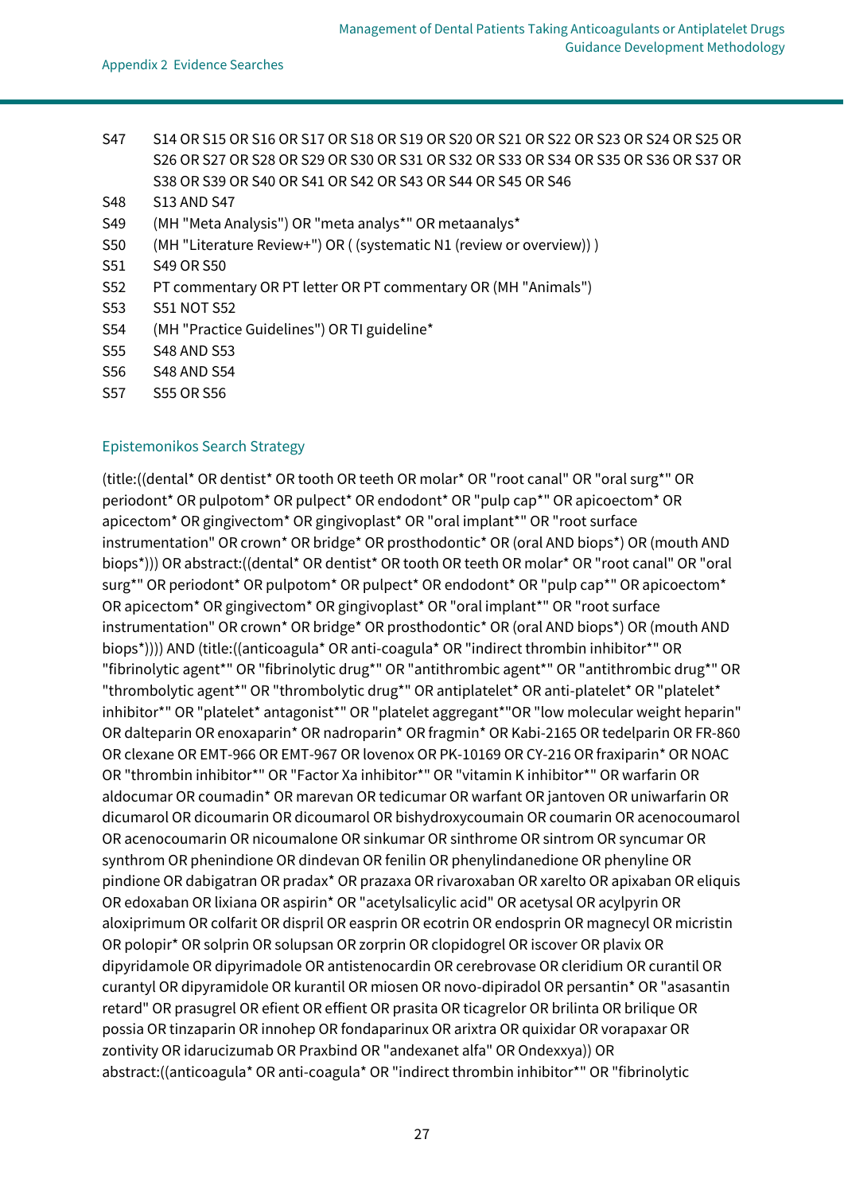| | |
|---|---|
| S47 | S14 OR S15 OR S16 OR S17 OR S18 OR S19 OR S20 OR S21 OR S22 OR S23 OR S24 OR S25 OR S26 OR S27 OR S28 OR S29 OR S30 OR S31 OR S32 OR S33 OR S34 OR S35 OR S36 OR S37 OR S38 OR S39 OR S40 OR S41 OR S42 OR S43 OR S44 OR S45 OR S46 |
| S48 | S13 AND S47 |
| S49 | (MH "Meta Analysis") OR "meta analys*" OR metaanalys* |
| S50 | (MH "Literature Review+") OR ( (systematic N1 (review or overview)) ) |
| S51 | S49 OR S50 |
| S52 | PT commentary OR PT letter OR PT commentary OR (MH "Animals") |
| S53 | S51 NOT S52 |
| S54 | (MH "Practice Guidelines") OR TI guideline* |
| S55 | S48 AND S53 |
| S56 | S48 AND S54 |
| S57 | S55 OR S56 |

## Epistemonikos Search Strategy

(title:((dental* OR dentist* OR tooth OR teeth OR molar* OR "root canal" OR "oral surg*" OR periodont* OR pulpotom* OR pulpect* OR endodont* OR "pulp cap*" OR apicoectom* OR apicectom* OR gingivectom* OR gingivoplast* OR "oral implant*" OR "root surface instrumentation" OR crown* OR bridge* OR prosthodontic* OR (oral AND biops*) OR (mouth AND biops*))) OR abstract:((dental* OR dentist* OR tooth OR teeth OR molar* OR "root canal" OR "oral surg*" OR periodont* OR pulpotom* OR pulpect* OR endodont* OR "pulp cap*" OR apicoectom* OR apicectom* OR gingivectom* OR gingivoplast* OR "oral implant*" OR "root surface instrumentation" OR crown* OR bridge* OR prosthodontic* OR (oral AND biops*) OR (mouth AND biops*)))) AND (title:((anticoagula* OR anti-coagula* OR "indirect thrombin inhibitor*" OR "fibrinolytic agent*" OR "fibrinolytic drug*" OR "antithrombic agent*" OR "antithrombic drug*" OR "thrombolytic agent*" OR "thrombolytic drug*" OR antiplatelet* OR anti-platelet* OR "platelet* inhibitor*" OR "platelet* antagonist*" OR "platelet aggregant*"OR "low molecular weight heparin" OR dalteparin OR enoxaparin* OR nadroparin* OR fragmin* OR Kabi-2165 OR tedelparin OR FR-860 OR clexane OR EMT-966 OR EMT-967 OR lovenox OR PK-10169 OR CY-216 OR fraxiparin* OR NOAC OR "thrombin inhibitor*" OR "Factor Xa inhibitor*" OR "vitamin K inhibitor*" OR warfarin OR aldocumar OR coumadin* OR marevan OR tedicumar OR warfant OR jantoven OR uniwarfarin OR dicumarol OR dicoumarin OR dicoumarol OR bishydroxycoumain OR coumarin OR acenocoumarol OR acenocoumarin OR nicoumalone OR sinkumar OR sinthrome OR sintrom OR syncumar OR synthrom OR phenindione OR dindevan OR fenilin OR phenylindanedione OR phenyline OR pindione OR dabigatran OR pradax* OR prazaxa OR rivaroxaban OR xarelto OR apixaban OR eliquis OR edoxaban OR lixiana OR aspirin* OR "acetylsalicylic acid" OR acetysal OR acylpyrin OR aloxiprimum OR colfarit OR dispril OR easprin OR ecotrin OR endosprin OR magnecyl OR micristin OR polopir* OR solprin OR solupsan OR zorprin OR clopidogrel OR iscover OR plavix OR dipyridamole OR dipyrimadole OR antistenocardin OR cerebrovase OR cleridium OR curantil OR curantyl OR dipyramidole OR kurantil OR miosen OR novo-dipiradol OR persantin* OR "asasantin retard" OR prasugrel OR efient OR effient OR prasita OR ticagrelor OR brilinta OR brilique OR possia OR tinzaparin OR innohep OR fondaparinux OR arixtra OR quixidar OR vorapaxar OR zontivity OR idarucizumab OR Praxbind OR "andexanet alfa" OR Ondexxya)) OR abstract:((anticoagula* OR anti-coagula* OR "indirect thrombin inhibitor*" OR "fibrinolytic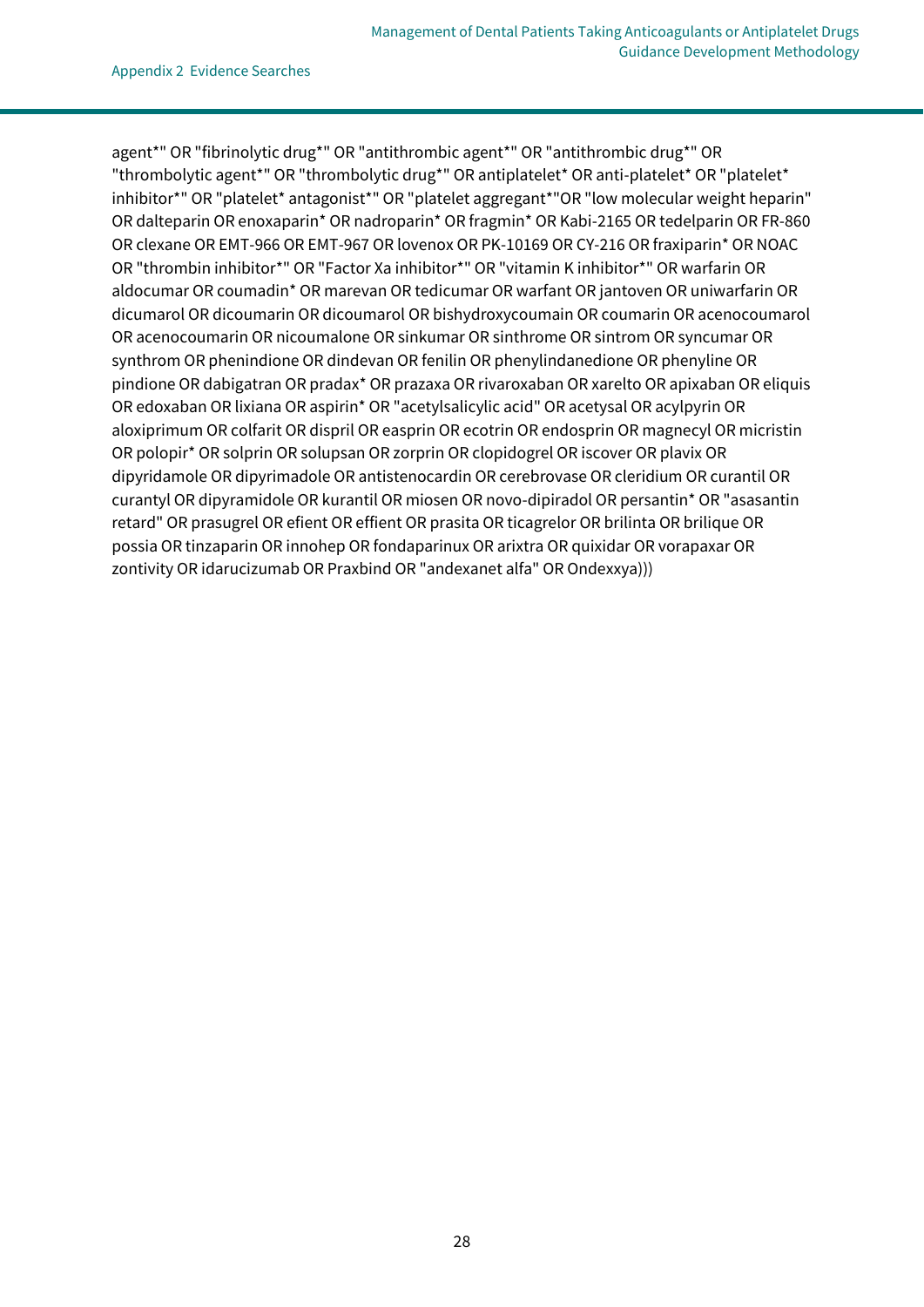agent*" OR "fibrinolytic drug*" OR "antithrombic agent*" OR "antithrombic drug*" OR "thrombolytic agent*" OR "thrombolytic drug*" OR antiplatelet* OR anti-platelet* OR "platelet* inhibitor*" OR "platelet* antagonist*" OR "platelet aggregant*"OR "low molecular weight heparin" OR dalteparin OR enoxaparin* OR nadroparin* OR fragmin* OR Kabi-2165 OR tedelparin OR FR-860 OR clexane OR EMT-966 OR EMT-967 OR lovenox OR PK-10169 OR CY-216 OR fraxiparin* OR NOAC OR "thrombin inhibitor*" OR "Factor Xa inhibitor*" OR "vitamin K inhibitor*" OR warfarin OR aldocumar OR coumadin* OR marevan OR tedicumar OR warfant OR jantoven OR uniwarfarin OR dicumarol OR dicoumarin OR dicoumarol OR bishydroxycoumain OR coumarin OR acenocoumarol OR acenocoumarin OR nicoumalone OR sinkumar OR sinthrome OR sintrom OR syncumar OR synthrom OR phenindione OR dindevan OR fenilin OR phenylindanedione OR phenyline OR pindione OR dabigatran OR pradax* OR prazaxa OR rivaroxaban OR xarelto OR apixaban OR eliquis OR edoxaban OR lixiana OR aspirin* OR "acetylsalicylic acid" OR acetysal OR acylpyrin OR aloxiprimum OR colfarit OR dispril OR easprin OR ecotrin OR endosprin OR magnecyl OR micristin OR polopir* OR solprin OR solupsan OR zorprin OR clopidogrel OR iscover OR plavix OR dipyridamole OR dipyrimadole OR antistenocardin OR cerebrovase OR cleridium OR curantil OR curantyl OR dipyramidole OR kurantil OR miosen OR novo-dipiradol OR persantin* OR "asasantin retard" OR prasugrel OR efient OR effient OR prasita OR ticagrelor OR brilinta OR brilique OR possia OR tinzaparin OR innohep OR fondaparinux OR arixtra OR quixidar OR vorapaxar OR zontivity OR idarucizumab OR Praxbind OR "andexanet alfa" OR Ondexxya)))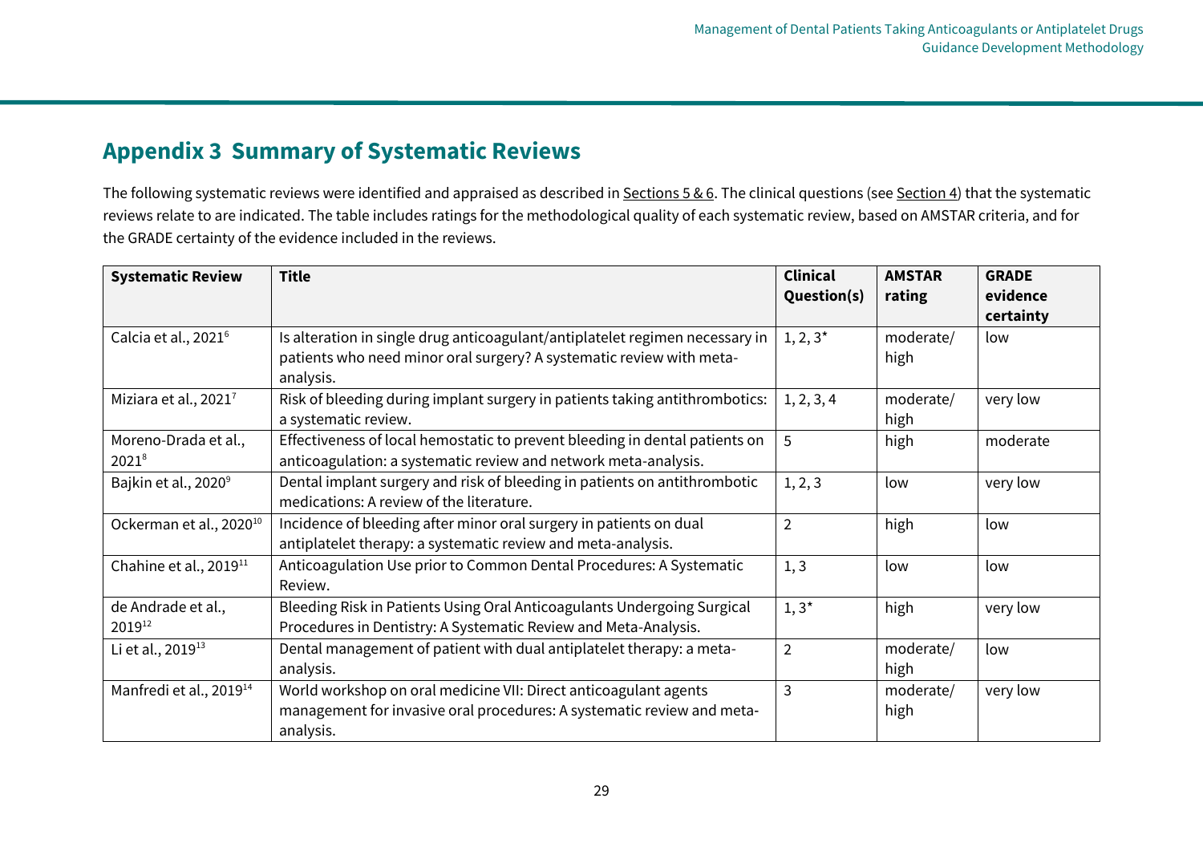## Appendix 3  Summary of Systematic Reviews

The following systematic reviews were identified and appraised as described in Sections 5 & 6. The clinical questions (see Section 4) that the systematic reviews relate to are indicated. The table includes ratings for the methodological quality of each systematic review, based on AMSTAR criteria, and for the GRADE certainty of the evidence included in the reviews.

| Systematic Review | Title | Clinical Question(s) | AMSTAR rating | GRADE evidence certainty |
|---|---|---|---|---|
| Calcia et al., 2021[6] | Is alteration in single drug anticoagulant/antiplatelet regimen necessary in patients who need minor oral surgery? A systematic review with meta-analysis. | 1, 2, 3* | moderate/ high | low |
| Miziara et al., 2021[7] | Risk of bleeding during implant surgery in patients taking antithrombotics: a systematic review. | 1, 2, 3, 4 | moderate/ high | very low |
| Moreno-Drada et al., 2021[8] | Effectiveness of local hemostatic to prevent bleeding in dental patients on anticoagulation: a systematic review and network meta-analysis. | 5 | high | moderate |
| Bajkin et al., 2020[9] | Dental implant surgery and risk of bleeding in patients on antithrombotic medications: A review of the literature. | 1, 2, 3 | low | very low |
| Ockerman et al., 2020[10] | Incidence of bleeding after minor oral surgery in patients on dual antiplatelet therapy: a systematic review and meta-analysis. | 2 | high | low |
| Chahine et al., 2019[11] | Anticoagulation Use prior to Common Dental Procedures: A Systematic Review. | 1, 3 | low | low |
| de Andrade et al., 2019[12] | Bleeding Risk in Patients Using Oral Anticoagulants Undergoing Surgical Procedures in Dentistry: A Systematic Review and Meta-Analysis. | 1, 3* | high | very low |
| Li et al., 2019[13] | Dental management of patient with dual antiplatelet therapy: a meta-analysis. | 2 | moderate/ high | low |
| Manfredi et al., 2019[14] | World workshop on oral medicine VII: Direct anticoagulant agents management for invasive oral procedures: A systematic review and meta-analysis. | 3 | moderate/ high | very low |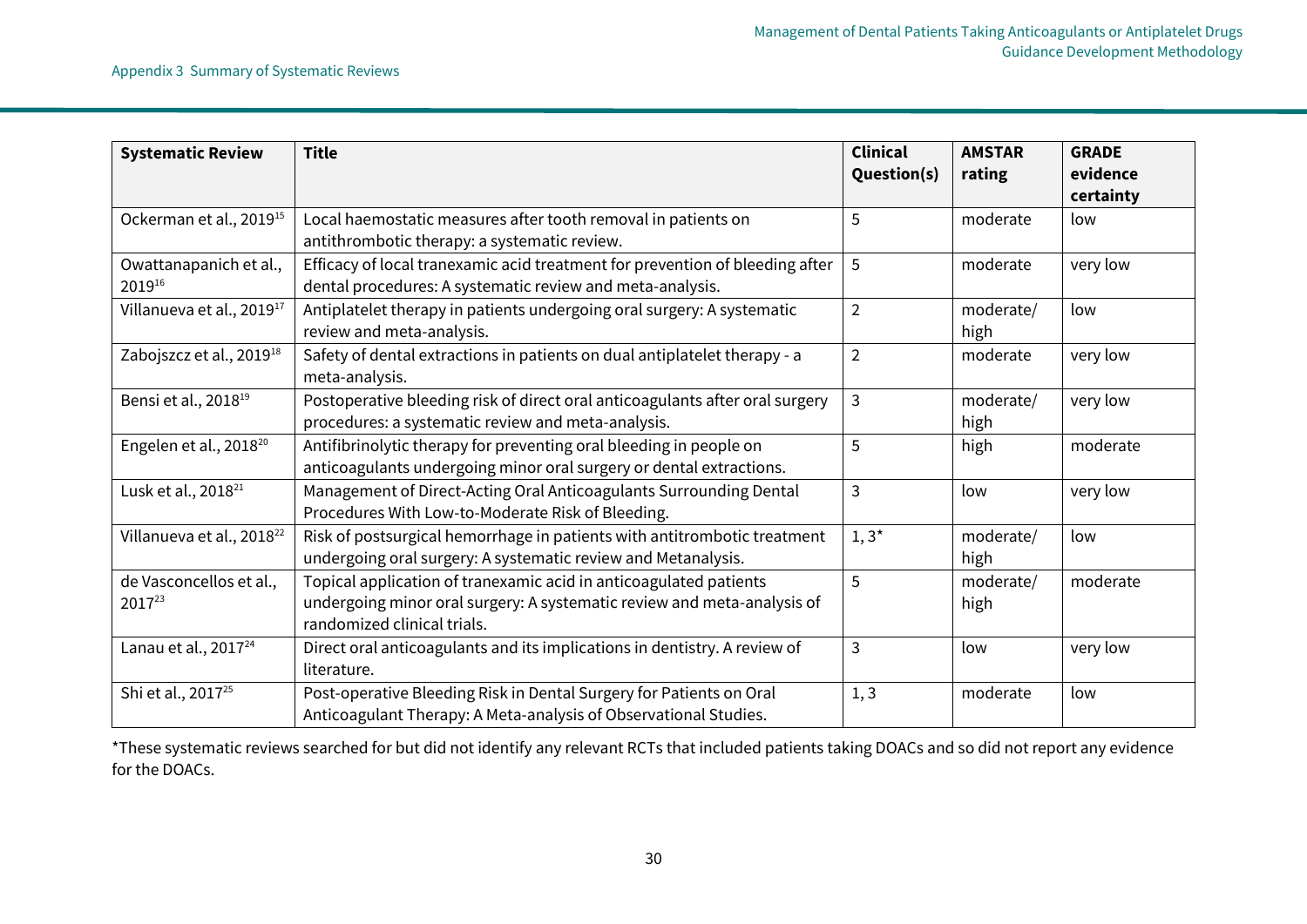| Systematic Review | Title | Clinical Question(s) | AMSTAR rating | GRADE evidence certainty |
|---|---|---|---|---|
| Ockerman et al., 2019[15] | Local haemostatic measures after tooth removal in patients on antithrombotic therapy: a systematic review. | 5 | moderate | low |
| Owattanapanich et al., 2019[16] | Efficacy of local tranexamic acid treatment for prevention of bleeding after dental procedures: A systematic review and meta-analysis. | 5 | moderate | very low |
| Villanueva et al., 2019[17] | Antiplatelet therapy in patients undergoing oral surgery: A systematic review and meta-analysis. | 2 | moderate/ high | low |
| Zabojszcz et al., 2019[18] | Safety of dental extractions in patients on dual antiplatelet therapy - a meta-analysis. | 2 | moderate | very low |
| Bensi et al., 2018[19] | Postoperative bleeding risk of direct oral anticoagulants after oral surgery procedures: a systematic review and meta-analysis. | 3 | moderate/ high | very low |
| Engelen et al., 2018[20] | Antifibrinolytic therapy for preventing oral bleeding in people on anticoagulants undergoing minor oral surgery or dental extractions. | 5 | high | moderate |
| Lusk et al., 2018[21] | Management of Direct-Acting Oral Anticoagulants Surrounding Dental Procedures With Low-to-Moderate Risk of Bleeding. | 3 | low | very low |
| Villanueva et al., 2018[22] | Risk of postsurgical hemorrhage in patients with antitrombotic treatment undergoing oral surgery: A systematic review and Metanalysis. | 1, 3* | moderate/ high | low |
| de Vasconcellos et al., 2017[23] | Topical application of tranexamic acid in anticoagulated patients undergoing minor oral surgery: A systematic review and meta-analysis of randomized clinical trials. | 5 | moderate/ high | moderate |
| Lanau et al., 2017[24] | Direct oral anticoagulants and its implications in dentistry. A review of literature. | 3 | low | very low |
| Shi et al., 2017[25] | Post-operative Bleeding Risk in Dental Surgery for Patients on Oral Anticoagulant Therapy: A Meta-analysis of Observational Studies. | 1, 3 | moderate | low |

*These systematic reviews searched for but did not identify any relevant RCTs that included patients taking DOACs and so did not report any evidence for the DOACs.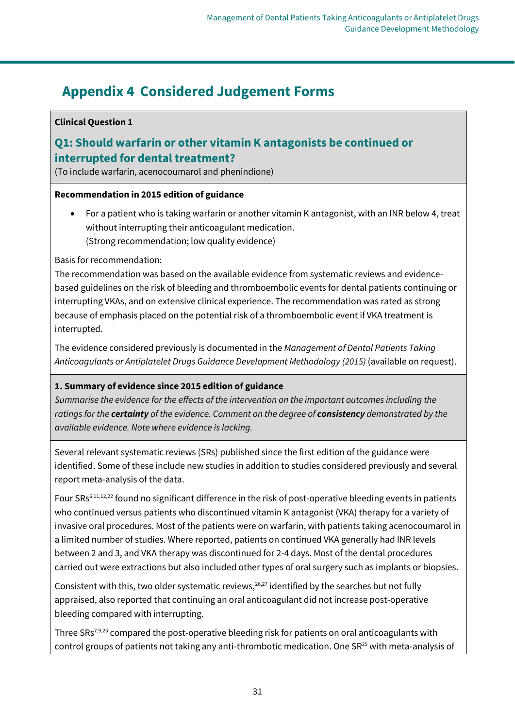# Appendix 4 Considered Judgement Forms

**Clinical Question 1**

## Q1: Should warfarin or other vitamin K antagonists be continued or interrupted for dental treatment?

(To include warfarin, acenocoumarol and phenindione)

**Recommendation in 2015 edition of guidance**

- For a patient who is taking warfarin or another vitamin K antagonist, with an INR below 4, treat without interrupting their anticoagulant medication.
  (Strong recommendation; low quality evidence)

Basis for recommendation:
The recommendation was based on the available evidence from systematic reviews and evidence-based guidelines on the risk of bleeding and thromboembolic events for dental patients continuing or interrupting VKAs, and on extensive clinical experience. The recommendation was rated as strong because of emphasis placed on the potential risk of a thromboembolic event if VKA treatment is interrupted.

The evidence considered previously is documented in the *Management of Dental Patients Taking Anticoagulants or Antiplatelet Drugs Guidance Development Methodology (2015)* (available on request).

**1. Summary of evidence since 2015 edition of guidance**

*Summarise the evidence for the effects of the intervention on the important outcomes including the ratings for the* ***certainty*** *of the evidence. Comment on the degree of* ***consistency*** *demonstrated by the available evidence. Note where evidence is lacking.*

Several relevant systematic reviews (SRs) published since the first edition of the guidance were identified. Some of these include new studies in addition to studies considered previously and several report meta-analysis of the data.

Four SRs[6,11,12,22] found no significant difference in the risk of post-operative bleeding events in patients who continued versus patients who discontinued vitamin K antagonist (VKA) therapy for a variety of invasive oral procedures. Most of the patients were on warfarin, with patients taking acenocoumarol in a limited number of studies. Where reported, patients on continued VKA generally had INR levels between 2 and 3, and VKA therapy was discontinued for 2-4 days. Most of the dental procedures carried out were extractions but also included other types of oral surgery such as implants or biopsies.

Consistent with this, two older systematic reviews,[26,27] identified by the searches but not fully appraised, also reported that continuing an oral anticoagulant did not increase post-operative bleeding compared with interrupting.

Three SRs[7,9,25] compared the post-operative bleeding risk for patients on oral anticoagulants with control groups of patients not taking any anti-thrombotic medication. One SR[25] with meta-analysis of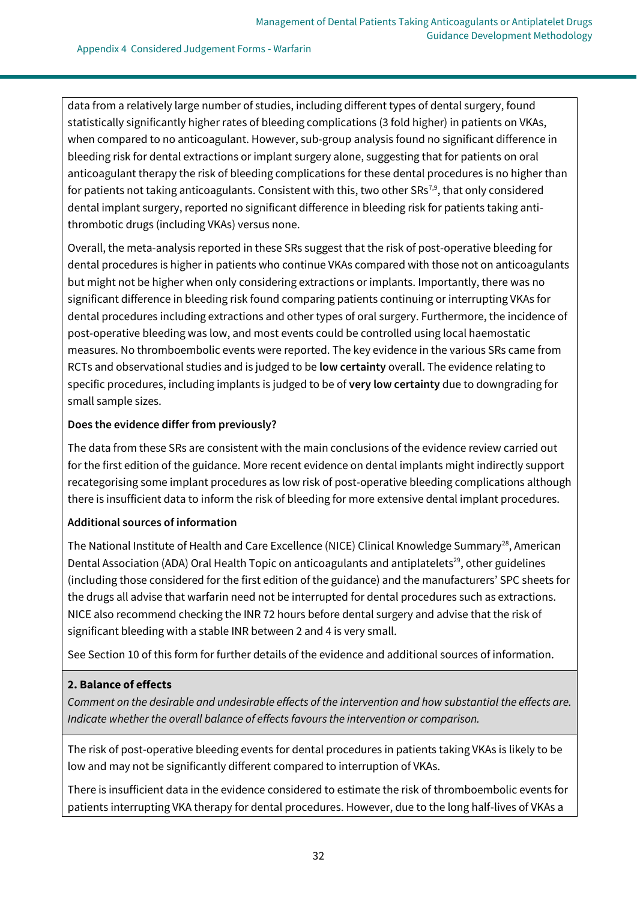data from a relatively large number of studies, including different types of dental surgery, found statistically significantly higher rates of bleeding complications (3 fold higher) in patients on VKAs, when compared to no anticoagulant. However, sub-group analysis found no significant difference in bleeding risk for dental extractions or implant surgery alone, suggesting that for patients on oral anticoagulant therapy the risk of bleeding complications for these dental procedures is no higher than for patients not taking anticoagulants. Consistent with this, two other SRs[7,9], that only considered dental implant surgery, reported no significant difference in bleeding risk for patients taking anti-thrombotic drugs (including VKAs) versus none.

Overall, the meta-analysis reported in these SRs suggest that the risk of post-operative bleeding for dental procedures is higher in patients who continue VKAs compared with those not on anticoagulants but might not be higher when only considering extractions or implants. Importantly, there was no significant difference in bleeding risk found comparing patients continuing or interrupting VKAs for dental procedures including extractions and other types of oral surgery. Furthermore, the incidence of post-operative bleeding was low, and most events could be controlled using local haemostatic measures. No thromboembolic events were reported. The key evidence in the various SRs came from RCTs and observational studies and is judged to be **low certainty** overall. The evidence relating to specific procedures, including implants is judged to be of **very low certainty** due to downgrading for small sample sizes.

**Does the evidence differ from previously?**

The data from these SRs are consistent with the main conclusions of the evidence review carried out for the first edition of the guidance. More recent evidence on dental implants might indirectly support recategorising some implant procedures as low risk of post-operative bleeding complications although there is insufficient data to inform the risk of bleeding for more extensive dental implant procedures.

**Additional sources of information**

The National Institute of Health and Care Excellence (NICE) Clinical Knowledge Summary[28], American Dental Association (ADA) Oral Health Topic on anticoagulants and antiplatelets[29], other guidelines (including those considered for the first edition of the guidance) and the manufacturers' SPC sheets for the drugs all advise that warfarin need not be interrupted for dental procedures such as extractions. NICE also recommend checking the INR 72 hours before dental surgery and advise that the risk of significant bleeding with a stable INR between 2 and 4 is very small.

See Section 10 of this form for further details of the evidence and additional sources of information.

**2. Balance of effects**

*Comment on the desirable and undesirable effects of the intervention and how substantial the effects are. Indicate whether the overall balance of effects favours the intervention or comparison.*

The risk of post-operative bleeding events for dental procedures in patients taking VKAs is likely to be low and may not be significantly different compared to interruption of VKAs.

There is insufficient data in the evidence considered to estimate the risk of thromboembolic events for patients interrupting VKA therapy for dental procedures. However, due to the long half-lives of VKAs a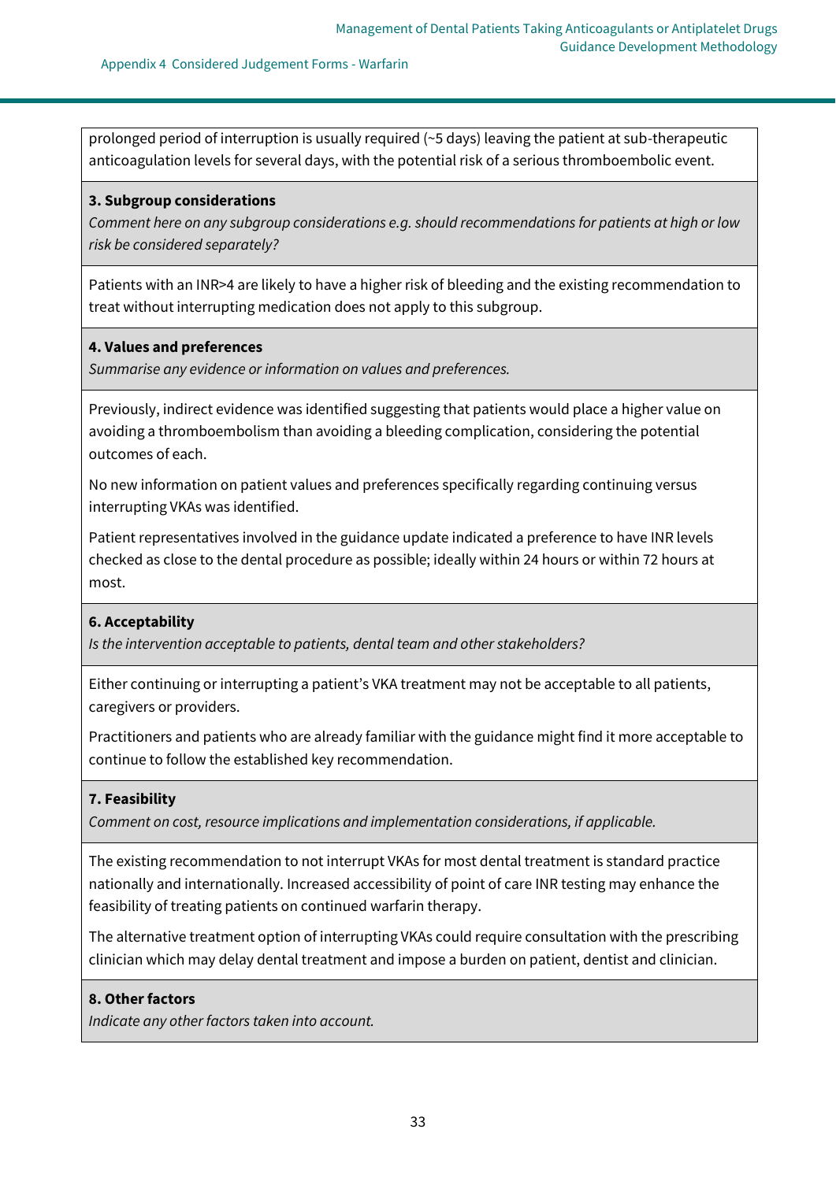prolonged period of interruption is usually required (~5 days) leaving the patient at sub-therapeutic anticoagulation levels for several days, with the potential risk of a serious thromboembolic event.

**3. Subgroup considerations**

*Comment here on any subgroup considerations e.g. should recommendations for patients at high or low risk be considered separately?*

Patients with an INR>4 are likely to have a higher risk of bleeding and the existing recommendation to treat without interrupting medication does not apply to this subgroup.

**4. Values and preferences**

*Summarise any evidence or information on values and preferences.*

Previously, indirect evidence was identified suggesting that patients would place a higher value on avoiding a thromboembolism than avoiding a bleeding complication, considering the potential outcomes of each.

No new information on patient values and preferences specifically regarding continuing versus interrupting VKAs was identified.

Patient representatives involved in the guidance update indicated a preference to have INR levels checked as close to the dental procedure as possible; ideally within 24 hours or within 72 hours at most.

**6. Acceptability**

*Is the intervention acceptable to patients, dental team and other stakeholders?*

Either continuing or interrupting a patient's VKA treatment may not be acceptable to all patients, caregivers or providers.

Practitioners and patients who are already familiar with the guidance might find it more acceptable to continue to follow the established key recommendation.

**7. Feasibility**

*Comment on cost, resource implications and implementation considerations, if applicable.*

The existing recommendation to not interrupt VKAs for most dental treatment is standard practice nationally and internationally. Increased accessibility of point of care INR testing may enhance the feasibility of treating patients on continued warfarin therapy.

The alternative treatment option of interrupting VKAs could require consultation with the prescribing clinician which may delay dental treatment and impose a burden on patient, dentist and clinician.

**8. Other factors**

*Indicate any other factors taken into account.*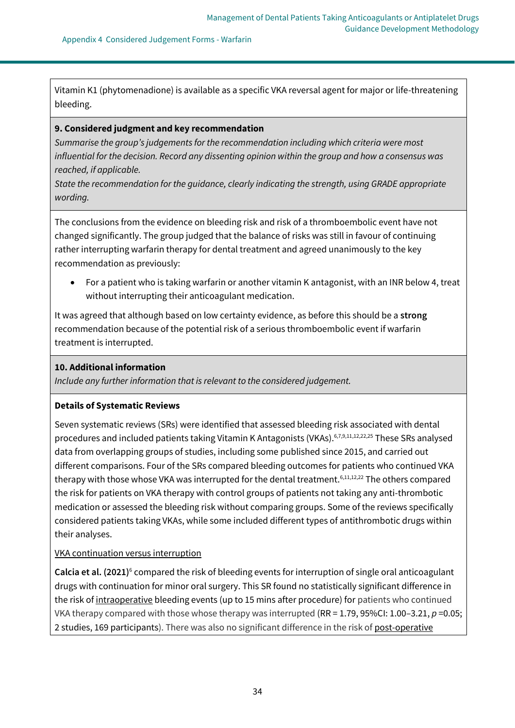Vitamin K1 (phytomenadione) is available as a specific VKA reversal agent for major or life-threatening bleeding.

**9. Considered judgment and key recommendation**

*Summarise the group's judgements for the recommendation including which criteria were most influential for the decision. Record any dissenting opinion within the group and how a consensus was reached, if applicable.*

*State the recommendation for the guidance, clearly indicating the strength, using GRADE appropriate wording.*

The conclusions from the evidence on bleeding risk and risk of a thromboembolic event have not changed significantly. The group judged that the balance of risks was still in favour of continuing rather interrupting warfarin therapy for dental treatment and agreed unanimously to the key recommendation as previously:

- For a patient who is taking warfarin or another vitamin K antagonist, with an INR below 4, treat without interrupting their anticoagulant medication.

It was agreed that although based on low certainty evidence, as before this should be a **strong** recommendation because of the potential risk of a serious thromboembolic event if warfarin treatment is interrupted.

**10. Additional information**

*Include any further information that is relevant to the considered judgement.*

**Details of Systematic Reviews**

Seven systematic reviews (SRs) were identified that assessed bleeding risk associated with dental procedures and included patients taking Vitamin K Antagonists (VKAs).[6,7,9,11,12,22,25] These SRs analysed data from overlapping groups of studies, including some published since 2015, and carried out different comparisons. Four of the SRs compared bleeding outcomes for patients who continued VKA therapy with those whose VKA was interrupted for the dental treatment.[6,11,12,22] The others compared the risk for patients on VKA therapy with control groups of patients not taking any anti-thrombotic medication or assessed the bleeding risk without comparing groups. Some of the reviews specifically considered patients taking VKAs, while some included different types of antithrombotic drugs within their analyses.

VKA continuation versus interruption

**Calcia et al. (2021)**[6] compared the risk of bleeding events for interruption of single oral anticoagulant drugs with continuation for minor oral surgery. This SR found no statistically significant difference in the risk of intraoperative bleeding events (up to 15 mins after procedure) for patients who continued VKA therapy compared with those whose therapy was interrupted (RR = 1.79, 95%CI: 1.00–3.21, $p$ =0.05; 2 studies, 169 participants). There was also no significant difference in the risk of post-operative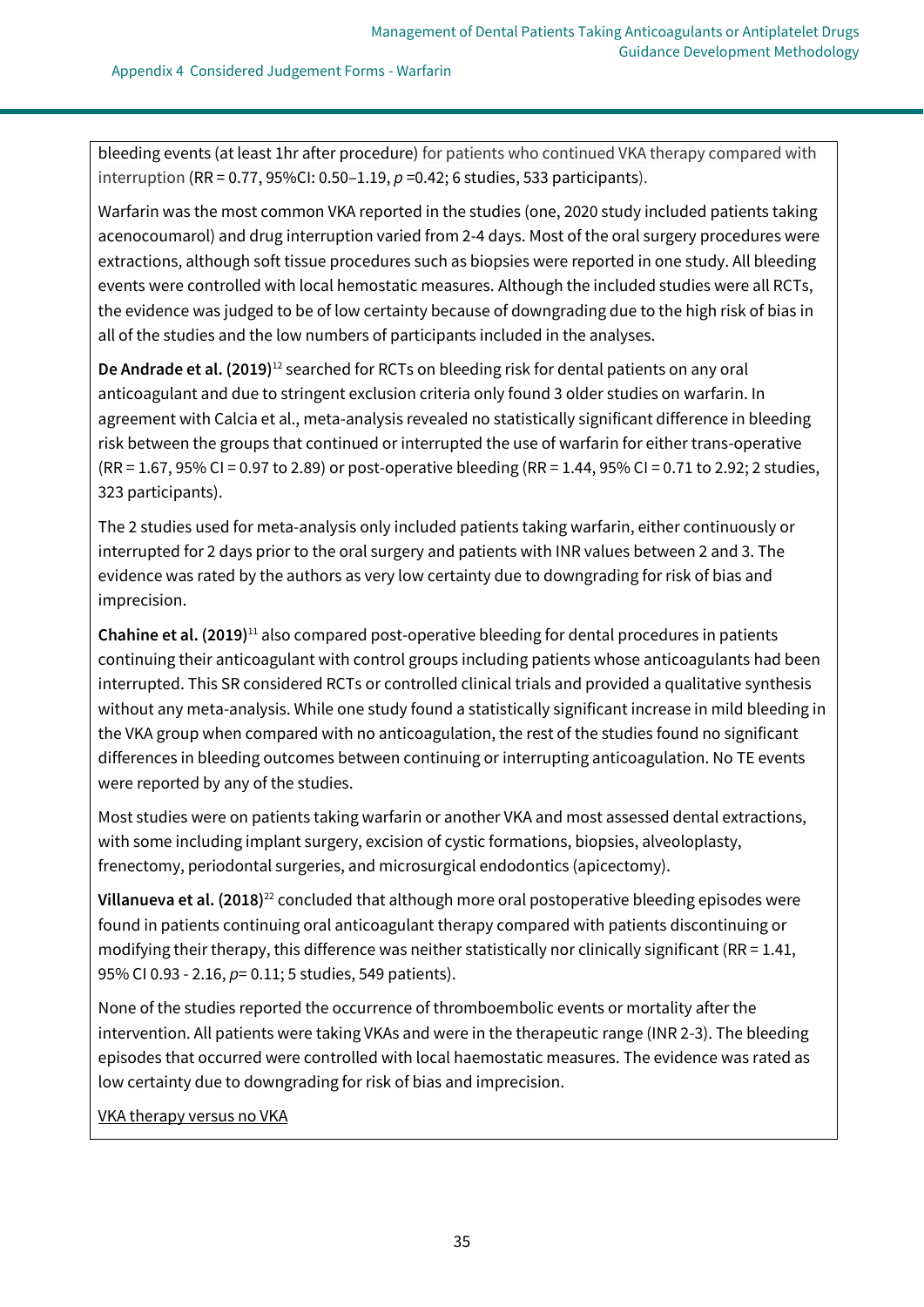bleeding events (at least 1hr after procedure) for patients who continued VKA therapy compared with interruption (RR = 0.77, 95%CI: 0.50–1.19, $p$ =0.42; 6 studies, 533 participants).

Warfarin was the most common VKA reported in the studies (one, 2020 study included patients taking acenocoumarol) and drug interruption varied from 2-4 days. Most of the oral surgery procedures were extractions, although soft tissue procedures such as biopsies were reported in one study. All bleeding events were controlled with local hemostatic measures. Although the included studies were all RCTs, the evidence was judged to be of low certainty because of downgrading due to the high risk of bias in all of the studies and the low numbers of participants included in the analyses.

**De Andrade et al. (2019)**[12] searched for RCTs on bleeding risk for dental patients on any oral anticoagulant and due to stringent exclusion criteria only found 3 older studies on warfarin. In agreement with Calcia et al., meta-analysis revealed no statistically significant difference in bleeding risk between the groups that continued or interrupted the use of warfarin for either trans-operative (RR = 1.67, 95% CI = 0.97 to 2.89) or post-operative bleeding (RR = 1.44, 95% CI = 0.71 to 2.92; 2 studies, 323 participants).

The 2 studies used for meta-analysis only included patients taking warfarin, either continuously or interrupted for 2 days prior to the oral surgery and patients with INR values between 2 and 3. The evidence was rated by the authors as very low certainty due to downgrading for risk of bias and imprecision.

**Chahine et al. (2019)**[11] also compared post-operative bleeding for dental procedures in patients continuing their anticoagulant with control groups including patients whose anticoagulants had been interrupted. This SR considered RCTs or controlled clinical trials and provided a qualitative synthesis without any meta-analysis. While one study found a statistically significant increase in mild bleeding in the VKA group when compared with no anticoagulation, the rest of the studies found no significant differences in bleeding outcomes between continuing or interrupting anticoagulation. No TE events were reported by any of the studies.

Most studies were on patients taking warfarin or another VKA and most assessed dental extractions, with some including implant surgery, excision of cystic formations, biopsies, alveoloplasty, frenectomy, periodontal surgeries, and microsurgical endodontics (apicectomy).

**Villanueva et al. (2018)**[22] concluded that although more oral postoperative bleeding episodes were found in patients continuing oral anticoagulant therapy compared with patients discontinuing or modifying their therapy, this difference was neither statistically nor clinically significant (RR = 1.41, 95% CI 0.93 - 2.16, $p$= 0.11; 5 studies, 549 patients).

None of the studies reported the occurrence of thromboembolic events or mortality after the intervention. All patients were taking VKAs and were in the therapeutic range (INR 2-3). The bleeding episodes that occurred were controlled with local haemostatic measures. The evidence was rated as low certainty due to downgrading for risk of bias and imprecision.

<u>VKA therapy versus no VKA</u>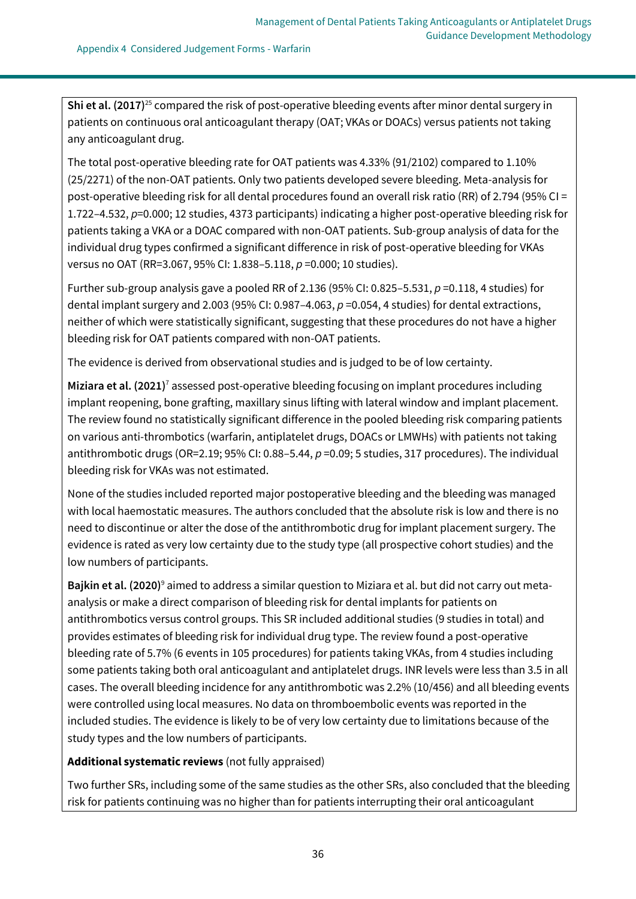**Shi et al. (2017)**[25] compared the risk of post-operative bleeding events after minor dental surgery in patients on continuous oral anticoagulant therapy (OAT; VKAs or DOACs) versus patients not taking any anticoagulant drug.

The total post-operative bleeding rate for OAT patients was 4.33% (91/2102) compared to 1.10% (25/2271) of the non-OAT patients. Only two patients developed severe bleeding. Meta-analysis for post-operative bleeding risk for all dental procedures found an overall risk ratio (RR) of 2.794 (95% CI = 1.722–4.532, $p$=0.000; 12 studies, 4373 participants) indicating a higher post-operative bleeding risk for patients taking a VKA or a DOAC compared with non-OAT patients. Sub-group analysis of data for the individual drug types confirmed a significant difference in risk of post-operative bleeding for VKAs versus no OAT (RR=3.067, 95% CI: 1.838–5.118, $p$ =0.000; 10 studies).

Further sub-group analysis gave a pooled RR of 2.136 (95% CI: 0.825–5.531, $p$ =0.118, 4 studies) for dental implant surgery and 2.003 (95% CI: 0.987–4.063, $p$ =0.054, 4 studies) for dental extractions, neither of which were statistically significant, suggesting that these procedures do not have a higher bleeding risk for OAT patients compared with non-OAT patients.

The evidence is derived from observational studies and is judged to be of low certainty.

**Miziara et al. (2021)**[7] assessed post-operative bleeding focusing on implant procedures including implant reopening, bone grafting, maxillary sinus lifting with lateral window and implant placement. The review found no statistically significant difference in the pooled bleeding risk comparing patients on various anti-thrombotics (warfarin, antiplatelet drugs, DOACs or LMWHs) with patients not taking antithrombotic drugs (OR=2.19; 95% CI: 0.88–5.44, $p$ =0.09; 5 studies, 317 procedures). The individual bleeding risk for VKAs was not estimated.

None of the studies included reported major postoperative bleeding and the bleeding was managed with local haemostatic measures. The authors concluded that the absolute risk is low and there is no need to discontinue or alter the dose of the antithrombotic drug for implant placement surgery. The evidence is rated as very low certainty due to the study type (all prospective cohort studies) and the low numbers of participants.

**Bajkin et al. (2020)**[9] aimed to address a similar question to Miziara et al. but did not carry out meta-analysis or make a direct comparison of bleeding risk for dental implants for patients on antithrombotics versus control groups. This SR included additional studies (9 studies in total) and provides estimates of bleeding risk for individual drug type. The review found a post-operative bleeding rate of 5.7% (6 events in 105 procedures) for patients taking VKAs, from 4 studies including some patients taking both oral anticoagulant and antiplatelet drugs. INR levels were less than 3.5 in all cases. The overall bleeding incidence for any antithrombotic was 2.2% (10/456) and all bleeding events were controlled using local measures. No data on thromboembolic events was reported in the included studies. The evidence is likely to be of very low certainty due to limitations because of the study types and the low numbers of participants.

**Additional systematic reviews** (not fully appraised)

Two further SRs, including some of the same studies as the other SRs, also concluded that the bleeding risk for patients continuing was no higher than for patients interrupting their oral anticoagulant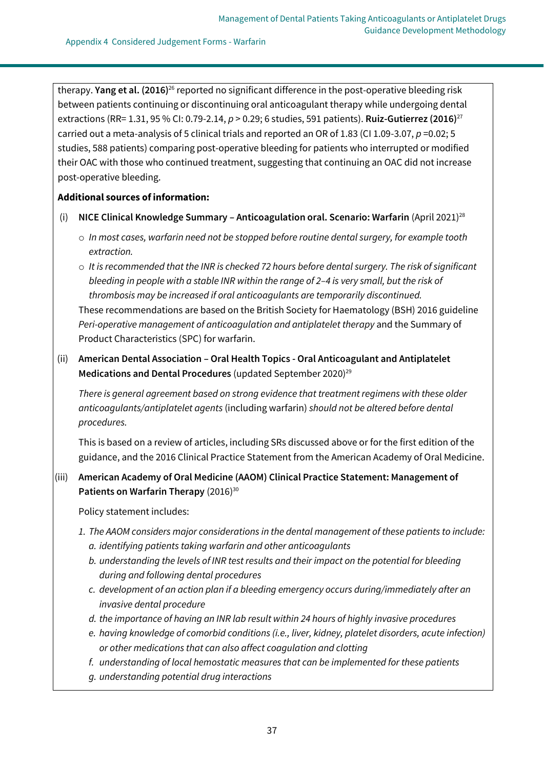therapy. **Yang et al. (2016)**[26] reported no significant difference in the post-operative bleeding risk between patients continuing or discontinuing oral anticoagulant therapy while undergoing dental extractions (RR= 1.31, 95 % CI: 0.79-2.14, $p > 0.29$; 6 studies, 591 patients). **Ruiz-Gutierrez (2016)**[27] carried out a meta-analysis of 5 clinical trials and reported an OR of 1.83 (CI 1.09-3.07, $p = 0.02$; 5 studies, 588 patients) comparing post-operative bleeding for patients who interrupted or modified their OAC with those who continued treatment, suggesting that continuing an OAC did not increase post-operative bleeding.

**Additional sources of information:**

(i) **NICE Clinical Knowledge Summary – Anticoagulation oral. Scenario: Warfarin** (April 2021)[28]

- *In most cases, warfarin need not be stopped before routine dental surgery, for example tooth extraction.*
- *It is recommended that the INR is checked 72 hours before dental surgery. The risk of significant bleeding in people with a stable INR within the range of 2–4 is very small, but the risk of thrombosis may be increased if oral anticoagulants are temporarily discontinued.*

These recommendations are based on the British Society for Haematology (BSH) 2016 guideline *Peri-operative management of anticoagulation and antiplatelet therapy* and the Summary of Product Characteristics (SPC) for warfarin.

(ii) **American Dental Association – Oral Health Topics - Oral Anticoagulant and Antiplatelet Medications and Dental Procedures** (updated September 2020)[29]

*There is general agreement based on strong evidence that treatment regimens with these older anticoagulants/antiplatelet agents* (including warfarin) *should not be altered before dental procedures.*

This is based on a review of articles, including SRs discussed above or for the first edition of the guidance, and the 2016 Clinical Practice Statement from the American Academy of Oral Medicine.

(iii) **American Academy of Oral Medicine (AAOM) Clinical Practice Statement: Management of Patients on Warfarin Therapy** (2016)[30]

Policy statement includes:

1. *The AAOM considers major considerations in the dental management of these patients to include:*
   a. *identifying patients taking warfarin and other anticoagulants*
   b. *understanding the levels of INR test results and their impact on the potential for bleeding during and following dental procedures*
   c. *development of an action plan if a bleeding emergency occurs during/immediately after an invasive dental procedure*
   d. *the importance of having an INR lab result within 24 hours of highly invasive procedures*
   e. *having knowledge of comorbid conditions (i.e., liver, kidney, platelet disorders, acute infection) or other medications that can also affect coagulation and clotting*
   f. *understanding of local hemostatic measures that can be implemented for these patients*
   g. *understanding potential drug interactions*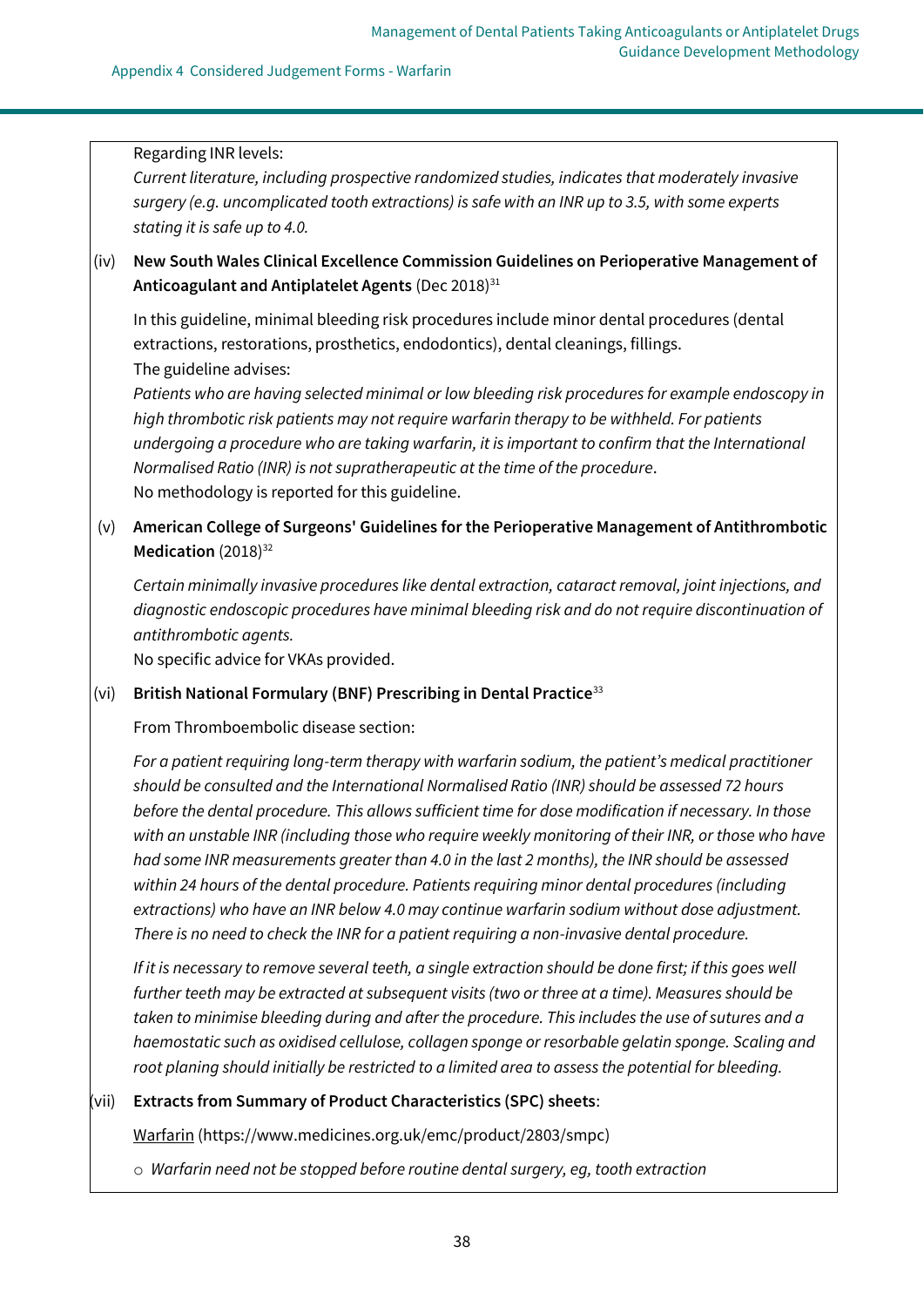Regarding INR levels:

*Current literature, including prospective randomized studies, indicates that moderately invasive surgery (e.g. uncomplicated tooth extractions) is safe with an INR up to 3.5, with some experts stating it is safe up to 4.0.*

(iv) **New South Wales Clinical Excellence Commission Guidelines on Perioperative Management of Anticoagulant and Antiplatelet Agents** (Dec 2018)[31]

In this guideline, minimal bleeding risk procedures include minor dental procedures (dental extractions, restorations, prosthetics, endodontics), dental cleanings, fillings.

The guideline advises:

*Patients who are having selected minimal or low bleeding risk procedures for example endoscopy in high thrombotic risk patients may not require warfarin therapy to be withheld. For patients undergoing a procedure who are taking warfarin, it is important to confirm that the International Normalised Ratio (INR) is not supratherapeutic at the time of the procedure*.

No methodology is reported for this guideline.

(v) **American College of Surgeons' Guidelines for the Perioperative Management of Antithrombotic Medication** (2018)[32]

*Certain minimally invasive procedures like dental extraction, cataract removal, joint injections, and diagnostic endoscopic procedures have minimal bleeding risk and do not require discontinuation of antithrombotic agents.*

No specific advice for VKAs provided.

(vi) **British National Formulary (BNF) Prescribing in Dental Practice**[33]

From Thromboembolic disease section:

*For a patient requiring long-term therapy with warfarin sodium, the patient's medical practitioner should be consulted and the International Normalised Ratio (INR) should be assessed 72 hours before the dental procedure. This allows sufficient time for dose modification if necessary. In those with an unstable INR (including those who require weekly monitoring of their INR, or those who have had some INR measurements greater than 4.0 in the last 2 months), the INR should be assessed within 24 hours of the dental procedure. Patients requiring minor dental procedures (including extractions) who have an INR below 4.0 may continue warfarin sodium without dose adjustment. There is no need to check the INR for a patient requiring a non-invasive dental procedure.*

*If it is necessary to remove several teeth, a single extraction should be done first; if this goes well further teeth may be extracted at subsequent visits (two or three at a time). Measures should be taken to minimise bleeding during and after the procedure. This includes the use of sutures and a haemostatic such as oxidised cellulose, collagen sponge or resorbable gelatin sponge. Scaling and root planing should initially be restricted to a limited area to assess the potential for bleeding.*

(vii) **Extracts from Summary of Product Characteristics (SPC) sheets**:

Warfarin (https://www.medicines.org.uk/emc/product/2803/smpc)

- *Warfarin need not be stopped before routine dental surgery, eg, tooth extraction*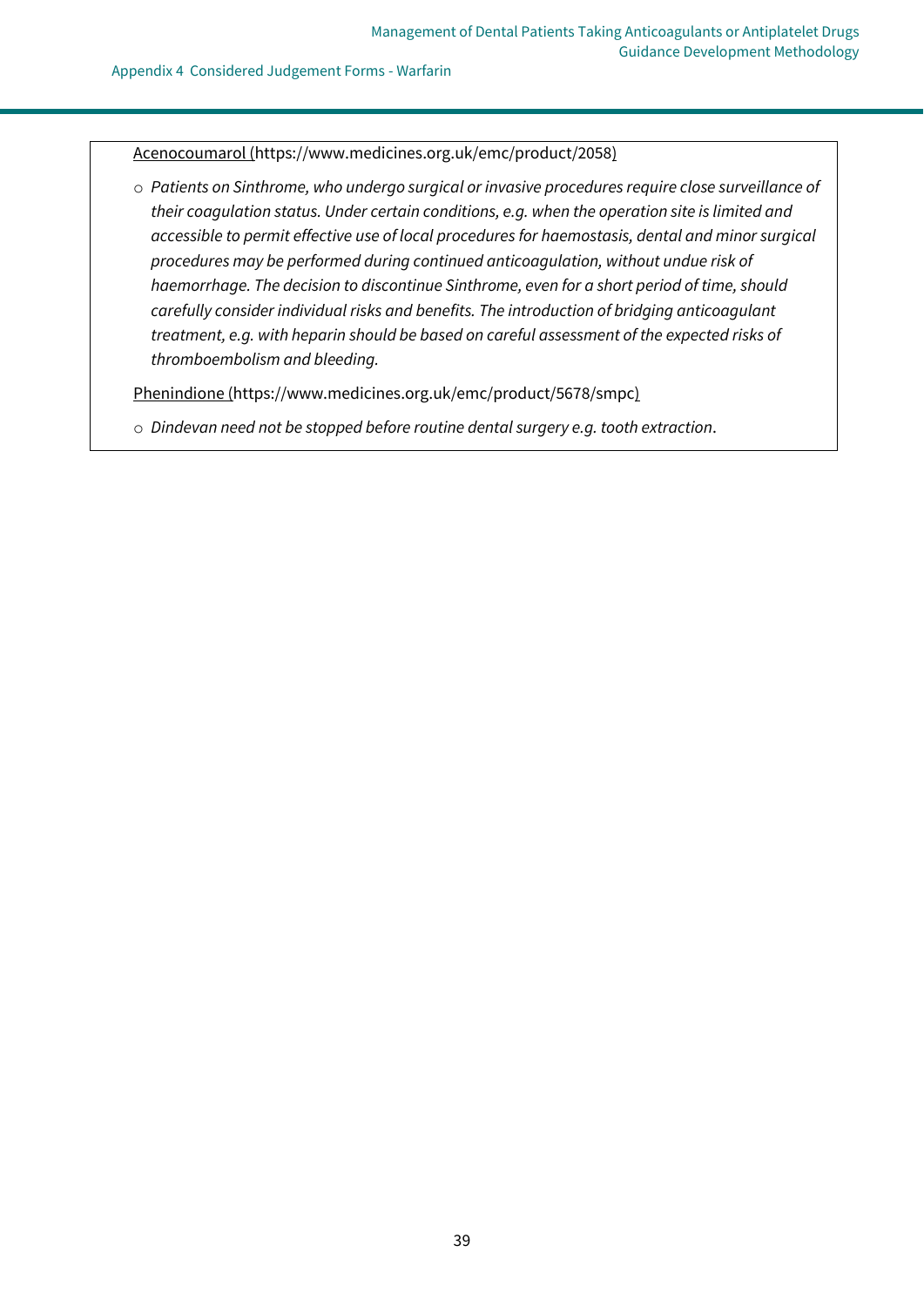Acenocoumarol (https://www.medicines.org.uk/emc/product/2058)

- *Patients on Sinthrome, who undergo surgical or invasive procedures require close surveillance of their coagulation status. Under certain conditions, e.g. when the operation site is limited and accessible to permit effective use of local procedures for haemostasis, dental and minor surgical procedures may be performed during continued anticoagulation, without undue risk of haemorrhage. The decision to discontinue Sinthrome, even for a short period of time, should carefully consider individual risks and benefits. The introduction of bridging anticoagulant treatment, e.g. with heparin should be based on careful assessment of the expected risks of thromboembolism and bleeding.*

Phenindione (https://www.medicines.org.uk/emc/product/5678/smpc)

- *Dindevan need not be stopped before routine dental surgery e.g. tooth extraction*.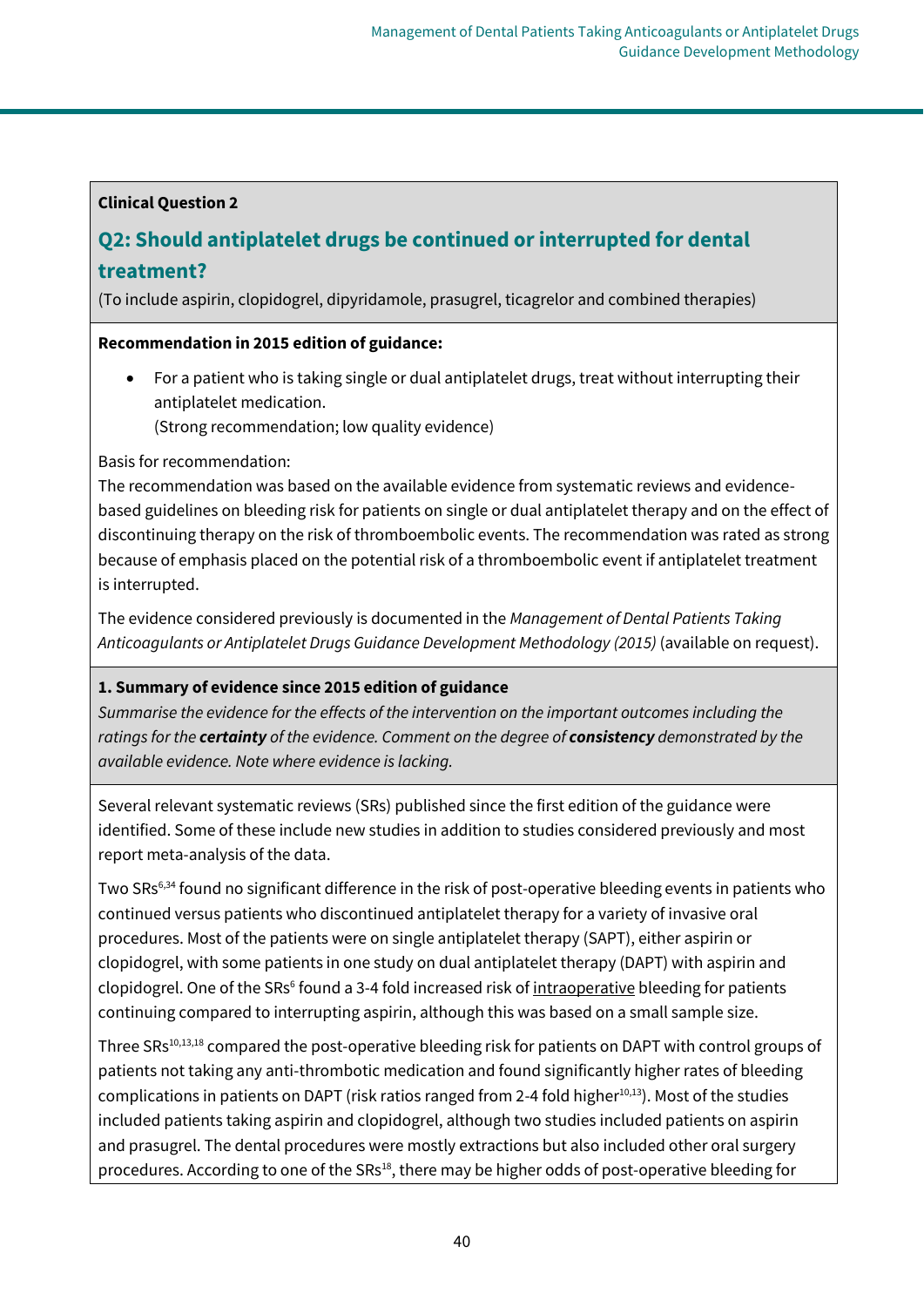**Clinical Question 2**

## Q2: Should antiplatelet drugs be continued or interrupted for dental treatment?

(To include aspirin, clopidogrel, dipyridamole, prasugrel, ticagrelor and combined therapies)

**Recommendation in 2015 edition of guidance:**

- For a patient who is taking single or dual antiplatelet drugs, treat without interrupting their antiplatelet medication.
  (Strong recommendation; low quality evidence)

Basis for recommendation:
The recommendation was based on the available evidence from systematic reviews and evidence-based guidelines on bleeding risk for patients on single or dual antiplatelet therapy and on the effect of discontinuing therapy on the risk of thromboembolic events. The recommendation was rated as strong because of emphasis placed on the potential risk of a thromboembolic event if antiplatelet treatment is interrupted.

The evidence considered previously is documented in the *Management of Dental Patients Taking Anticoagulants or Antiplatelet Drugs Guidance Development Methodology (2015)* (available on request).

**1. Summary of evidence since 2015 edition of guidance**

*Summarise the evidence for the effects of the intervention on the important outcomes including the ratings for the* ***certainty*** *of the evidence. Comment on the degree of* ***consistency*** *demonstrated by the available evidence. Note where evidence is lacking.*

Several relevant systematic reviews (SRs) published since the first edition of the guidance were identified. Some of these include new studies in addition to studies considered previously and most report meta-analysis of the data.

Two SRs[6,34] found no significant difference in the risk of post-operative bleeding events in patients who continued versus patients who discontinued antiplatelet therapy for a variety of invasive oral procedures. Most of the patients were on single antiplatelet therapy (SAPT), either aspirin or clopidogrel, with some patients in one study on dual antiplatelet therapy (DAPT) with aspirin and clopidogrel. One of the SRs[6] found a 3-4 fold increased risk of intraoperative bleeding for patients continuing compared to interrupting aspirin, although this was based on a small sample size.

Three SRs[10,13,18] compared the post-operative bleeding risk for patients on DAPT with control groups of patients not taking any anti-thrombotic medication and found significantly higher rates of bleeding complications in patients on DAPT (risk ratios ranged from 2-4 fold higher[10,13]). Most of the studies included patients taking aspirin and clopidogrel, although two studies included patients on aspirin and prasugrel. The dental procedures were mostly extractions but also included other oral surgery procedures. According to one of the SRs[18], there may be higher odds of post-operative bleeding for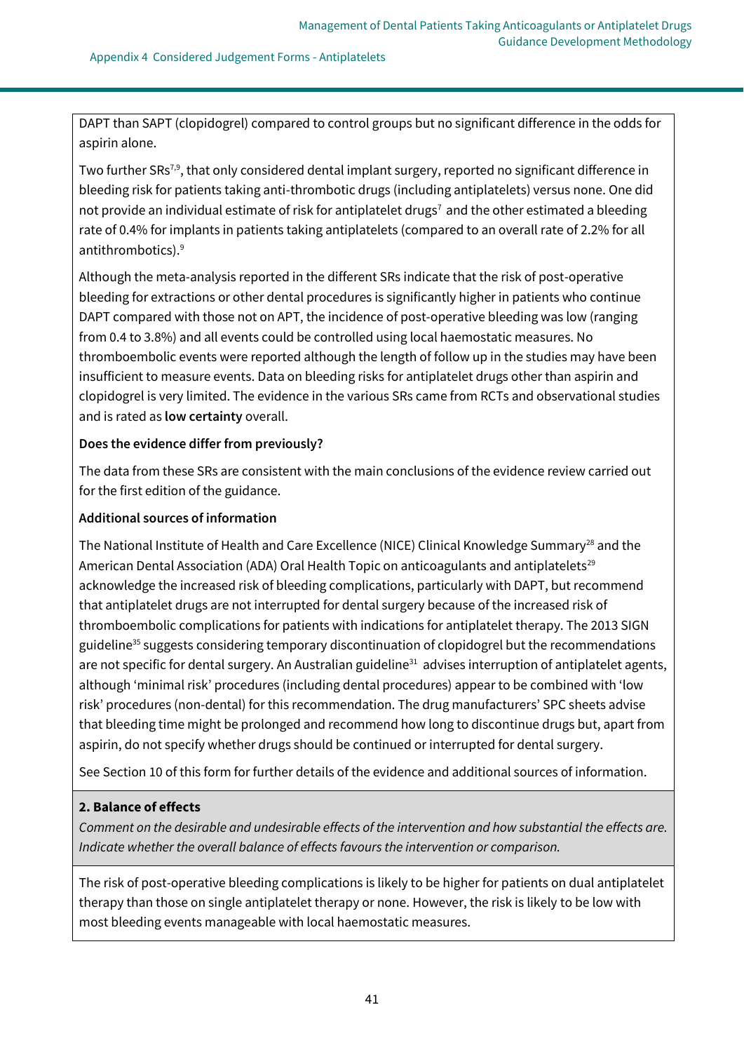DAPT than SAPT (clopidogrel) compared to control groups but no significant difference in the odds for aspirin alone.

Two further SRs[7,9], that only considered dental implant surgery, reported no significant difference in bleeding risk for patients taking anti-thrombotic drugs (including antiplatelets) versus none. One did not provide an individual estimate of risk for antiplatelet drugs[7] and the other estimated a bleeding rate of 0.4% for implants in patients taking antiplatelets (compared to an overall rate of 2.2% for all antithrombotics).[9]

Although the meta-analysis reported in the different SRs indicate that the risk of post-operative bleeding for extractions or other dental procedures is significantly higher in patients who continue DAPT compared with those not on APT, the incidence of post-operative bleeding was low (ranging from 0.4 to 3.8%) and all events could be controlled using local haemostatic measures. No thromboembolic events were reported although the length of follow up in the studies may have been insufficient to measure events. Data on bleeding risks for antiplatelet drugs other than aspirin and clopidogrel is very limited. The evidence in the various SRs came from RCTs and observational studies and is rated as **low certainty** overall.

**Does the evidence differ from previously?**

The data from these SRs are consistent with the main conclusions of the evidence review carried out for the first edition of the guidance.

**Additional sources of information**

The National Institute of Health and Care Excellence (NICE) Clinical Knowledge Summary[28] and the American Dental Association (ADA) Oral Health Topic on anticoagulants and antiplatelets[29] acknowledge the increased risk of bleeding complications, particularly with DAPT, but recommend that antiplatelet drugs are not interrupted for dental surgery because of the increased risk of thromboembolic complications for patients with indications for antiplatelet therapy. The 2013 SIGN guideline[35] suggests considering temporary discontinuation of clopidogrel but the recommendations are not specific for dental surgery. An Australian guideline[31] advises interruption of antiplatelet agents, although 'minimal risk' procedures (including dental procedures) appear to be combined with 'low risk' procedures (non-dental) for this recommendation. The drug manufacturers' SPC sheets advise that bleeding time might be prolonged and recommend how long to discontinue drugs but, apart from aspirin, do not specify whether drugs should be continued or interrupted for dental surgery.

See Section 10 of this form for further details of the evidence and additional sources of information.

**2. Balance of effects**

*Comment on the desirable and undesirable effects of the intervention and how substantial the effects are. Indicate whether the overall balance of effects favours the intervention or comparison.*

The risk of post-operative bleeding complications is likely to be higher for patients on dual antiplatelet therapy than those on single antiplatelet therapy or none. However, the risk is likely to be low with most bleeding events manageable with local haemostatic measures.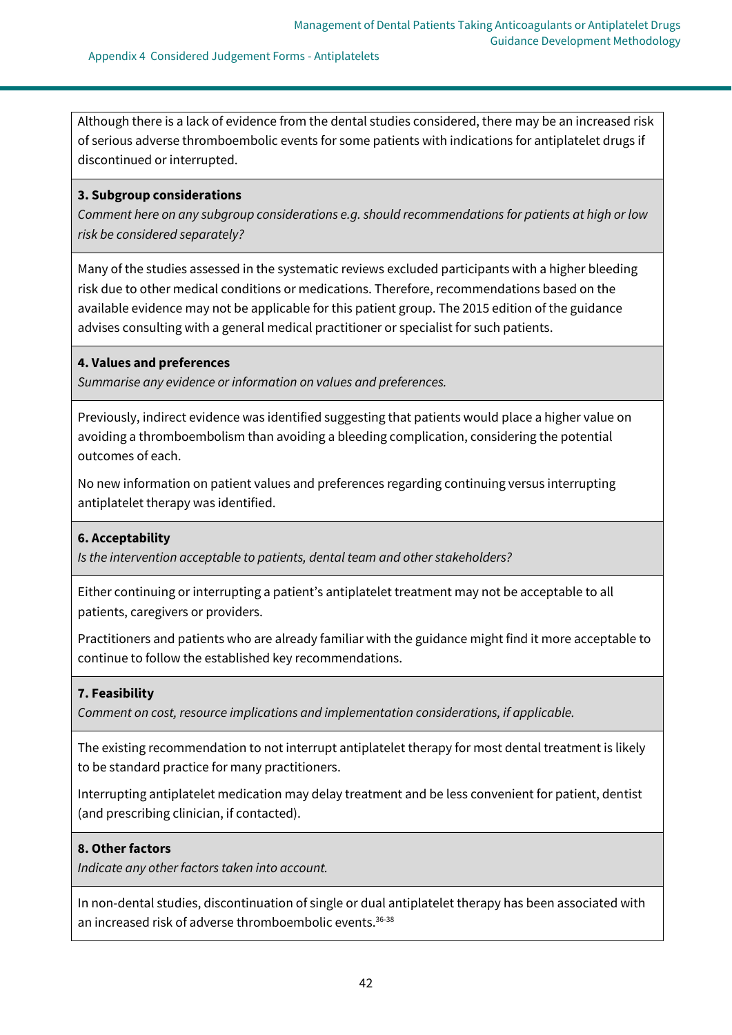Although there is a lack of evidence from the dental studies considered, there may be an increased risk of serious adverse thromboembolic events for some patients with indications for antiplatelet drugs if discontinued or interrupted.

**3. Subgroup considerations**

*Comment here on any subgroup considerations e.g. should recommendations for patients at high or low risk be considered separately?*

Many of the studies assessed in the systematic reviews excluded participants with a higher bleeding risk due to other medical conditions or medications. Therefore, recommendations based on the available evidence may not be applicable for this patient group. The 2015 edition of the guidance advises consulting with a general medical practitioner or specialist for such patients.

**4. Values and preferences**

*Summarise any evidence or information on values and preferences.*

Previously, indirect evidence was identified suggesting that patients would place a higher value on avoiding a thromboembolism than avoiding a bleeding complication, considering the potential outcomes of each.

No new information on patient values and preferences regarding continuing versus interrupting antiplatelet therapy was identified.

**6. Acceptability**

*Is the intervention acceptable to patients, dental team and other stakeholders?*

Either continuing or interrupting a patient's antiplatelet treatment may not be acceptable to all patients, caregivers or providers.

Practitioners and patients who are already familiar with the guidance might find it more acceptable to continue to follow the established key recommendations.

**7. Feasibility**

*Comment on cost, resource implications and implementation considerations, if applicable.*

The existing recommendation to not interrupt antiplatelet therapy for most dental treatment is likely to be standard practice for many practitioners.

Interrupting antiplatelet medication may delay treatment and be less convenient for patient, dentist (and prescribing clinician, if contacted).

**8. Other factors**

*Indicate any other factors taken into account.*

In non-dental studies, discontinuation of single or dual antiplatelet therapy has been associated with an increased risk of adverse thromboembolic events.[36-38]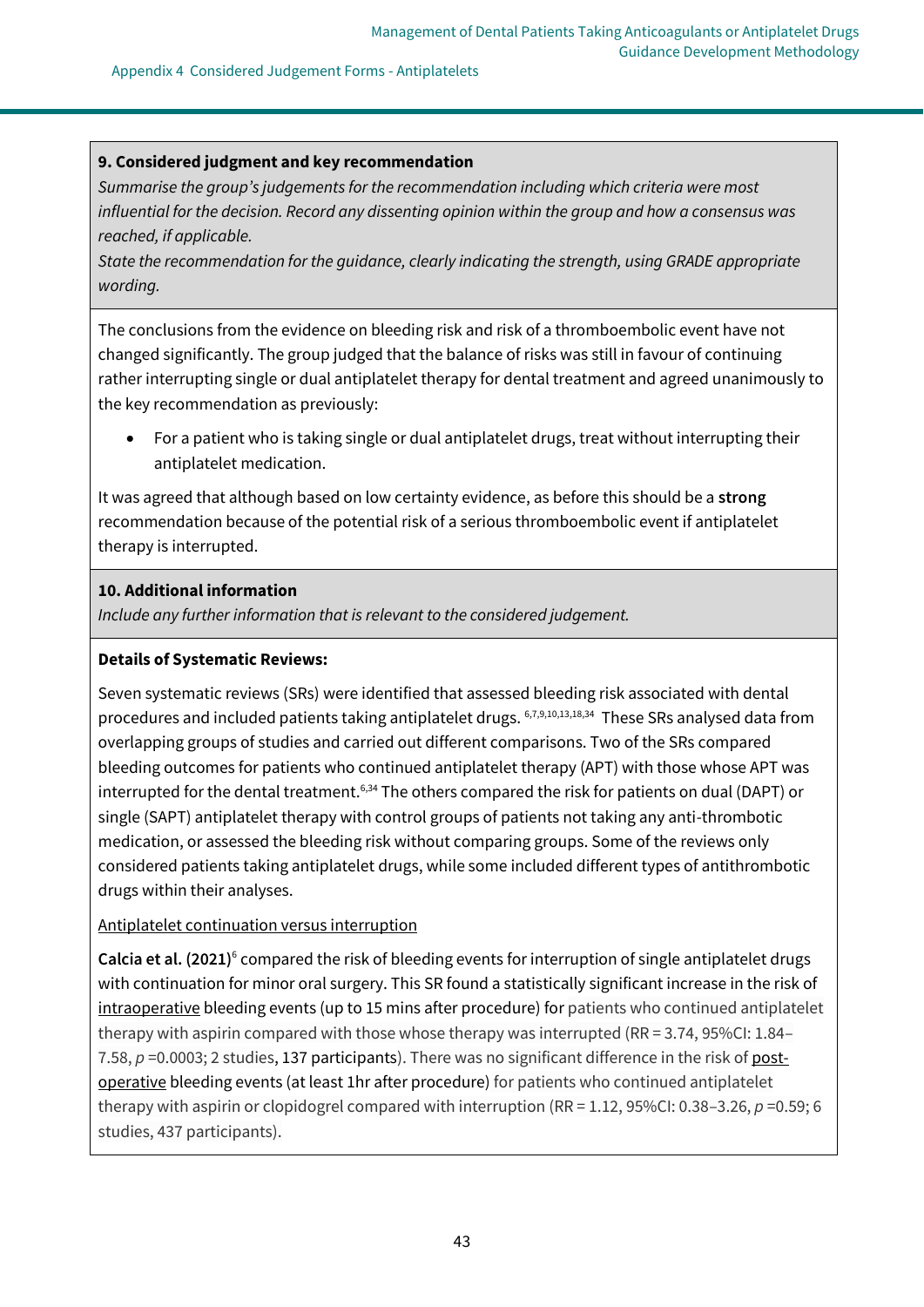**9. Considered judgment and key recommendation**

*Summarise the group's judgements for the recommendation including which criteria were most influential for the decision. Record any dissenting opinion within the group and how a consensus was reached, if applicable.*

*State the recommendation for the guidance, clearly indicating the strength, using GRADE appropriate wording.*

The conclusions from the evidence on bleeding risk and risk of a thromboembolic event have not changed significantly. The group judged that the balance of risks was still in favour of continuing rather interrupting single or dual antiplatelet therapy for dental treatment and agreed unanimously to the key recommendation as previously:

- For a patient who is taking single or dual antiplatelet drugs, treat without interrupting their antiplatelet medication.

It was agreed that although based on low certainty evidence, as before this should be a **strong** recommendation because of the potential risk of a serious thromboembolic event if antiplatelet therapy is interrupted.

**10. Additional information**

*Include any further information that is relevant to the considered judgement.*

**Details of Systematic Reviews:**

Seven systematic reviews (SRs) were identified that assessed bleeding risk associated with dental procedures and included patients taking antiplatelet drugs. [6,7,9,10,13,18,34] These SRs analysed data from overlapping groups of studies and carried out different comparisons. Two of the SRs compared bleeding outcomes for patients who continued antiplatelet therapy (APT) with those whose APT was interrupted for the dental treatment.[6,34] The others compared the risk for patients on dual (DAPT) or single (SAPT) antiplatelet therapy with control groups of patients not taking any anti-thrombotic medication, or assessed the bleeding risk without comparing groups. Some of the reviews only considered patients taking antiplatelet drugs, while some included different types of antithrombotic drugs within their analyses.

<u>Antiplatelet continuation versus interruption</u>

**Calcia et al. (2021)**[6] compared the risk of bleeding events for interruption of single antiplatelet drugs with continuation for minor oral surgery. This SR found a statistically significant increase in the risk of <u>intraoperative</u> bleeding events (up to 15 mins after procedure) for patients who continued antiplatelet therapy with aspirin compared with those whose therapy was interrupted (RR = 3.74, 95%CI: 1.84–7.58, $p$ =0.0003; 2 studies, 137 participants). There was no significant difference in the risk of <u>post-operative</u> bleeding events (at least 1hr after procedure) for patients who continued antiplatelet therapy with aspirin or clopidogrel compared with interruption (RR = 1.12, 95%CI: 0.38–3.26, $p$ =0.59; 6 studies, 437 participants).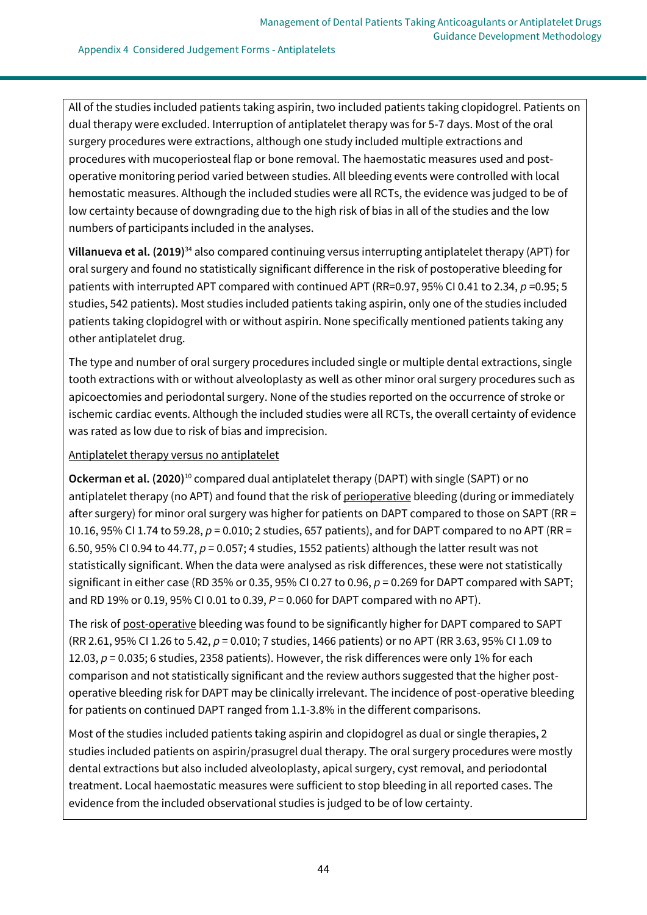All of the studies included patients taking aspirin, two included patients taking clopidogrel. Patients on dual therapy were excluded. Interruption of antiplatelet therapy was for 5-7 days. Most of the oral surgery procedures were extractions, although one study included multiple extractions and procedures with mucoperiosteal flap or bone removal. The haemostatic measures used and post-operative monitoring period varied between studies. All bleeding events were controlled with local hemostatic measures. Although the included studies were all RCTs, the evidence was judged to be of low certainty because of downgrading due to the high risk of bias in all of the studies and the low numbers of participants included in the analyses.

**Villanueva et al. (2019)**[34] also compared continuing versus interrupting antiplatelet therapy (APT) for oral surgery and found no statistically significant difference in the risk of postoperative bleeding for patients with interrupted APT compared with continued APT (RR=0.97, 95% CI 0.41 to 2.34, $p$ =0.95; 5 studies, 542 patients). Most studies included patients taking aspirin, only one of the studies included patients taking clopidogrel with or without aspirin. None specifically mentioned patients taking any other antiplatelet drug.

The type and number of oral surgery procedures included single or multiple dental extractions, single tooth extractions with or without alveoloplasty as well as other minor oral surgery procedures such as apicoectomies and periodontal surgery. None of the studies reported on the occurrence of stroke or ischemic cardiac events. Although the included studies were all RCTs, the overall certainty of evidence was rated as low due to risk of bias and imprecision.

Antiplatelet therapy versus no antiplatelet

**Ockerman et al. (2020)**[10] compared dual antiplatelet therapy (DAPT) with single (SAPT) or no antiplatelet therapy (no APT) and found that the risk of perioperative bleeding (during or immediately after surgery) for minor oral surgery was higher for patients on DAPT compared to those on SAPT (RR = 10.16, 95% CI 1.74 to 59.28, $p$ = 0.010; 2 studies, 657 patients), and for DAPT compared to no APT (RR = 6.50, 95% CI 0.94 to 44.77, $p$ = 0.057; 4 studies, 1552 patients) although the latter result was not statistically significant. When the data were analysed as risk differences, these were not statistically significant in either case (RD 35% or 0.35, 95% CI 0.27 to 0.96, $p$ = 0.269 for DAPT compared with SAPT; and RD 19% or 0.19, 95% CI 0.01 to 0.39, $P$ = 0.060 for DAPT compared with no APT).

The risk of post-operative bleeding was found to be significantly higher for DAPT compared to SAPT (RR 2.61, 95% CI 1.26 to 5.42, $p$ = 0.010; 7 studies, 1466 patients) or no APT (RR 3.63, 95% CI 1.09 to 12.03, $p$ = 0.035; 6 studies, 2358 patients). However, the risk differences were only 1% for each comparison and not statistically significant and the review authors suggested that the higher post-operative bleeding risk for DAPT may be clinically irrelevant. The incidence of post-operative bleeding for patients on continued DAPT ranged from 1.1-3.8% in the different comparisons.

Most of the studies included patients taking aspirin and clopidogrel as dual or single therapies, 2 studies included patients on aspirin/prasugrel dual therapy. The oral surgery procedures were mostly dental extractions but also included alveoloplasty, apical surgery, cyst removal, and periodontal treatment. Local haemostatic measures were sufficient to stop bleeding in all reported cases. The evidence from the included observational studies is judged to be of low certainty.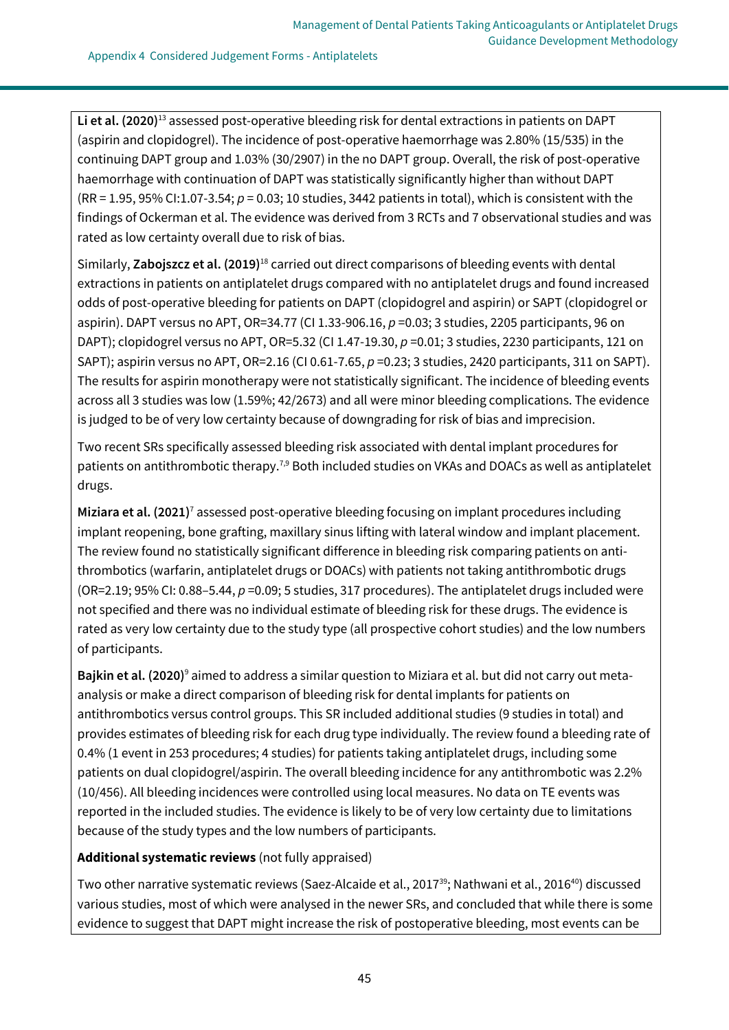**Li et al. (2020)**[13] assessed post-operative bleeding risk for dental extractions in patients on DAPT (aspirin and clopidogrel). The incidence of post-operative haemorrhage was 2.80% (15/535) in the continuing DAPT group and 1.03% (30/2907) in the no DAPT group. Overall, the risk of post-operative haemorrhage with continuation of DAPT was statistically significantly higher than without DAPT (RR = 1.95, 95% CI:1.07-3.54; $p = 0.03$; 10 studies, 3442 patients in total), which is consistent with the findings of Ockerman et al. The evidence was derived from 3 RCTs and 7 observational studies and was rated as low certainty overall due to risk of bias.

Similarly, **Zabojszcz et al. (2019)**[18] carried out direct comparisons of bleeding events with dental extractions in patients on antiplatelet drugs compared with no antiplatelet drugs and found increased odds of post-operative bleeding for patients on DAPT (clopidogrel and aspirin) or SAPT (clopidogrel or aspirin). DAPT versus no APT, OR=34.77 (CI 1.33-906.16, $p = 0.03$; 3 studies, 2205 participants, 96 on DAPT); clopidogrel versus no APT, OR=5.32 (CI 1.47-19.30, $p = 0.01$; 3 studies, 2230 participants, 121 on SAPT); aspirin versus no APT, OR=2.16 (CI 0.61-7.65, $p = 0.23$; 3 studies, 2420 participants, 311 on SAPT). The results for aspirin monotherapy were not statistically significant. The incidence of bleeding events across all 3 studies was low (1.59%; 42/2673) and all were minor bleeding complications. The evidence is judged to be of very low certainty because of downgrading for risk of bias and imprecision.

Two recent SRs specifically assessed bleeding risk associated with dental implant procedures for patients on antithrombotic therapy.[7,9] Both included studies on VKAs and DOACs as well as antiplatelet drugs.

**Miziara et al. (2021)**[7] assessed post-operative bleeding focusing on implant procedures including implant reopening, bone grafting, maxillary sinus lifting with lateral window and implant placement. The review found no statistically significant difference in bleeding risk comparing patients on anti-thrombotics (warfarin, antiplatelet drugs or DOACs) with patients not taking antithrombotic drugs (OR=2.19; 95% CI: 0.88–5.44, $p = 0.09$; 5 studies, 317 procedures). The antiplatelet drugs included were not specified and there was no individual estimate of bleeding risk for these drugs. The evidence is rated as very low certainty due to the study type (all prospective cohort studies) and the low numbers of participants.

**Bajkin et al. (2020)**[9] aimed to address a similar question to Miziara et al. but did not carry out meta-analysis or make a direct comparison of bleeding risk for dental implants for patients on antithrombotics versus control groups. This SR included additional studies (9 studies in total) and provides estimates of bleeding risk for each drug type individually. The review found a bleeding rate of 0.4% (1 event in 253 procedures; 4 studies) for patients taking antiplatelet drugs, including some patients on dual clopidogrel/aspirin. The overall bleeding incidence for any antithrombotic was 2.2% (10/456). All bleeding incidences were controlled using local measures. No data on TE events was reported in the included studies. The evidence is likely to be of very low certainty due to limitations because of the study types and the low numbers of participants.

**Additional systematic reviews** (not fully appraised)

Two other narrative systematic reviews (Saez-Alcaide et al., 2017[39]; Nathwani et al., 2016[40]) discussed various studies, most of which were analysed in the newer SRs, and concluded that while there is some evidence to suggest that DAPT might increase the risk of postoperative bleeding, most events can be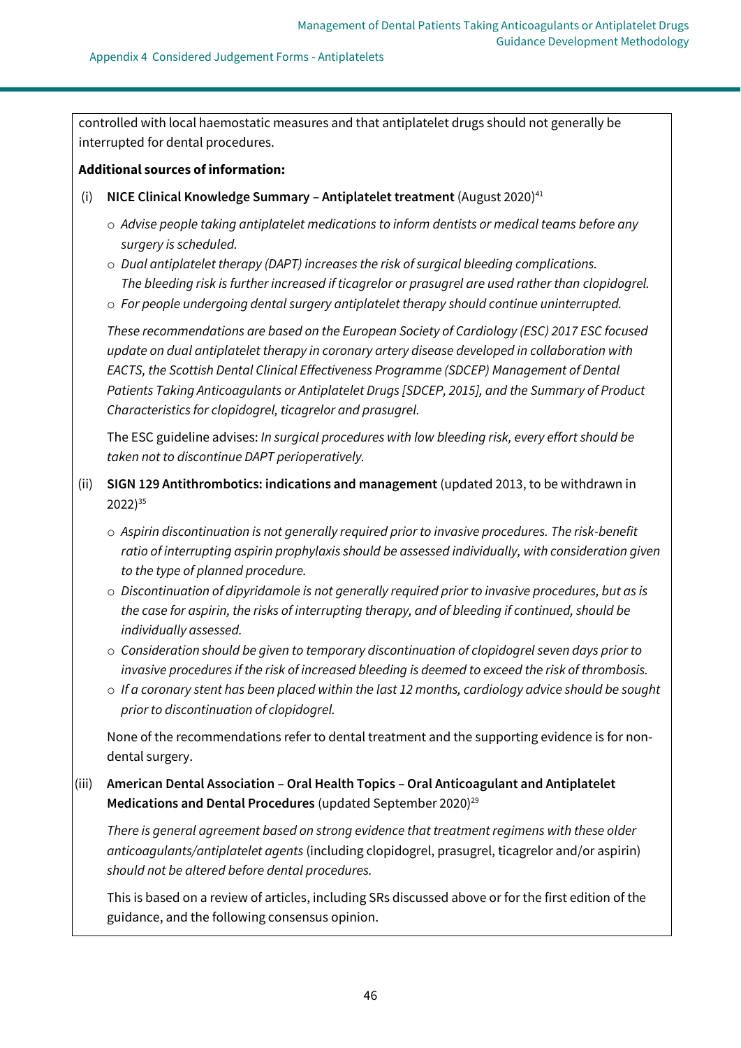controlled with local haemostatic measures and that antiplatelet drugs should not generally be interrupted for dental procedures.

**Additional sources of information:**

(i) **NICE Clinical Knowledge Summary – Antiplatelet treatment** (August 2020)[41]

- *Advise people taking antiplatelet medications to inform dentists or medical teams before any surgery is scheduled.*
- *Dual antiplatelet therapy (DAPT) increases the risk of surgical bleeding complications. The bleeding risk is further increased if ticagrelor or prasugrel are used rather than clopidogrel.*
- *For people undergoing dental surgery antiplatelet therapy should continue uninterrupted.*

*These recommendations are based on the European Society of Cardiology (ESC) 2017 ESC focused update on dual antiplatelet therapy in coronary artery disease developed in collaboration with EACTS, the Scottish Dental Clinical Effectiveness Programme (SDCEP) Management of Dental Patients Taking Anticoagulants or Antiplatelet Drugs [SDCEP, 2015], and the Summary of Product Characteristics for clopidogrel, ticagrelor and prasugrel.*

The ESC guideline advises: *In surgical procedures with low bleeding risk, every effort should be taken not to discontinue DAPT perioperatively.*

(ii) **SIGN 129 Antithrombotics: indications and management** (updated 2013, to be withdrawn in 2022)[35]

- *Aspirin discontinuation is not generally required prior to invasive procedures. The risk-benefit ratio of interrupting aspirin prophylaxis should be assessed individually, with consideration given to the type of planned procedure.*
- *Discontinuation of dipyridamole is not generally required prior to invasive procedures, but as is the case for aspirin, the risks of interrupting therapy, and of bleeding if continued, should be individually assessed.*
- *Consideration should be given to temporary discontinuation of clopidogrel seven days prior to invasive procedures if the risk of increased bleeding is deemed to exceed the risk of thrombosis.*
- *If a coronary stent has been placed within the last 12 months, cardiology advice should be sought prior to discontinuation of clopidogrel.*

None of the recommendations refer to dental treatment and the supporting evidence is for non-dental surgery.

(iii) **American Dental Association – Oral Health Topics – Oral Anticoagulant and Antiplatelet Medications and Dental Procedures** (updated September 2020)[29]

*There is general agreement based on strong evidence that treatment regimens with these older anticoagulants/antiplatelet agents* (including clopidogrel, prasugrel, ticagrelor and/or aspirin) *should not be altered before dental procedures.*

This is based on a review of articles, including SRs discussed above or for the first edition of the guidance, and the following consensus opinion.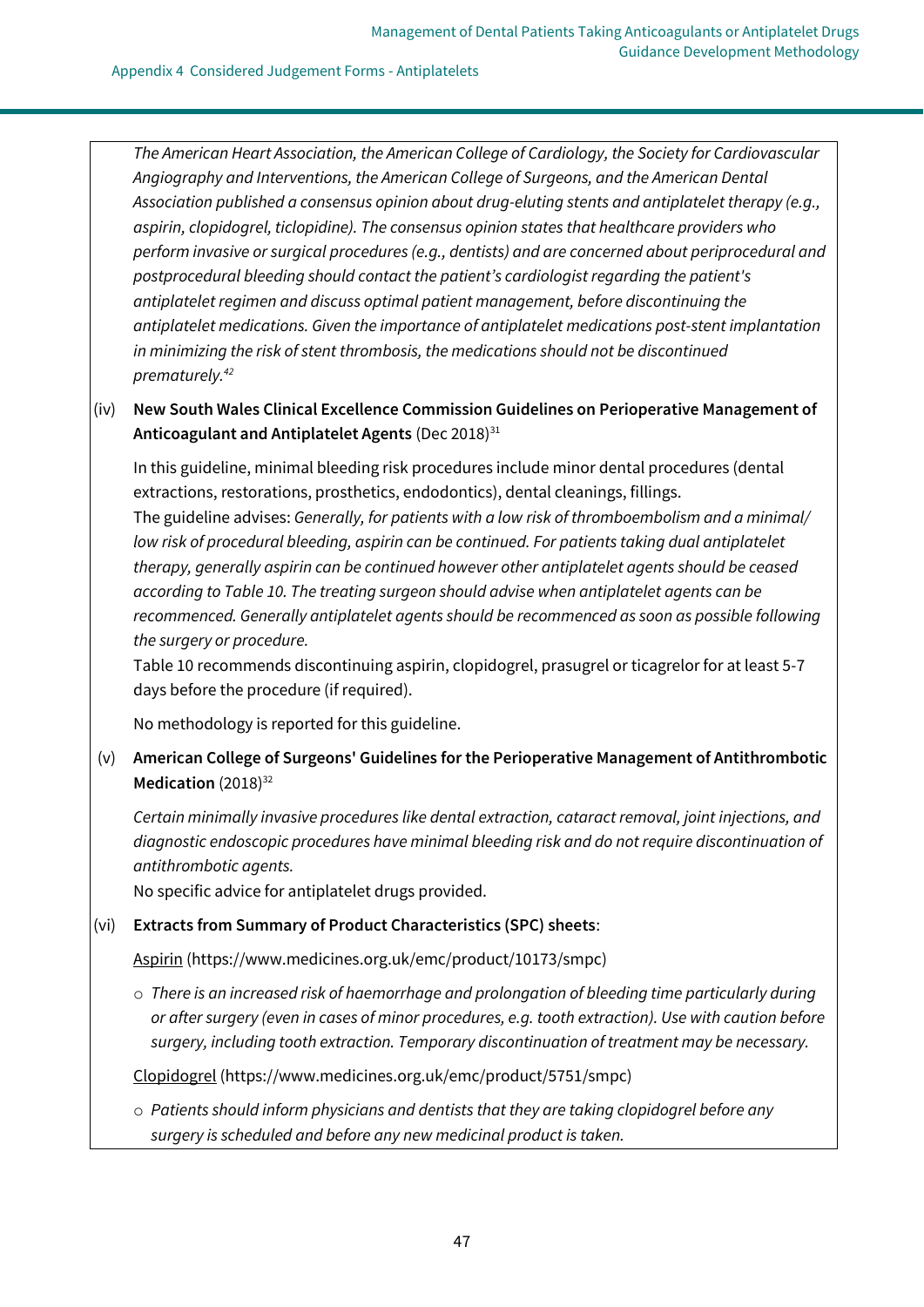*The American Heart Association, the American College of Cardiology, the Society for Cardiovascular Angiography and Interventions, the American College of Surgeons, and the American Dental Association published a consensus opinion about drug-eluting stents and antiplatelet therapy (e.g., aspirin, clopidogrel, ticlopidine). The consensus opinion states that healthcare providers who perform invasive or surgical procedures (e.g., dentists) and are concerned about periprocedural and postprocedural bleeding should contact the patient's cardiologist regarding the patient's antiplatelet regimen and discuss optimal patient management, before discontinuing the antiplatelet medications. Given the importance of antiplatelet medications post-stent implantation in minimizing the risk of stent thrombosis, the medications should not be discontinued prematurely.*[42]

(iv) **New South Wales Clinical Excellence Commission Guidelines on Perioperative Management of Anticoagulant and Antiplatelet Agents** (Dec 2018)[31]

In this guideline, minimal bleeding risk procedures include minor dental procedures (dental extractions, restorations, prosthetics, endodontics), dental cleanings, fillings.

The guideline advises: *Generally, for patients with a low risk of thromboembolism and a minimal/ low risk of procedural bleeding, aspirin can be continued. For patients taking dual antiplatelet therapy, generally aspirin can be continued however other antiplatelet agents should be ceased according to Table 10. The treating surgeon should advise when antiplatelet agents can be recommenced. Generally antiplatelet agents should be recommenced as soon as possible following the surgery or procedure.*

Table 10 recommends discontinuing aspirin, clopidogrel, prasugrel or ticagrelor for at least 5-7 days before the procedure (if required).

No methodology is reported for this guideline.

(v) **American College of Surgeons' Guidelines for the Perioperative Management of Antithrombotic Medication** (2018)[32]

*Certain minimally invasive procedures like dental extraction, cataract removal, joint injections, and diagnostic endoscopic procedures have minimal bleeding risk and do not require discontinuation of antithrombotic agents.*

No specific advice for antiplatelet drugs provided.

(vi) **Extracts from Summary of Product Characteristics (SPC) sheets**:

Aspirin (https://www.medicines.org.uk/emc/product/10173/smpc)

- *There is an increased risk of haemorrhage and prolongation of bleeding time particularly during or after surgery (even in cases of minor procedures, e.g. tooth extraction). Use with caution before surgery, including tooth extraction. Temporary discontinuation of treatment may be necessary.*

Clopidogrel (https://www.medicines.org.uk/emc/product/5751/smpc)

- *Patients should inform physicians and dentists that they are taking clopidogrel before any surgery is scheduled and before any new medicinal product is taken.*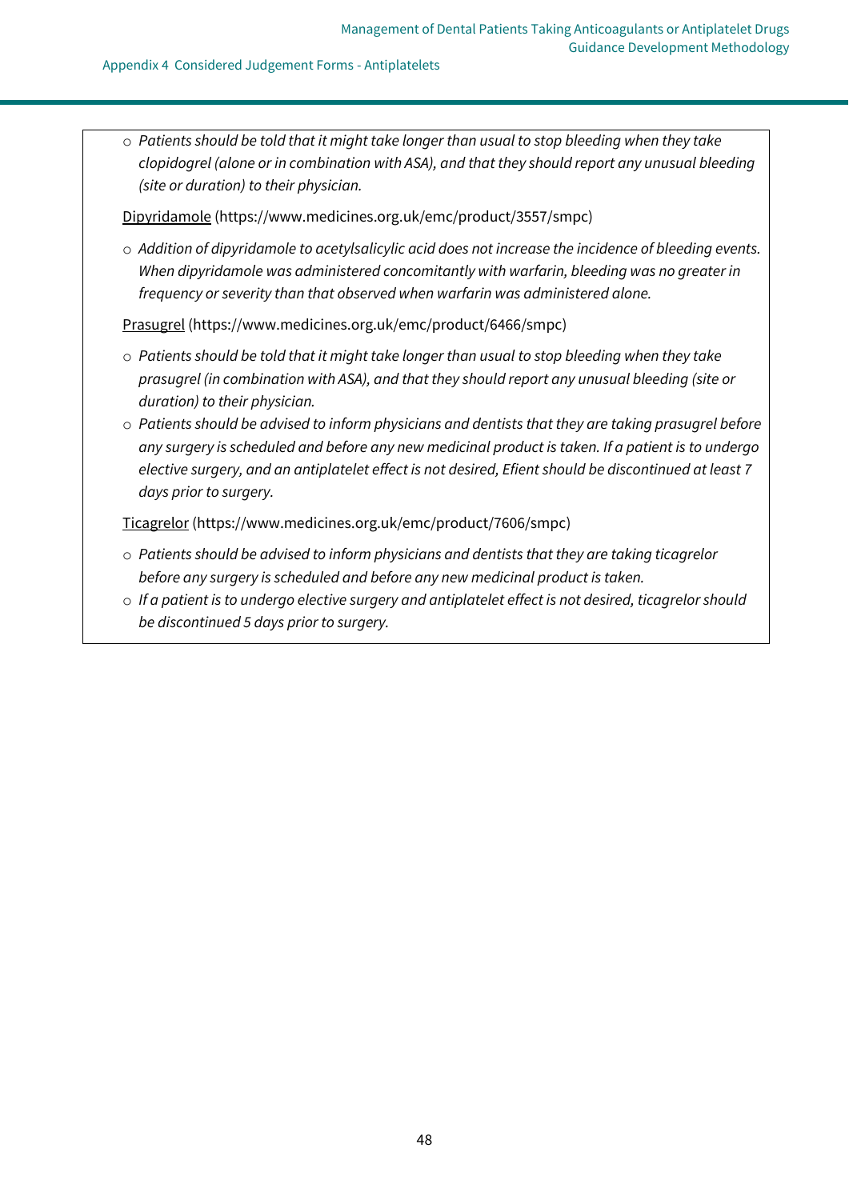- *Patients should be told that it might take longer than usual to stop bleeding when they take clopidogrel (alone or in combination with ASA), and that they should report any unusual bleeding (site or duration) to their physician.*

Dipyridamole (https://www.medicines.org.uk/emc/product/3557/smpc)

- *Addition of dipyridamole to acetylsalicylic acid does not increase the incidence of bleeding events. When dipyridamole was administered concomitantly with warfarin, bleeding was no greater in frequency or severity than that observed when warfarin was administered alone.*

Prasugrel (https://www.medicines.org.uk/emc/product/6466/smpc)

- *Patients should be told that it might take longer than usual to stop bleeding when they take prasugrel (in combination with ASA), and that they should report any unusual bleeding (site or duration) to their physician.*
- *Patients should be advised to inform physicians and dentists that they are taking prasugrel before any surgery is scheduled and before any new medicinal product is taken. If a patient is to undergo elective surgery, and an antiplatelet effect is not desired, Efient should be discontinued at least 7 days prior to surgery.*

Ticagrelor (https://www.medicines.org.uk/emc/product/7606/smpc)

- *Patients should be advised to inform physicians and dentists that they are taking ticagrelor before any surgery is scheduled and before any new medicinal product is taken.*
- *If a patient is to undergo elective surgery and antiplatelet effect is not desired, ticagrelor should be discontinued 5 days prior to surgery.*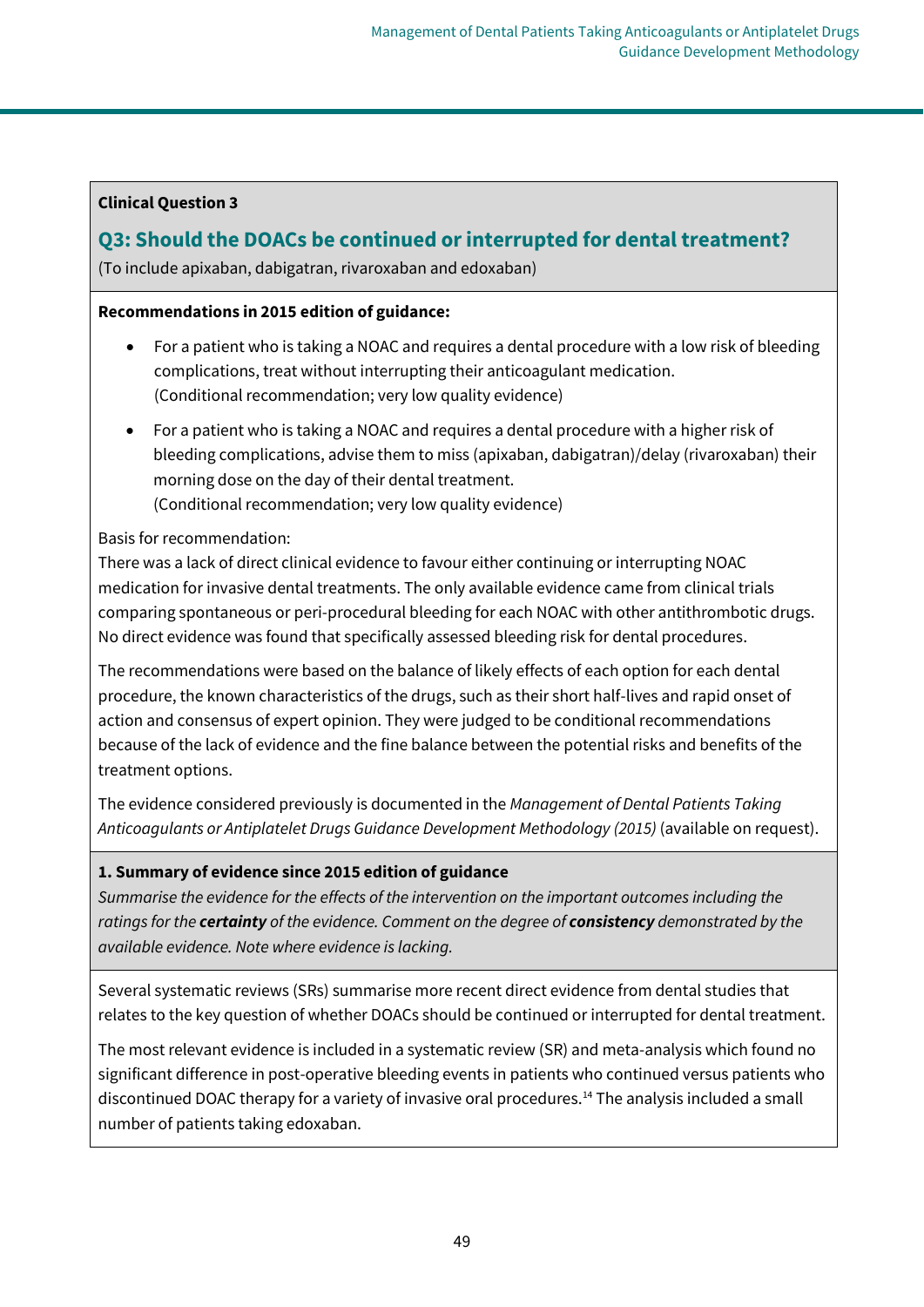**Clinical Question 3**

## Q3: Should the DOACs be continued or interrupted for dental treatment?

(To include apixaban, dabigatran, rivaroxaban and edoxaban)

**Recommendations in 2015 edition of guidance:**

- For a patient who is taking a NOAC and requires a dental procedure with a low risk of bleeding complications, treat without interrupting their anticoagulant medication.
  (Conditional recommendation; very low quality evidence)
- For a patient who is taking a NOAC and requires a dental procedure with a higher risk of bleeding complications, advise them to miss (apixaban, dabigatran)/delay (rivaroxaban) their morning dose on the day of their dental treatment.
  (Conditional recommendation; very low quality evidence)

Basis for recommendation:
There was a lack of direct clinical evidence to favour either continuing or interrupting NOAC medication for invasive dental treatments. The only available evidence came from clinical trials comparing spontaneous or peri-procedural bleeding for each NOAC with other antithrombotic drugs. No direct evidence was found that specifically assessed bleeding risk for dental procedures.

The recommendations were based on the balance of likely effects of each option for each dental procedure, the known characteristics of the drugs, such as their short half-lives and rapid onset of action and consensus of expert opinion. They were judged to be conditional recommendations because of the lack of evidence and the fine balance between the potential risks and benefits of the treatment options.

The evidence considered previously is documented in the *Management of Dental Patients Taking Anticoagulants or Antiplatelet Drugs Guidance Development Methodology (2015)* (available on request).

**1. Summary of evidence since 2015 edition of guidance**

*Summarise the evidence for the effects of the intervention on the important outcomes including the ratings for the* ***certainty*** *of the evidence. Comment on the degree of* ***consistency*** *demonstrated by the available evidence. Note where evidence is lacking.*

Several systematic reviews (SRs) summarise more recent direct evidence from dental studies that relates to the key question of whether DOACs should be continued or interrupted for dental treatment.

The most relevant evidence is included in a systematic review (SR) and meta-analysis which found no significant difference in post-operative bleeding events in patients who continued versus patients who discontinued DOAC therapy for a variety of invasive oral procedures.[14] The analysis included a small number of patients taking edoxaban.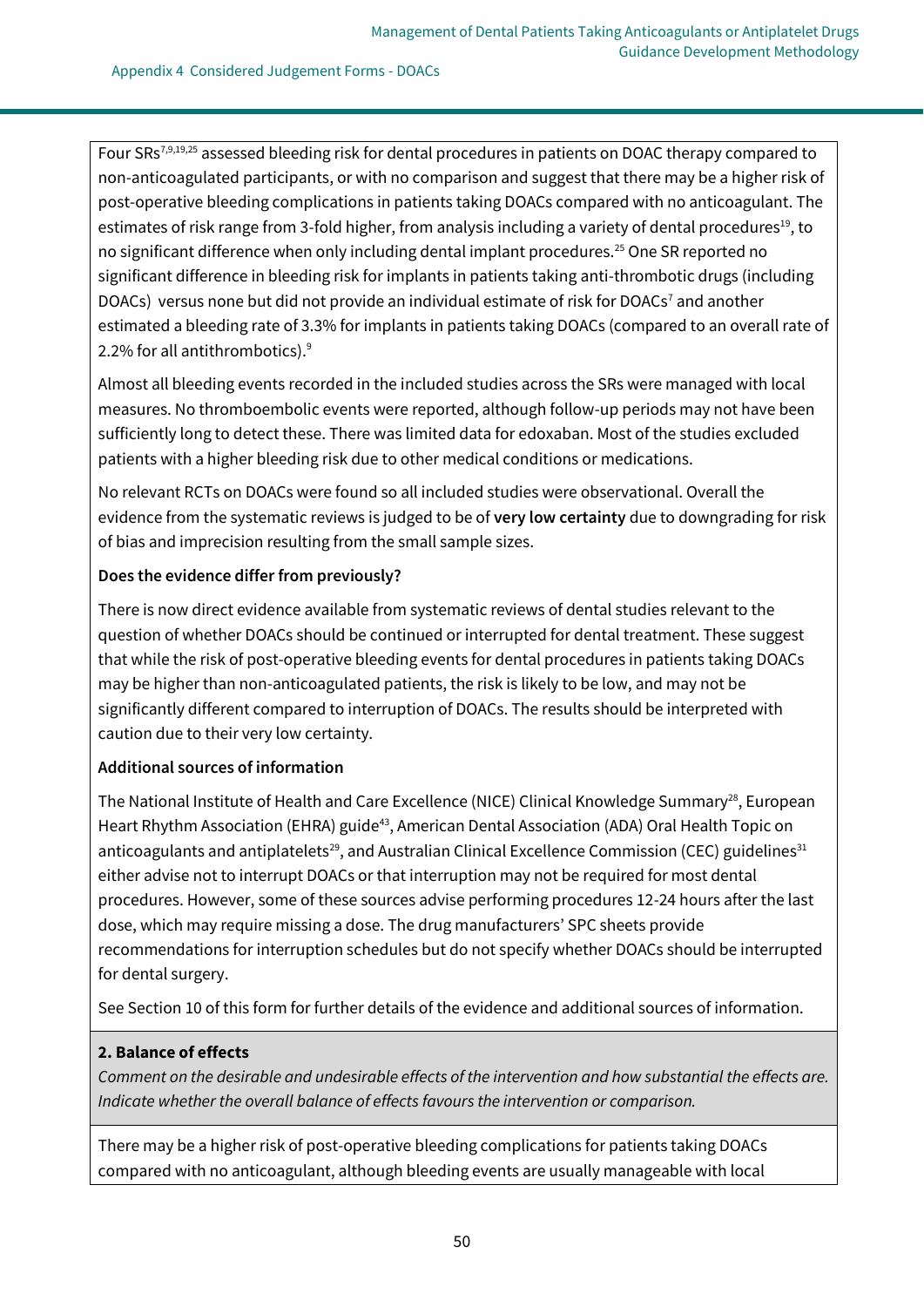Four SRs[7,9,19,25] assessed bleeding risk for dental procedures in patients on DOAC therapy compared to non-anticoagulated participants, or with no comparison and suggest that there may be a higher risk of post-operative bleeding complications in patients taking DOACs compared with no anticoagulant. The estimates of risk range from 3-fold higher, from analysis including a variety of dental procedures[19], to no significant difference when only including dental implant procedures.[25] One SR reported no significant difference in bleeding risk for implants in patients taking anti-thrombotic drugs (including DOACs) versus none but did not provide an individual estimate of risk for DOACs[7] and another estimated a bleeding rate of 3.3% for implants in patients taking DOACs (compared to an overall rate of 2.2% for all antithrombotics).[9]

Almost all bleeding events recorded in the included studies across the SRs were managed with local measures. No thromboembolic events were reported, although follow-up periods may not have been sufficiently long to detect these. There was limited data for edoxaban. Most of the studies excluded patients with a higher bleeding risk due to other medical conditions or medications.

No relevant RCTs on DOACs were found so all included studies were observational. Overall the evidence from the systematic reviews is judged to be of **very low certainty** due to downgrading for risk of bias and imprecision resulting from the small sample sizes.

**Does the evidence differ from previously?**

There is now direct evidence available from systematic reviews of dental studies relevant to the question of whether DOACs should be continued or interrupted for dental treatment. These suggest that while the risk of post-operative bleeding events for dental procedures in patients taking DOACs may be higher than non-anticoagulated patients, the risk is likely to be low, and may not be significantly different compared to interruption of DOACs. The results should be interpreted with caution due to their very low certainty.

**Additional sources of information**

The National Institute of Health and Care Excellence (NICE) Clinical Knowledge Summary[28], European Heart Rhythm Association (EHRA) guide[43], American Dental Association (ADA) Oral Health Topic on anticoagulants and antiplatelets[29], and Australian Clinical Excellence Commission (CEC) guidelines[31] either advise not to interrupt DOACs or that interruption may not be required for most dental procedures. However, some of these sources advise performing procedures 12-24 hours after the last dose, which may require missing a dose. The drug manufacturers' SPC sheets provide recommendations for interruption schedules but do not specify whether DOACs should be interrupted for dental surgery.

See Section 10 of this form for further details of the evidence and additional sources of information.

**2. Balance of effects**

*Comment on the desirable and undesirable effects of the intervention and how substantial the effects are. Indicate whether the overall balance of effects favours the intervention or comparison.*

There may be a higher risk of post-operative bleeding complications for patients taking DOACs compared with no anticoagulant, although bleeding events are usually manageable with local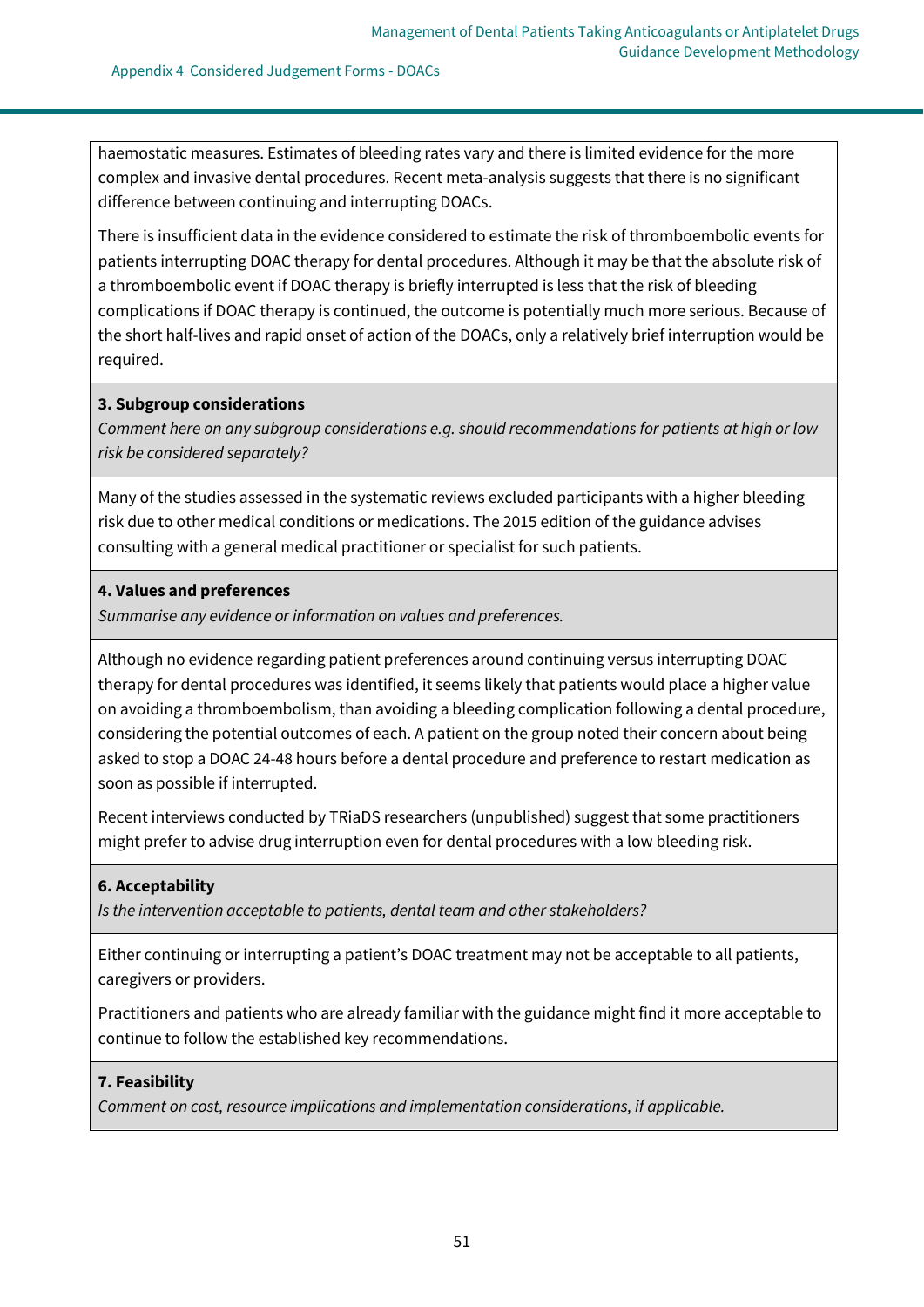haemostatic measures. Estimates of bleeding rates vary and there is limited evidence for the more complex and invasive dental procedures. Recent meta-analysis suggests that there is no significant difference between continuing and interrupting DOACs.

There is insufficient data in the evidence considered to estimate the risk of thromboembolic events for patients interrupting DOAC therapy for dental procedures. Although it may be that the absolute risk of a thromboembolic event if DOAC therapy is briefly interrupted is less that the risk of bleeding complications if DOAC therapy is continued, the outcome is potentially much more serious. Because of the short half-lives and rapid onset of action of the DOACs, only a relatively brief interruption would be required.

**3. Subgroup considerations**

*Comment here on any subgroup considerations e.g. should recommendations for patients at high or low risk be considered separately?*

Many of the studies assessed in the systematic reviews excluded participants with a higher bleeding risk due to other medical conditions or medications. The 2015 edition of the guidance advises consulting with a general medical practitioner or specialist for such patients.

**4. Values and preferences**

*Summarise any evidence or information on values and preferences.*

Although no evidence regarding patient preferences around continuing versus interrupting DOAC therapy for dental procedures was identified, it seems likely that patients would place a higher value on avoiding a thromboembolism, than avoiding a bleeding complication following a dental procedure, considering the potential outcomes of each. A patient on the group noted their concern about being asked to stop a DOAC 24-48 hours before a dental procedure and preference to restart medication as soon as possible if interrupted.

Recent interviews conducted by TRiaDS researchers (unpublished) suggest that some practitioners might prefer to advise drug interruption even for dental procedures with a low bleeding risk.

**6. Acceptability**

*Is the intervention acceptable to patients, dental team and other stakeholders?*

Either continuing or interrupting a patient's DOAC treatment may not be acceptable to all patients, caregivers or providers.

Practitioners and patients who are already familiar with the guidance might find it more acceptable to continue to follow the established key recommendations.

**7. Feasibility**

*Comment on cost, resource implications and implementation considerations, if applicable.*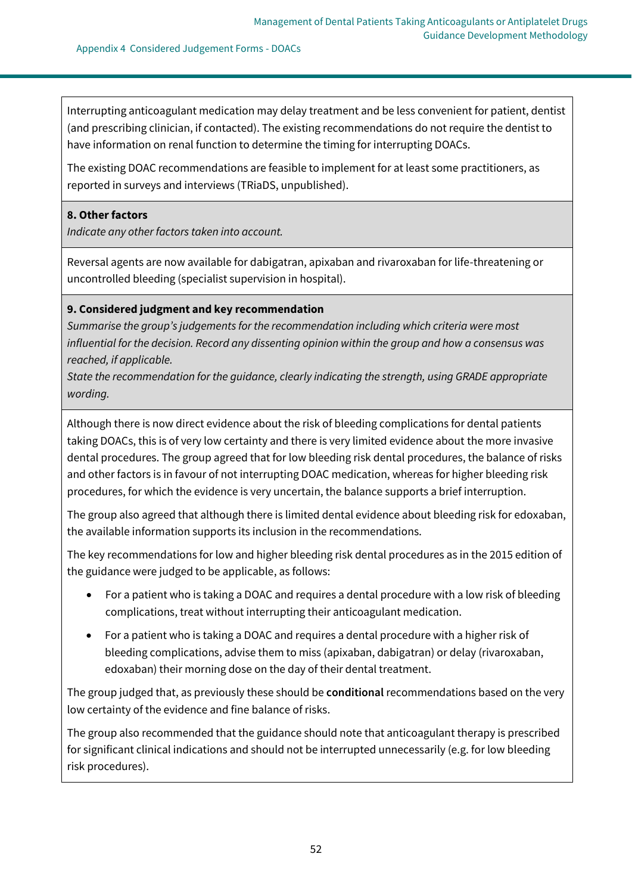Interrupting anticoagulant medication may delay treatment and be less convenient for patient, dentist (and prescribing clinician, if contacted). The existing recommendations do not require the dentist to have information on renal function to determine the timing for interrupting DOACs.

The existing DOAC recommendations are feasible to implement for at least some practitioners, as reported in surveys and interviews (TRiaDS, unpublished).

**8. Other factors**

*Indicate any other factors taken into account.*

Reversal agents are now available for dabigatran, apixaban and rivaroxaban for life-threatening or uncontrolled bleeding (specialist supervision in hospital).

**9. Considered judgment and key recommendation**

*Summarise the group's judgements for the recommendation including which criteria were most influential for the decision. Record any dissenting opinion within the group and how a consensus was reached, if applicable.*

*State the recommendation for the guidance, clearly indicating the strength, using GRADE appropriate wording.*

Although there is now direct evidence about the risk of bleeding complications for dental patients taking DOACs, this is of very low certainty and there is very limited evidence about the more invasive dental procedures. The group agreed that for low bleeding risk dental procedures, the balance of risks and other factors is in favour of not interrupting DOAC medication, whereas for higher bleeding risk procedures, for which the evidence is very uncertain, the balance supports a brief interruption.

The group also agreed that although there is limited dental evidence about bleeding risk for edoxaban, the available information supports its inclusion in the recommendations.

The key recommendations for low and higher bleeding risk dental procedures as in the 2015 edition of the guidance were judged to be applicable, as follows:

- For a patient who is taking a DOAC and requires a dental procedure with a low risk of bleeding complications, treat without interrupting their anticoagulant medication.
- For a patient who is taking a DOAC and requires a dental procedure with a higher risk of bleeding complications, advise them to miss (apixaban, dabigatran) or delay (rivaroxaban, edoxaban) their morning dose on the day of their dental treatment.

The group judged that, as previously these should be **conditional** recommendations based on the very low certainty of the evidence and fine balance of risks.

The group also recommended that the guidance should note that anticoagulant therapy is prescribed for significant clinical indications and should not be interrupted unnecessarily (e.g. for low bleeding risk procedures).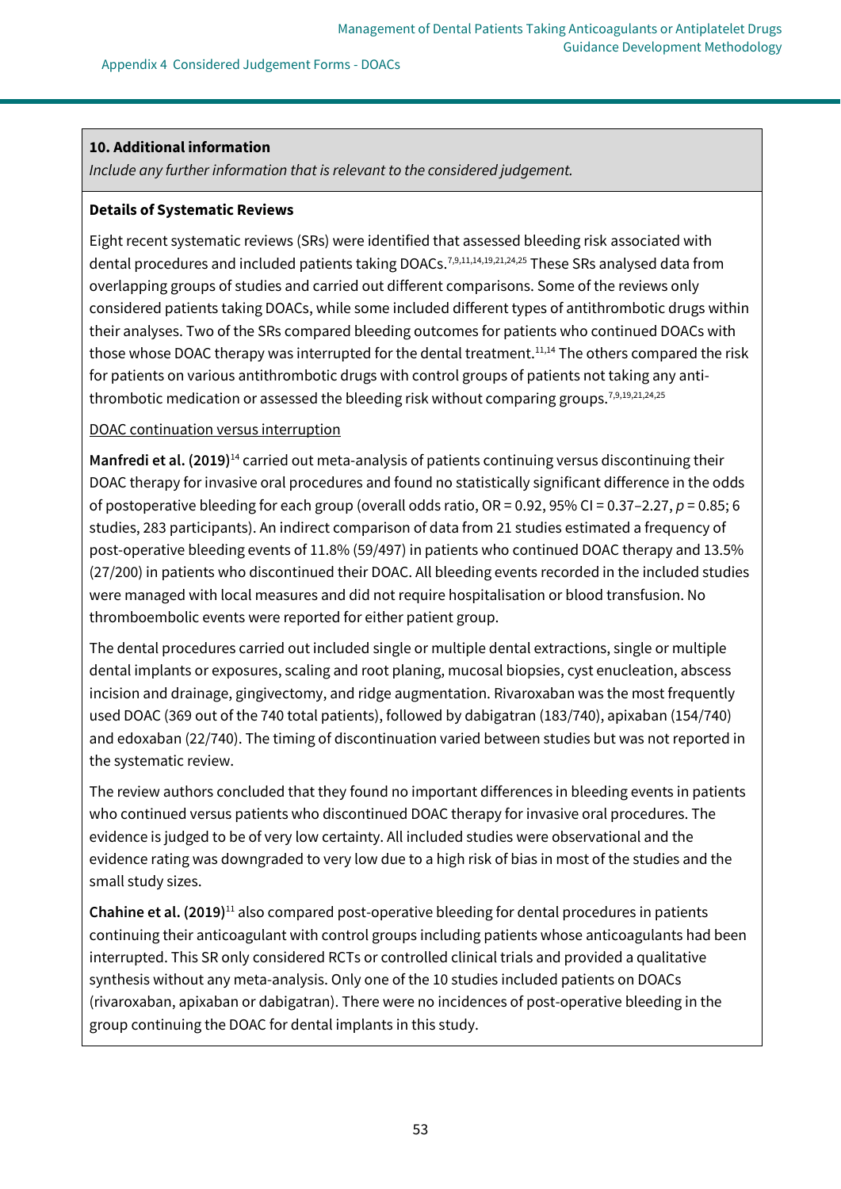**10. Additional information**

*Include any further information that is relevant to the considered judgement.*

**Details of Systematic Reviews**

Eight recent systematic reviews (SRs) were identified that assessed bleeding risk associated with dental procedures and included patients taking DOACs.[7,9,11,14,19,21,24,25] These SRs analysed data from overlapping groups of studies and carried out different comparisons. Some of the reviews only considered patients taking DOACs, while some included different types of antithrombotic drugs within their analyses. Two of the SRs compared bleeding outcomes for patients who continued DOACs with those whose DOAC therapy was interrupted for the dental treatment.[11,14] The others compared the risk for patients on various antithrombotic drugs with control groups of patients not taking any anti-thrombotic medication or assessed the bleeding risk without comparing groups.[7,9,19,21,24,25]

<u>DOAC continuation versus interruption</u>

**Manfredi et al. (2019)**[14] carried out meta-analysis of patients continuing versus discontinuing their DOAC therapy for invasive oral procedures and found no statistically significant difference in the odds of postoperative bleeding for each group (overall odds ratio, OR = 0.92, 95% CI = 0.37–2.27, $p = 0.85$; 6 studies, 283 participants). An indirect comparison of data from 21 studies estimated a frequency of post-operative bleeding events of 11.8% (59/497) in patients who continued DOAC therapy and 13.5% (27/200) in patients who discontinued their DOAC. All bleeding events recorded in the included studies were managed with local measures and did not require hospitalisation or blood transfusion. No thromboembolic events were reported for either patient group.

The dental procedures carried out included single or multiple dental extractions, single or multiple dental implants or exposures, scaling and root planing, mucosal biopsies, cyst enucleation, abscess incision and drainage, gingivectomy, and ridge augmentation. Rivaroxaban was the most frequently used DOAC (369 out of the 740 total patients), followed by dabigatran (183/740), apixaban (154/740) and edoxaban (22/740). The timing of discontinuation varied between studies but was not reported in the systematic review.

The review authors concluded that they found no important differences in bleeding events in patients who continued versus patients who discontinued DOAC therapy for invasive oral procedures. The evidence is judged to be of very low certainty. All included studies were observational and the evidence rating was downgraded to very low due to a high risk of bias in most of the studies and the small study sizes.

**Chahine et al. (2019)**[11] also compared post-operative bleeding for dental procedures in patients continuing their anticoagulant with control groups including patients whose anticoagulants had been interrupted. This SR only considered RCTs or controlled clinical trials and provided a qualitative synthesis without any meta-analysis. Only one of the 10 studies included patients on DOACs (rivaroxaban, apixaban or dabigatran). There were no incidences of post-operative bleeding in the group continuing the DOAC for dental implants in this study.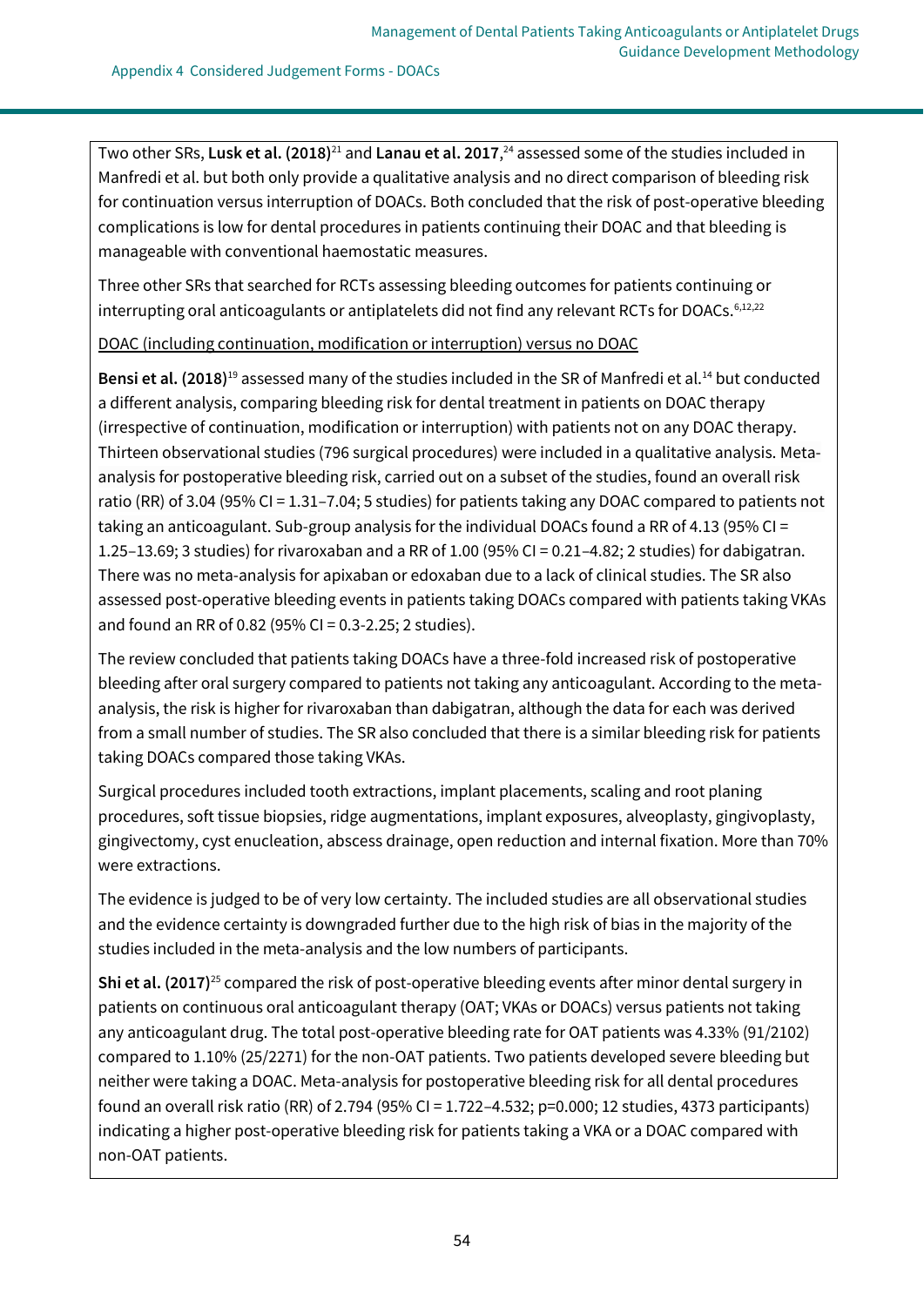Two other SRs, **Lusk et al. (2018)**[21] and **Lanau et al. 2017**,[24] assessed some of the studies included in Manfredi et al. but both only provide a qualitative analysis and no direct comparison of bleeding risk for continuation versus interruption of DOACs. Both concluded that the risk of post-operative bleeding complications is low for dental procedures in patients continuing their DOAC and that bleeding is manageable with conventional haemostatic measures.

Three other SRs that searched for RCTs assessing bleeding outcomes for patients continuing or interrupting oral anticoagulants or antiplatelets did not find any relevant RCTs for DOACs.[6,12,22]

<u>DOAC (including continuation, modification or interruption) versus no DOAC</u>

**Bensi et al. (2018)**[19] assessed many of the studies included in the SR of Manfredi et al.[14] but conducted a different analysis, comparing bleeding risk for dental treatment in patients on DOAC therapy (irrespective of continuation, modification or interruption) with patients not on any DOAC therapy. Thirteen observational studies (796 surgical procedures) were included in a qualitative analysis. Meta-analysis for postoperative bleeding risk, carried out on a subset of the studies, found an overall risk ratio (RR) of 3.04 (95% CI = 1.31–7.04; 5 studies) for patients taking any DOAC compared to patients not taking an anticoagulant. Sub-group analysis for the individual DOACs found a RR of 4.13 (95% CI = 1.25–13.69; 3 studies) for rivaroxaban and a RR of 1.00 (95% CI = 0.21–4.82; 2 studies) for dabigatran. There was no meta-analysis for apixaban or edoxaban due to a lack of clinical studies. The SR also assessed post-operative bleeding events in patients taking DOACs compared with patients taking VKAs and found an RR of 0.82 (95% CI = 0.3-2.25; 2 studies).

The review concluded that patients taking DOACs have a three-fold increased risk of postoperative bleeding after oral surgery compared to patients not taking any anticoagulant. According to the meta-analysis, the risk is higher for rivaroxaban than dabigatran, although the data for each was derived from a small number of studies. The SR also concluded that there is a similar bleeding risk for patients taking DOACs compared those taking VKAs.

Surgical procedures included tooth extractions, implant placements, scaling and root planing procedures, soft tissue biopsies, ridge augmentations, implant exposures, alveoplasty, gingivoplasty, gingivectomy, cyst enucleation, abscess drainage, open reduction and internal fixation. More than 70% were extractions.

The evidence is judged to be of very low certainty. The included studies are all observational studies and the evidence certainty is downgraded further due to the high risk of bias in the majority of the studies included in the meta-analysis and the low numbers of participants.

**Shi et al. (2017)**[25] compared the risk of post-operative bleeding events after minor dental surgery in patients on continuous oral anticoagulant therapy (OAT; VKAs or DOACs) versus patients not taking any anticoagulant drug. The total post-operative bleeding rate for OAT patients was 4.33% (91/2102) compared to 1.10% (25/2271) for the non-OAT patients. Two patients developed severe bleeding but neither were taking a DOAC. Meta-analysis for postoperative bleeding risk for all dental procedures found an overall risk ratio (RR) of 2.794 (95% CI = 1.722–4.532; p=0.000; 12 studies, 4373 participants) indicating a higher post-operative bleeding risk for patients taking a VKA or a DOAC compared with non-OAT patients.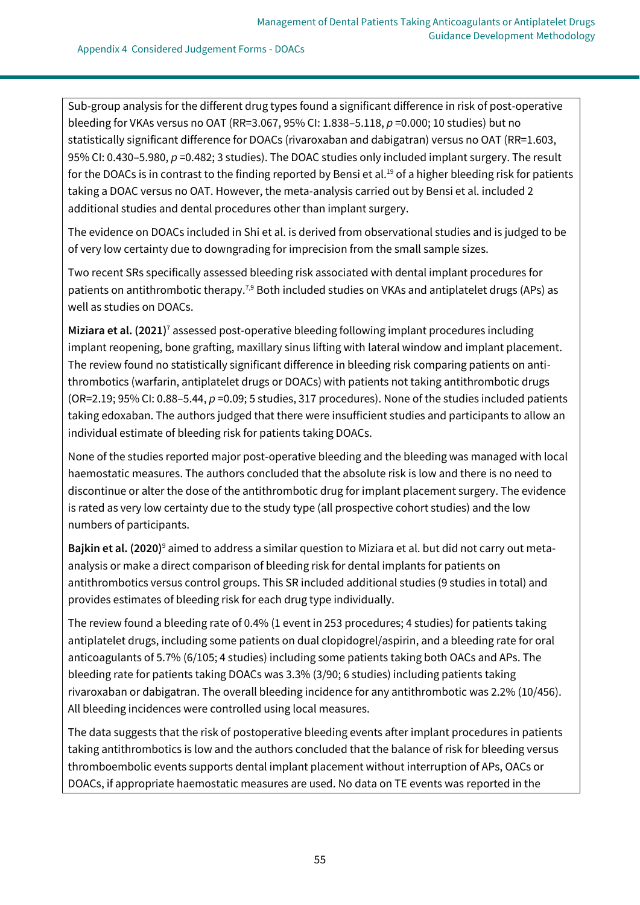Sub-group analysis for the different drug types found a significant difference in risk of post-operative bleeding for VKAs versus no OAT (RR=3.067, 95% CI: 1.838–5.118, $p$ =0.000; 10 studies) but no statistically significant difference for DOACs (rivaroxaban and dabigatran) versus no OAT (RR=1.603, 95% CI: 0.430–5.980, $p$ =0.482; 3 studies). The DOAC studies only included implant surgery. The result for the DOACs is in contrast to the finding reported by Bensi et al.[19] of a higher bleeding risk for patients taking a DOAC versus no OAT. However, the meta-analysis carried out by Bensi et al. included 2 additional studies and dental procedures other than implant surgery.

The evidence on DOACs included in Shi et al. is derived from observational studies and is judged to be of very low certainty due to downgrading for imprecision from the small sample sizes.

Two recent SRs specifically assessed bleeding risk associated with dental implant procedures for patients on antithrombotic therapy.[7,9] Both included studies on VKAs and antiplatelet drugs (APs) as well as studies on DOACs.

**Miziara et al. (2021)**[7] assessed post-operative bleeding following implant procedures including implant reopening, bone grafting, maxillary sinus lifting with lateral window and implant placement. The review found no statistically significant difference in bleeding risk comparing patients on anti-thrombotics (warfarin, antiplatelet drugs or DOACs) with patients not taking antithrombotic drugs (OR=2.19; 95% CI: 0.88–5.44, $p$ =0.09; 5 studies, 317 procedures). None of the studies included patients taking edoxaban. The authors judged that there were insufficient studies and participants to allow an individual estimate of bleeding risk for patients taking DOACs.

None of the studies reported major post-operative bleeding and the bleeding was managed with local haemostatic measures. The authors concluded that the absolute risk is low and there is no need to discontinue or alter the dose of the antithrombotic drug for implant placement surgery. The evidence is rated as very low certainty due to the study type (all prospective cohort studies) and the low numbers of participants.

**Bajkin et al. (2020)**[9] aimed to address a similar question to Miziara et al. but did not carry out meta-analysis or make a direct comparison of bleeding risk for dental implants for patients on antithrombotics versus control groups. This SR included additional studies (9 studies in total) and provides estimates of bleeding risk for each drug type individually.

The review found a bleeding rate of 0.4% (1 event in 253 procedures; 4 studies) for patients taking antiplatelet drugs, including some patients on dual clopidogrel/aspirin, and a bleeding rate for oral anticoagulants of 5.7% (6/105; 4 studies) including some patients taking both OACs and APs. The bleeding rate for patients taking DOACs was 3.3% (3/90; 6 studies) including patients taking rivaroxaban or dabigatran. The overall bleeding incidence for any antithrombotic was 2.2% (10/456). All bleeding incidences were controlled using local measures.

The data suggests that the risk of postoperative bleeding events after implant procedures in patients taking antithrombotics is low and the authors concluded that the balance of risk for bleeding versus thromboembolic events supports dental implant placement without interruption of APs, OACs or DOACs, if appropriate haemostatic measures are used. No data on TE events was reported in the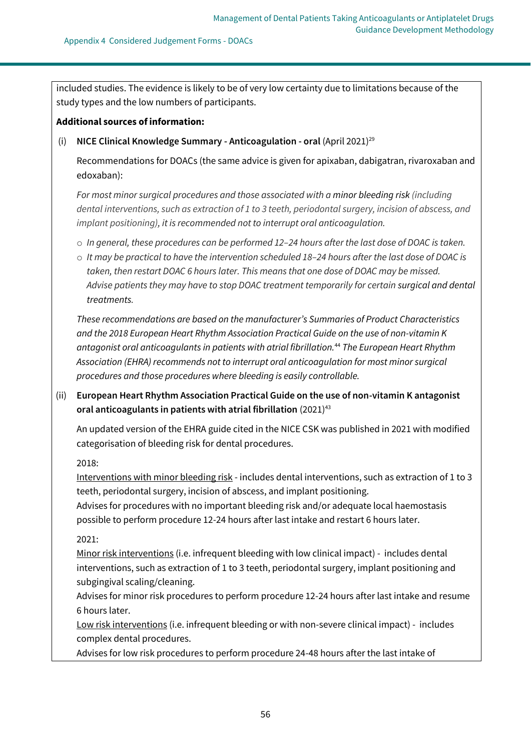included studies. The evidence is likely to be of very low certainty due to limitations because of the study types and the low numbers of participants.

**Additional sources of information:**

(i) **NICE Clinical Knowledge Summary - Anticoagulation - oral** (April 2021)[29]

Recommendations for DOACs (the same advice is given for apixaban, dabigatran, rivaroxaban and edoxaban):

*For most minor surgical procedures and those associated with a minor bleeding risk (including dental interventions, such as extraction of 1 to 3 teeth, periodontal surgery, incision of abscess, and implant positioning), it is recommended not to interrupt oral anticoagulation.*

- *In general, these procedures can be performed 12–24 hours after the last dose of DOAC is taken.*
- *It may be practical to have the intervention scheduled 18–24 hours after the last dose of DOAC is taken, then restart DOAC 6 hours later. This means that one dose of DOAC may be missed. Advise patients they may have to stop DOAC treatment temporarily for certain surgical and dental treatments.*

*These recommendations are based on the manufacturer's Summaries of Product Characteristics and the 2018 European Heart Rhythm Association Practical Guide on the use of non-vitamin K antagonist oral anticoagulants in patients with atrial fibrillation.[44] The European Heart Rhythm Association (EHRA) recommends not to interrupt oral anticoagulation for most minor surgical procedures and those procedures where bleeding is easily controllable.*

(ii) **European Heart Rhythm Association Practical Guide on the use of non-vitamin K antagonist oral anticoagulants in patients with atrial fibrillation** (2021)[43]

An updated version of the EHRA guide cited in the NICE CSK was published in 2021 with modified categorisation of bleeding risk for dental procedures.

2018:
Interventions with minor bleeding risk - includes dental interventions, such as extraction of 1 to 3 teeth, periodontal surgery, incision of abscess, and implant positioning.
Advises for procedures with no important bleeding risk and/or adequate local haemostasis possible to perform procedure 12-24 hours after last intake and restart 6 hours later.

2021:
Minor risk interventions (i.e. infrequent bleeding with low clinical impact) - includes dental interventions, such as extraction of 1 to 3 teeth, periodontal surgery, implant positioning and subgingival scaling/cleaning.
Advises for minor risk procedures to perform procedure 12-24 hours after last intake and resume 6 hours later.
Low risk interventions (i.e. infrequent bleeding or with non-severe clinical impact) - includes complex dental procedures.
Advises for low risk procedures to perform procedure 24-48 hours after the last intake of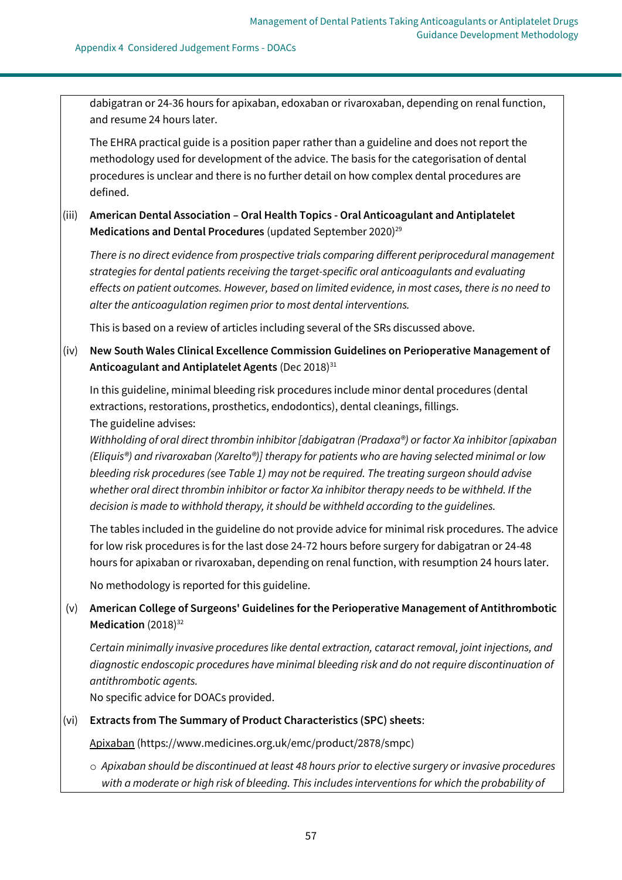dabigatran or 24-36 hours for apixaban, edoxaban or rivaroxaban, depending on renal function, and resume 24 hours later.

The EHRA practical guide is a position paper rather than a guideline and does not report the methodology used for development of the advice. The basis for the categorisation of dental procedures is unclear and there is no further detail on how complex dental procedures are defined.

(iii) **American Dental Association – Oral Health Topics - Oral Anticoagulant and Antiplatelet Medications and Dental Procedures** (updated September 2020)[29]

*There is no direct evidence from prospective trials comparing different periprocedural management strategies for dental patients receiving the target-specific oral anticoagulants and evaluating effects on patient outcomes. However, based on limited evidence, in most cases, there is no need to alter the anticoagulation regimen prior to most dental interventions.*

This is based on a review of articles including several of the SRs discussed above.

(iv) **New South Wales Clinical Excellence Commission Guidelines on Perioperative Management of Anticoagulant and Antiplatelet Agents** (Dec 2018)[31]

In this guideline, minimal bleeding risk procedures include minor dental procedures (dental extractions, restorations, prosthetics, endodontics), dental cleanings, fillings.
The guideline advises:
*Withholding of oral direct thrombin inhibitor [dabigatran (Pradaxa®) or factor Xa inhibitor [apixaban (Eliquis®) and rivaroxaban (Xarelto®)] therapy for patients who are having selected minimal or low bleeding risk procedures (see Table 1) may not be required. The treating surgeon should advise whether oral direct thrombin inhibitor or factor Xa inhibitor therapy needs to be withheld. If the decision is made to withhold therapy, it should be withheld according to the guidelines.*

The tables included in the guideline do not provide advice for minimal risk procedures. The advice for low risk procedures is for the last dose 24-72 hours before surgery for dabigatran or 24-48 hours for apixaban or rivaroxaban, depending on renal function, with resumption 24 hours later.

No methodology is reported for this guideline.

(v) **American College of Surgeons' Guidelines for the Perioperative Management of Antithrombotic Medication** (2018)[32]

*Certain minimally invasive procedures like dental extraction, cataract removal, joint injections, and diagnostic endoscopic procedures have minimal bleeding risk and do not require discontinuation of antithrombotic agents.*
No specific advice for DOACs provided.

(vi) **Extracts from The Summary of Product Characteristics (SPC) sheets**:

Apixaban (https://www.medicines.org.uk/emc/product/2878/smpc)

- *Apixaban should be discontinued at least 48 hours prior to elective surgery or invasive procedures with a moderate or high risk of bleeding. This includes interventions for which the probability of*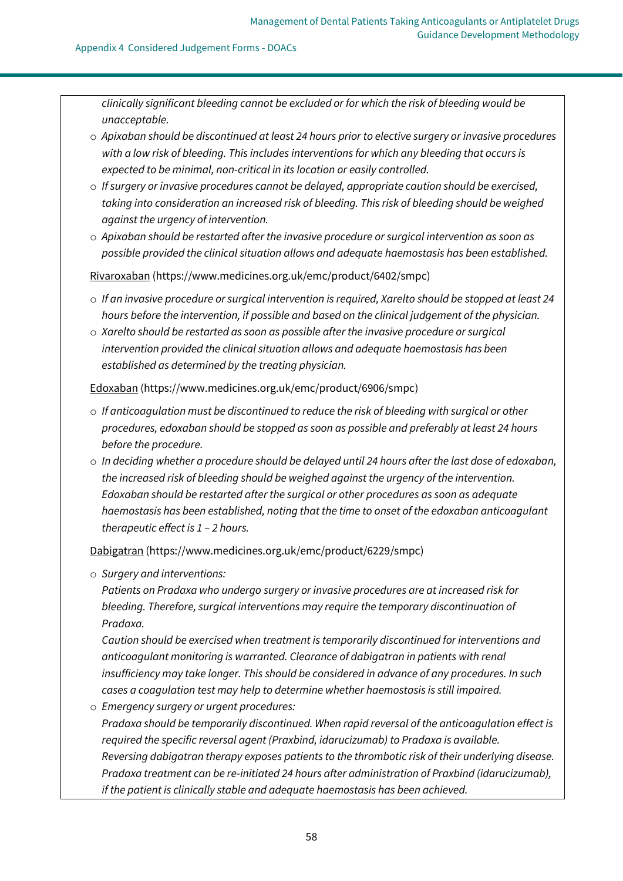*clinically significant bleeding cannot be excluded or for which the risk of bleeding would be unacceptable.*

- *Apixaban should be discontinued at least 24 hours prior to elective surgery or invasive procedures with a low risk of bleeding. This includes interventions for which any bleeding that occurs is expected to be minimal, non-critical in its location or easily controlled.*
- *If surgery or invasive procedures cannot be delayed, appropriate caution should be exercised, taking into consideration an increased risk of bleeding. This risk of bleeding should be weighed against the urgency of intervention.*
- *Apixaban should be restarted after the invasive procedure or surgical intervention as soon as possible provided the clinical situation allows and adequate haemostasis has been established.*

Rivaroxaban (https://www.medicines.org.uk/emc/product/6402/smpc)

- *If an invasive procedure or surgical intervention is required, Xarelto should be stopped at least 24 hours before the intervention, if possible and based on the clinical judgement of the physician.*
- *Xarelto should be restarted as soon as possible after the invasive procedure or surgical intervention provided the clinical situation allows and adequate haemostasis has been established as determined by the treating physician.*

Edoxaban (https://www.medicines.org.uk/emc/product/6906/smpc)

- *If anticoagulation must be discontinued to reduce the risk of bleeding with surgical or other procedures, edoxaban should be stopped as soon as possible and preferably at least 24 hours before the procedure.*
- *In deciding whether a procedure should be delayed until 24 hours after the last dose of edoxaban, the increased risk of bleeding should be weighed against the urgency of the intervention. Edoxaban should be restarted after the surgical or other procedures as soon as adequate haemostasis has been established, noting that the time to onset of the edoxaban anticoagulant therapeutic effect is 1 – 2 hours.*

Dabigatran (https://www.medicines.org.uk/emc/product/6229/smpc)

- *Surgery and interventions:*
  *Patients on Pradaxa who undergo surgery or invasive procedures are at increased risk for bleeding. Therefore, surgical interventions may require the temporary discontinuation of Pradaxa.*
  *Caution should be exercised when treatment is temporarily discontinued for interventions and anticoagulant monitoring is warranted. Clearance of dabigatran in patients with renal insufficiency may take longer. This should be considered in advance of any procedures. In such cases a coagulation test may help to determine whether haemostasis is still impaired.*
- *Emergency surgery or urgent procedures:*
  *Pradaxa should be temporarily discontinued. When rapid reversal of the anticoagulation effect is required the specific reversal agent (Praxbind, idarucizumab) to Pradaxa is available.*
  *Reversing dabigatran therapy exposes patients to the thrombotic risk of their underlying disease. Pradaxa treatment can be re-initiated 24 hours after administration of Praxbind (idarucizumab), if the patient is clinically stable and adequate haemostasis has been achieved.*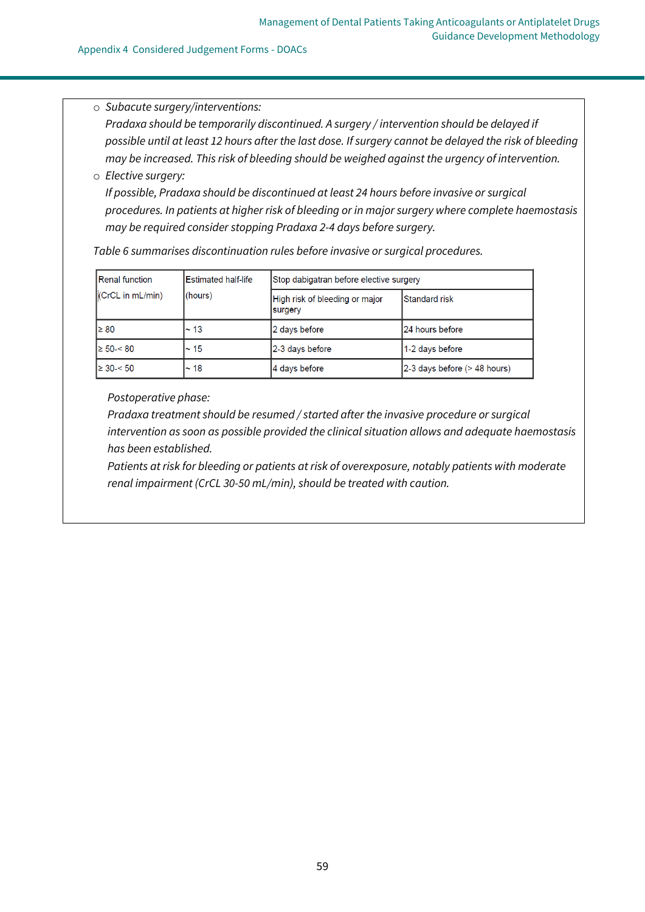- *Subacute surgery/interventions:*
  *Pradaxa should be temporarily discontinued. A surgery / intervention should be delayed if possible until at least 12 hours after the last dose. If surgery cannot be delayed the risk of bleeding may be increased. This risk of bleeding should be weighed against the urgency of intervention.*
- *Elective surgery:*
  *If possible, Pradaxa should be discontinued at least 24 hours before invasive or surgical procedures. In patients at higher risk of bleeding or in major surgery where complete haemostasis may be required consider stopping Pradaxa 2-4 days before surgery.*

*Table 6 summarises discontinuation rules before invasive or surgical procedures.*

| Renal function (CrCL in mL/min) | Estimated half-life (hours) | Stop dabigatran before elective surgery | |
|---|---|---|---|
| | | High risk of bleeding or major surgery | Standard risk |
| ≥ 80 | ~ 13 | 2 days before | 24 hours before |
| ≥ 50-< 80 | ~ 15 | 2-3 days before | 1-2 days before |
| ≥ 30-< 50 | ~ 18 | 4 days before | 2-3 days before (> 48 hours) |

*Postoperative phase:*
*Pradaxa treatment should be resumed / started after the invasive procedure or surgical intervention as soon as possible provided the clinical situation allows and adequate haemostasis has been established.*
*Patients at risk for bleeding or patients at risk of overexposure, notably patients with moderate renal impairment (CrCL 30-50 mL/min), should be treated with caution.*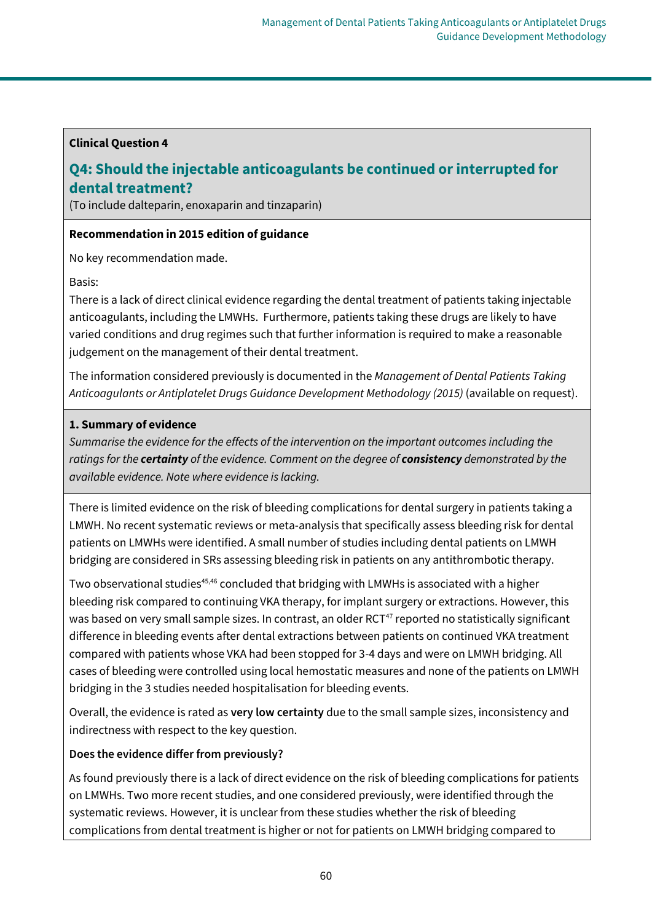**Clinical Question 4**

## Q4: Should the injectable anticoagulants be continued or interrupted for dental treatment?

(To include dalteparin, enoxaparin and tinzaparin)

**Recommendation in 2015 edition of guidance**

No key recommendation made.

Basis:
There is a lack of direct clinical evidence regarding the dental treatment of patients taking injectable anticoagulants, including the LMWHs. Furthermore, patients taking these drugs are likely to have varied conditions and drug regimes such that further information is required to make a reasonable judgement on the management of their dental treatment.

The information considered previously is documented in the *Management of Dental Patients Taking Anticoagulants or Antiplatelet Drugs Guidance Development Methodology (2015)* (available on request).

**1. Summary of evidence**

*Summarise the evidence for the effects of the intervention on the important outcomes including the ratings for the* ***certainty*** *of the evidence. Comment on the degree of* ***consistency*** *demonstrated by the available evidence. Note where evidence is lacking.*

There is limited evidence on the risk of bleeding complications for dental surgery in patients taking a LMWH. No recent systematic reviews or meta-analysis that specifically assess bleeding risk for dental patients on LMWHs were identified. A small number of studies including dental patients on LMWH bridging are considered in SRs assessing bleeding risk in patients on any antithrombotic therapy.

Two observational studies[45,46] concluded that bridging with LMWHs is associated with a higher bleeding risk compared to continuing VKA therapy, for implant surgery or extractions. However, this was based on very small sample sizes. In contrast, an older RCT[47] reported no statistically significant difference in bleeding events after dental extractions between patients on continued VKA treatment compared with patients whose VKA had been stopped for 3-4 days and were on LMWH bridging. All cases of bleeding were controlled using local hemostatic measures and none of the patients on LMWH bridging in the 3 studies needed hospitalisation for bleeding events.

Overall, the evidence is rated as **very low certainty** due to the small sample sizes, inconsistency and indirectness with respect to the key question.

**Does the evidence differ from previously?**

As found previously there is a lack of direct evidence on the risk of bleeding complications for patients on LMWHs. Two more recent studies, and one considered previously, were identified through the systematic reviews. However, it is unclear from these studies whether the risk of bleeding complications from dental treatment is higher or not for patients on LMWH bridging compared to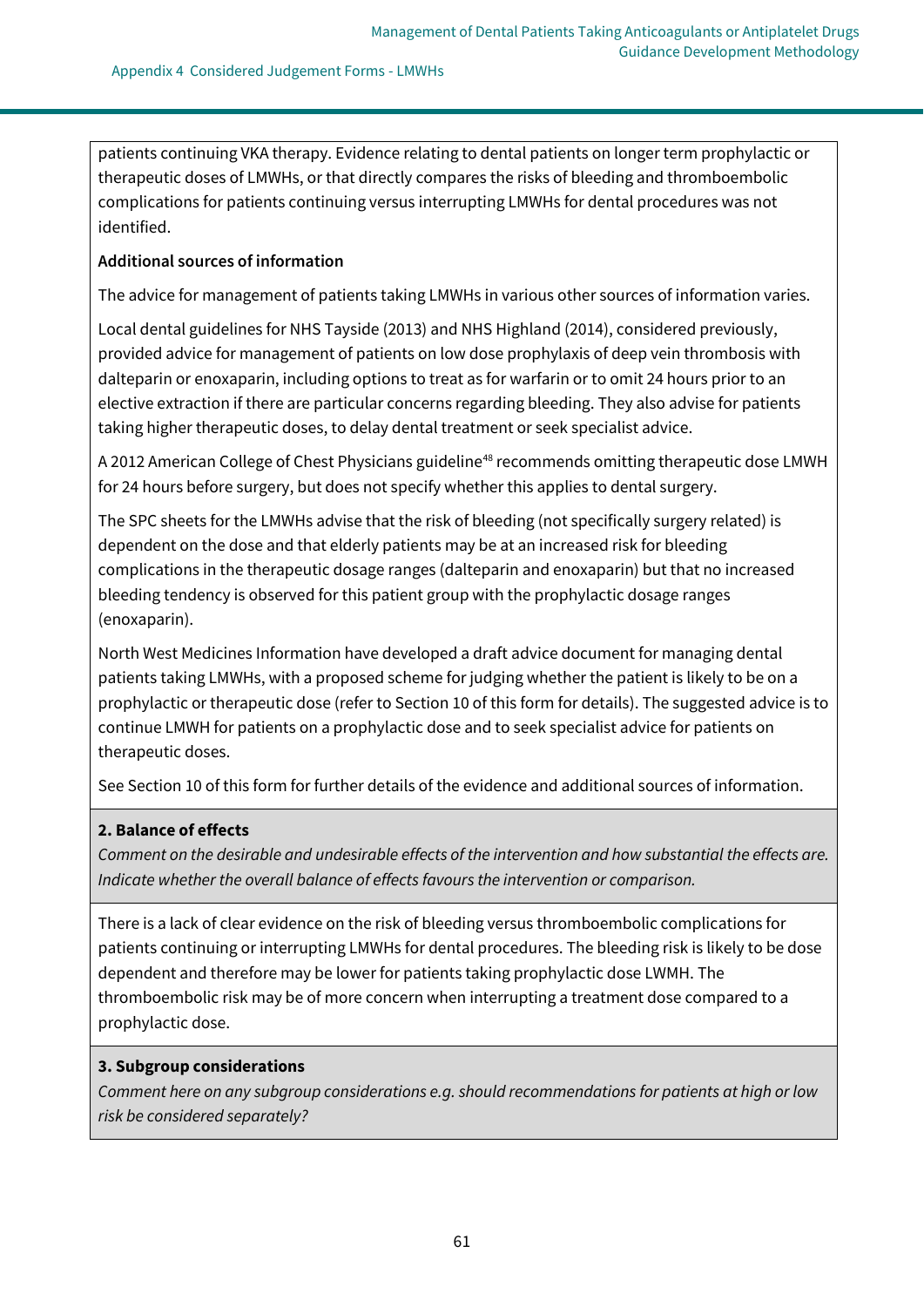patients continuing VKA therapy. Evidence relating to dental patients on longer term prophylactic or therapeutic doses of LMWHs, or that directly compares the risks of bleeding and thromboembolic complications for patients continuing versus interrupting LMWHs for dental procedures was not identified.

**Additional sources of information**

The advice for management of patients taking LMWHs in various other sources of information varies.

Local dental guidelines for NHS Tayside (2013) and NHS Highland (2014), considered previously, provided advice for management of patients on low dose prophylaxis of deep vein thrombosis with dalteparin or enoxaparin, including options to treat as for warfarin or to omit 24 hours prior to an elective extraction if there are particular concerns regarding bleeding. They also advise for patients taking higher therapeutic doses, to delay dental treatment or seek specialist advice.

A 2012 American College of Chest Physicians guideline[48] recommends omitting therapeutic dose LMWH for 24 hours before surgery, but does not specify whether this applies to dental surgery.

The SPC sheets for the LMWHs advise that the risk of bleeding (not specifically surgery related) is dependent on the dose and that elderly patients may be at an increased risk for bleeding complications in the therapeutic dosage ranges (dalteparin and enoxaparin) but that no increased bleeding tendency is observed for this patient group with the prophylactic dosage ranges (enoxaparin).

North West Medicines Information have developed a draft advice document for managing dental patients taking LMWHs, with a proposed scheme for judging whether the patient is likely to be on a prophylactic or therapeutic dose (refer to Section 10 of this form for details). The suggested advice is to continue LMWH for patients on a prophylactic dose and to seek specialist advice for patients on therapeutic doses.

See Section 10 of this form for further details of the evidence and additional sources of information.

**2. Balance of effects**

*Comment on the desirable and undesirable effects of the intervention and how substantial the effects are. Indicate whether the overall balance of effects favours the intervention or comparison.*

There is a lack of clear evidence on the risk of bleeding versus thromboembolic complications for patients continuing or interrupting LMWHs for dental procedures. The bleeding risk is likely to be dose dependent and therefore may be lower for patients taking prophylactic dose LWMH. The thromboembolic risk may be of more concern when interrupting a treatment dose compared to a prophylactic dose.

**3. Subgroup considerations**

*Comment here on any subgroup considerations e.g. should recommendations for patients at high or low risk be considered separately?*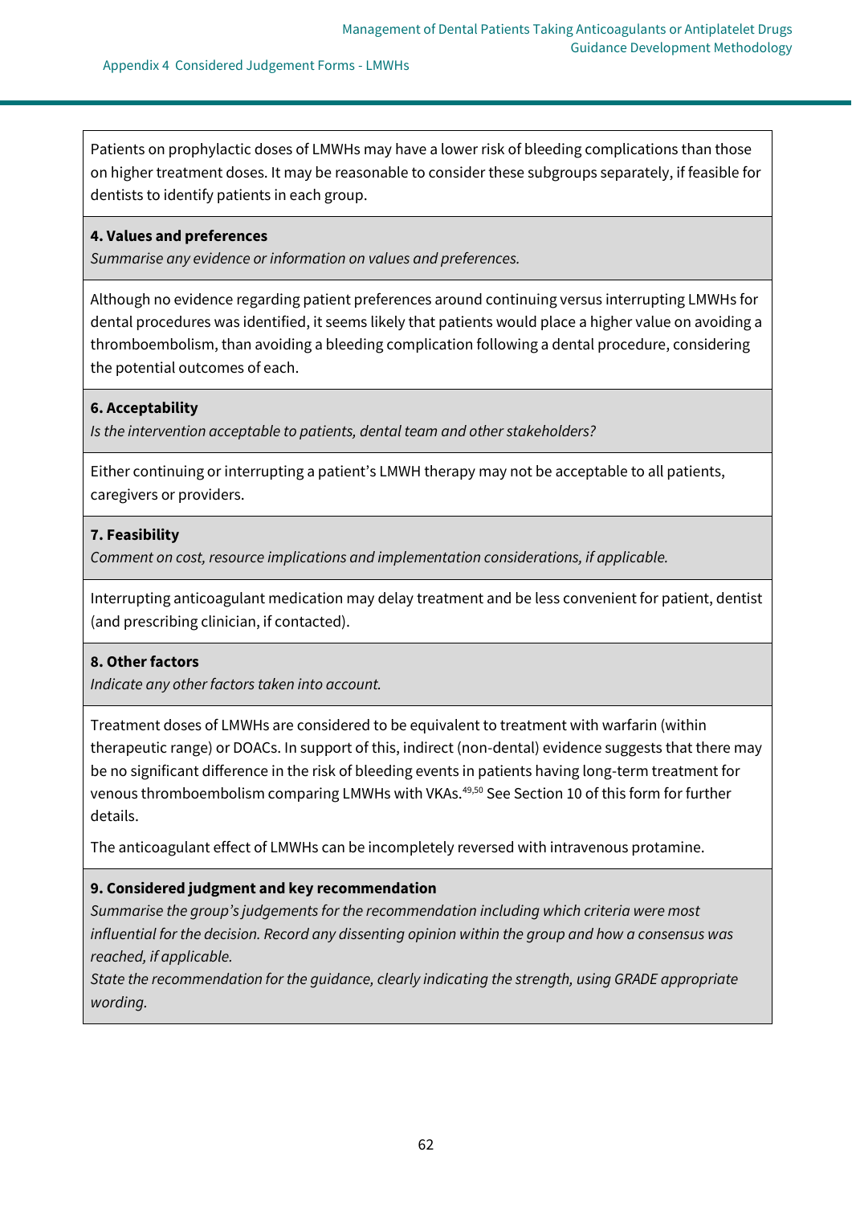Patients on prophylactic doses of LMWHs may have a lower risk of bleeding complications than those on higher treatment doses. It may be reasonable to consider these subgroups separately, if feasible for dentists to identify patients in each group.

**4. Values and preferences**
*Summarise any evidence or information on values and preferences.*

Although no evidence regarding patient preferences around continuing versus interrupting LMWHs for dental procedures was identified, it seems likely that patients would place a higher value on avoiding a thromboembolism, than avoiding a bleeding complication following a dental procedure, considering the potential outcomes of each.

**6. Acceptability**
*Is the intervention acceptable to patients, dental team and other stakeholders?*

Either continuing or interrupting a patient's LMWH therapy may not be acceptable to all patients, caregivers or providers.

**7. Feasibility**
*Comment on cost, resource implications and implementation considerations, if applicable.*

Interrupting anticoagulant medication may delay treatment and be less convenient for patient, dentist (and prescribing clinician, if contacted).

**8. Other factors**
*Indicate any other factors taken into account.*

Treatment doses of LMWHs are considered to be equivalent to treatment with warfarin (within therapeutic range) or DOACs. In support of this, indirect (non-dental) evidence suggests that there may be no significant difference in the risk of bleeding events in patients having long-term treatment for venous thromboembolism comparing LMWHs with VKAs.[49,50] See Section 10 of this form for further details.

The anticoagulant effect of LMWHs can be incompletely reversed with intravenous protamine.

**9. Considered judgment and key recommendation**
*Summarise the group's judgements for the recommendation including which criteria were most influential for the decision. Record any dissenting opinion within the group and how a consensus was reached, if applicable.*
*State the recommendation for the guidance, clearly indicating the strength, using GRADE appropriate wording.*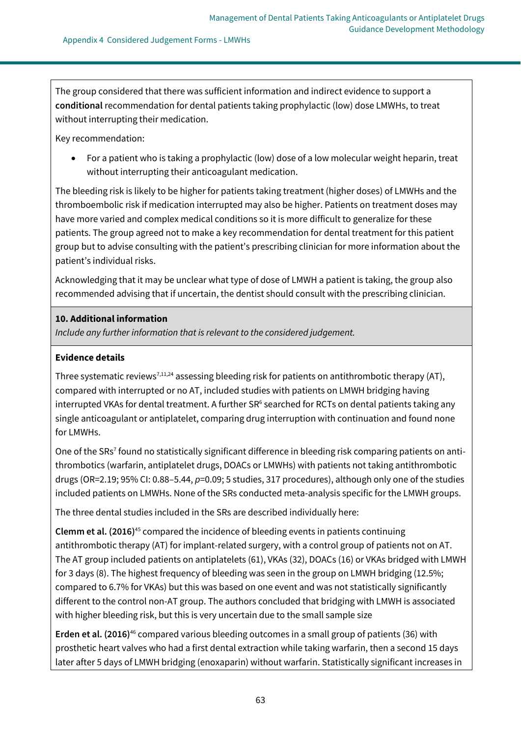The group considered that there was sufficient information and indirect evidence to support a **conditional** recommendation for dental patients taking prophylactic (low) dose LMWHs, to treat without interrupting their medication.

Key recommendation:

- For a patient who is taking a prophylactic (low) dose of a low molecular weight heparin, treat without interrupting their anticoagulant medication.

The bleeding risk is likely to be higher for patients taking treatment (higher doses) of LMWHs and the thromboembolic risk if medication interrupted may also be higher. Patients on treatment doses may have more varied and complex medical conditions so it is more difficult to generalize for these patients. The group agreed not to make a key recommendation for dental treatment for this patient group but to advise consulting with the patient's prescribing clinician for more information about the patient's individual risks.

Acknowledging that it may be unclear what type of dose of LMWH a patient is taking, the group also recommended advising that if uncertain, the dentist should consult with the prescribing clinician.

**10. Additional information**

*Include any further information that is relevant to the considered judgement.*

**Evidence details**

Three systematic reviews[7,11,24] assessing bleeding risk for patients on antithrombotic therapy (AT), compared with interrupted or no AT, included studies with patients on LMWH bridging having interrupted VKAs for dental treatment. A further SR[6] searched for RCTs on dental patients taking any single anticoagulant or antiplatelet, comparing drug interruption with continuation and found none for LMWHs.

One of the SRs[7] found no statistically significant difference in bleeding risk comparing patients on anti-thrombotics (warfarin, antiplatelet drugs, DOACs or LMWHs) with patients not taking antithrombotic drugs (OR=2.19; 95% CI: 0.88–5.44, $p$=0.09; 5 studies, 317 procedures), although only one of the studies included patients on LMWHs. None of the SRs conducted meta-analysis specific for the LMWH groups.

The three dental studies included in the SRs are described individually here:

**Clemm et al. (2016)**[45] compared the incidence of bleeding events in patients continuing antithrombotic therapy (AT) for implant-related surgery, with a control group of patients not on AT. The AT group included patients on antiplatelets (61), VKAs (32), DOACs (16) or VKAs bridged with LMWH for 3 days (8). The highest frequency of bleeding was seen in the group on LMWH bridging (12.5%; compared to 6.7% for VKAs) but this was based on one event and was not statistically significantly different to the control non-AT group. The authors concluded that bridging with LMWH is associated with higher bleeding risk, but this is very uncertain due to the small sample size

**Erden et al. (2016)**[46] compared various bleeding outcomes in a small group of patients (36) with prosthetic heart valves who had a first dental extraction while taking warfarin, then a second 15 days later after 5 days of LMWH bridging (enoxaparin) without warfarin. Statistically significant increases in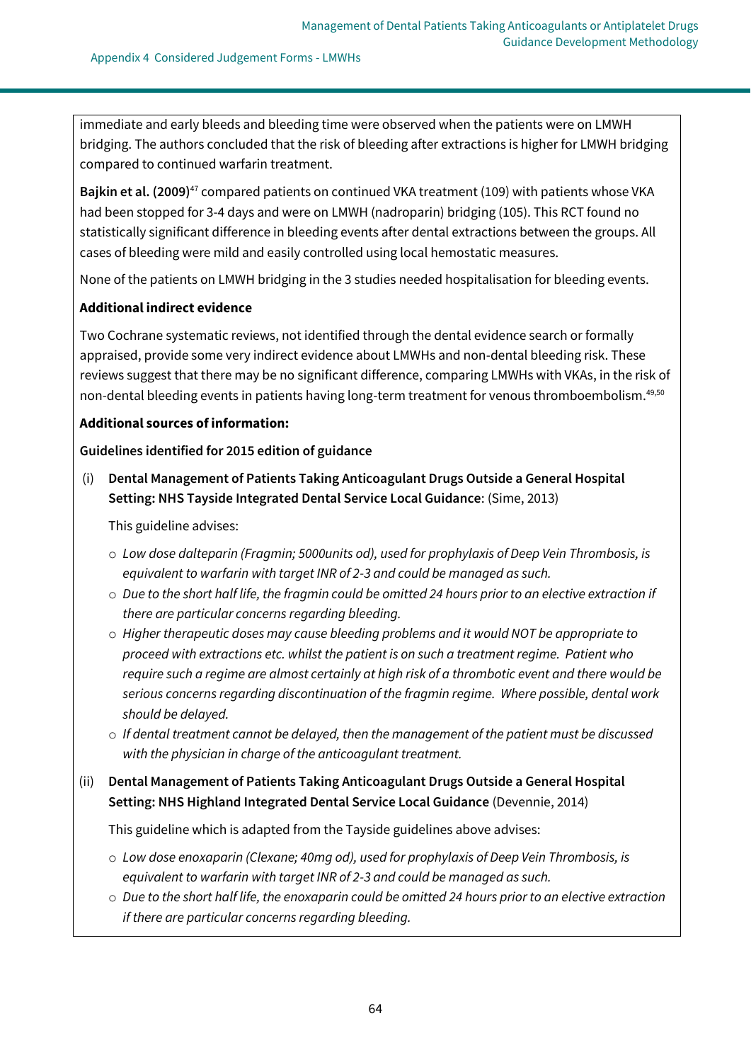immediate and early bleeds and bleeding time were observed when the patients were on LMWH bridging. The authors concluded that the risk of bleeding after extractions is higher for LMWH bridging compared to continued warfarin treatment.

**Bajkin et al. (2009)**[47] compared patients on continued VKA treatment (109) with patients whose VKA had been stopped for 3-4 days and were on LMWH (nadroparin) bridging (105). This RCT found no statistically significant difference in bleeding events after dental extractions between the groups. All cases of bleeding were mild and easily controlled using local hemostatic measures.

None of the patients on LMWH bridging in the 3 studies needed hospitalisation for bleeding events.

**Additional indirect evidence**

Two Cochrane systematic reviews, not identified through the dental evidence search or formally appraised, provide some very indirect evidence about LMWHs and non-dental bleeding risk. These reviews suggest that there may be no significant difference, comparing LMWHs with VKAs, in the risk of non-dental bleeding events in patients having long-term treatment for venous thromboembolism.[49,50]

**Additional sources of information:**

**Guidelines identified for 2015 edition of guidance**

(i) **Dental Management of Patients Taking Anticoagulant Drugs Outside a General Hospital Setting: NHS Tayside Integrated Dental Service Local Guidance**: (Sime, 2013)

This guideline advises:

- *Low dose dalteparin (Fragmin; 5000units od), used for prophylaxis of Deep Vein Thrombosis, is equivalent to warfarin with target INR of 2-3 and could be managed as such.*
- *Due to the short half life, the fragmin could be omitted 24 hours prior to an elective extraction if there are particular concerns regarding bleeding.*
- *Higher therapeutic doses may cause bleeding problems and it would NOT be appropriate to proceed with extractions etc. whilst the patient is on such a treatment regime. Patient who require such a regime are almost certainly at high risk of a thrombotic event and there would be serious concerns regarding discontinuation of the fragmin regime. Where possible, dental work should be delayed.*
- *If dental treatment cannot be delayed, then the management of the patient must be discussed with the physician in charge of the anticoagulant treatment.*

(ii) **Dental Management of Patients Taking Anticoagulant Drugs Outside a General Hospital Setting: NHS Highland Integrated Dental Service Local Guidance** (Devennie, 2014)

This guideline which is adapted from the Tayside guidelines above advises:

- *Low dose enoxaparin (Clexane; 40mg od), used for prophylaxis of Deep Vein Thrombosis, is equivalent to warfarin with target INR of 2-3 and could be managed as such.*
- *Due to the short half life, the enoxaparin could be omitted 24 hours prior to an elective extraction if there are particular concerns regarding bleeding.*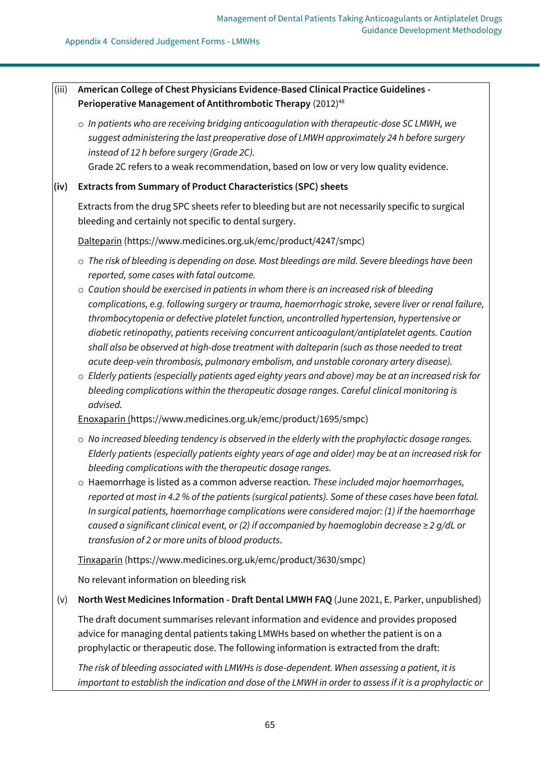(iii) **American College of Chest Physicians Evidence-Based Clinical Practice Guidelines - Perioperative Management of Antithrombotic Therapy** (2012)[48]

- *In patients who are receiving bridging anticoagulation with therapeutic-dose SC LMWH, we suggest administering the last preoperative dose of LMWH approximately 24 h before surgery instead of 12 h before surgery (Grade 2C).*
  Grade 2C refers to a weak recommendation, based on low or very low quality evidence.

**(iv) Extracts from Summary of Product Characteristics (SPC) sheets**

Extracts from the drug SPC sheets refer to bleeding but are not necessarily specific to surgical bleeding and certainly not specific to dental surgery.

Dalteparin (https://www.medicines.org.uk/emc/product/4247/smpc)

- *The risk of bleeding is depending on dose. Most bleedings are mild. Severe bleedings have been reported, some cases with fatal outcome.*
- *Caution should be exercised in patients in whom there is an increased risk of bleeding complications, e.g. following surgery or trauma, haemorrhagic stroke, severe liver or renal failure, thrombocytopenia or defective platelet function, uncontrolled hypertension, hypertensive or diabetic retinopathy, patients receiving concurrent anticoagulant/antiplatelet agents. Caution shall also be observed at high-dose treatment with dalteparin (such as those needed to treat acute deep-vein thrombosis, pulmonary embolism, and unstable coronary artery disease).*
- *Elderly patients (especially patients aged eighty years and above) may be at an increased risk for bleeding complications within the therapeutic dosage ranges. Careful clinical monitoring is advised.*

Enoxaparin (https://www.medicines.org.uk/emc/product/1695/smpc)

- *No increased bleeding tendency is observed in the elderly with the prophylactic dosage ranges. Elderly patients (especially patients eighty years of age and older) may be at an increased risk for bleeding complications with the therapeutic dosage ranges.*
- Haemorrhage is listed as a common adverse reaction. *These included major haemorrhages, reported at most in 4.2 % of the patients (surgical patients). Some of these cases have been fatal. In surgical patients, haemorrhage complications were considered major: (1) if the haemorrhage caused a significant clinical event, or (2) if accompanied by haemoglobin decrease ≥ 2 g/dL or transfusion of 2 or more units of blood products*.

Tinxaparin (https://www.medicines.org.uk/emc/product/3630/smpc)

No relevant information on bleeding risk

(v) **North West Medicines Information - Draft Dental LMWH FAQ** (June 2021, E. Parker, unpublished)

The draft document summarises relevant information and evidence and provides proposed advice for managing dental patients taking LMWHs based on whether the patient is on a prophylactic or therapeutic dose. The following information is extracted from the draft:

*The risk of bleeding associated with LMWHs is dose-dependent. When assessing a patient, it is important to establish the indication and dose of the LMWH in order to assess if it is a prophylactic or*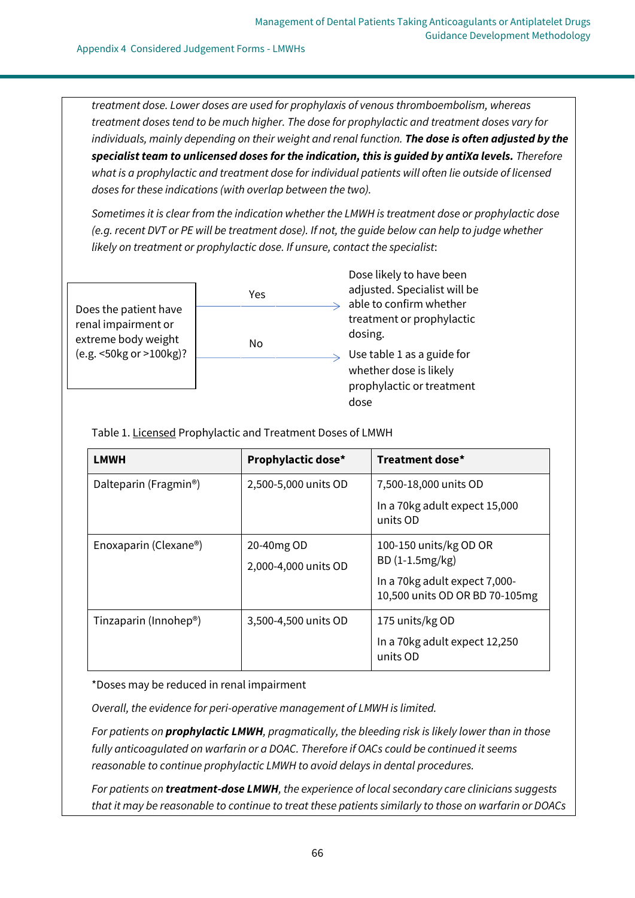*treatment dose. Lower doses are used for prophylaxis of venous thromboembolism, whereas treatment doses tend to be much higher. The dose for prophylactic and treatment doses vary for individuals, mainly depending on their weight and renal function.* ***The dose is often adjusted by the specialist team to unlicensed doses for the indication, this is guided by antiXa levels.*** *Therefore what is a prophylactic and treatment dose for individual patients will often lie outside of licensed doses for these indications (with overlap between the two).*

*Sometimes it is clear from the indication whether the LMWH is treatment dose or prophylactic dose (e.g. recent DVT or PE will be treatment dose). If not, the guide below can help to judge whether likely on treatment or prophylactic dose. If unsure, contact the specialist*:

Does the patient have renal impairment or extreme body weight (e.g. <50kg or >100kg)?

- Yes → Dose likely to have been adjusted. Specialist will be able to confirm whether treatment or prophylactic dosing.
- No → Use table 1 as a guide for whether dose is likely prophylactic or treatment dose

Table 1. Licensed Prophylactic and Treatment Doses of LMWH

| LMWH | Prophylactic dose* | Treatment dose* |
|---|---|---|
| Dalteparin (Fragmin®) | 2,500-5,000 units OD | 7,500-18,000 units OD<br><br>In a 70kg adult expect 15,000 units OD |
| Enoxaparin (Clexane®) | 20-40mg OD<br><br>2,000-4,000 units OD | 100-150 units/kg OD OR BD (1-1.5mg/kg)<br><br>In a 70kg adult expect 7,000-10,500 units OD OR BD 70-105mg |
| Tinzaparin (Innohep®) | 3,500-4,500 units OD | 175 units/kg OD<br><br>In a 70kg adult expect 12,250 units OD |

*Doses may be reduced in renal impairment

*Overall, the evidence for peri-operative management of LMWH is limited.*

*For patients on* ***prophylactic LMWH****, pragmatically, the bleeding risk is likely lower than in those fully anticoagulated on warfarin or a DOAC. Therefore if OACs could be continued it seems reasonable to continue prophylactic LMWH to avoid delays in dental procedures.*

*For patients on* ***treatment-dose LMWH****, the experience of local secondary care clinicians suggests that it may be reasonable to continue to treat these patients similarly to those on warfarin or DOACs*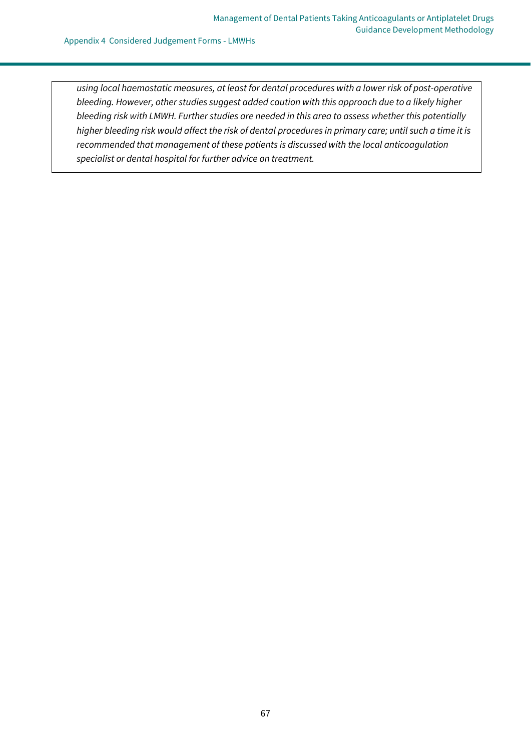*using local haemostatic measures, at least for dental procedures with a lower risk of post-operative bleeding. However, other studies suggest added caution with this approach due to a likely higher bleeding risk with LMWH. Further studies are needed in this area to assess whether this potentially higher bleeding risk would affect the risk of dental procedures in primary care; until such a time it is recommended that management of these patients is discussed with the local anticoagulation specialist or dental hospital for further advice on treatment.*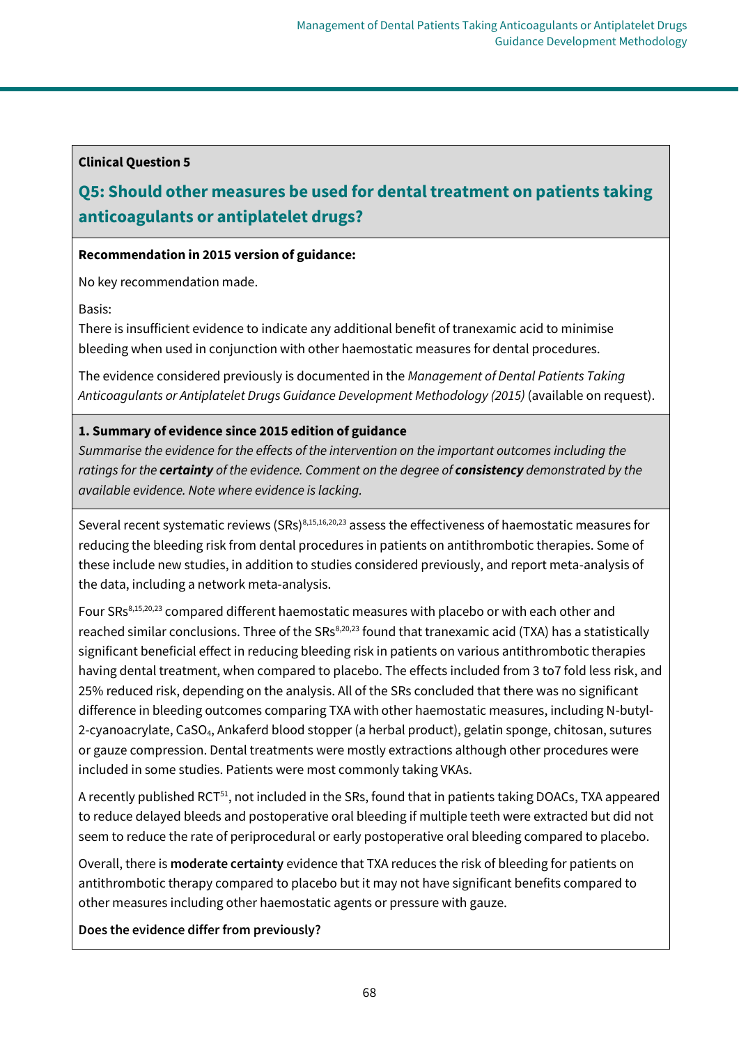**Clinical Question 5**

## Q5: Should other measures be used for dental treatment on patients taking anticoagulants or antiplatelet drugs?

**Recommendation in 2015 version of guidance:**

No key recommendation made.

Basis:
There is insufficient evidence to indicate any additional benefit of tranexamic acid to minimise bleeding when used in conjunction with other haemostatic measures for dental procedures.

The evidence considered previously is documented in the *Management of Dental Patients Taking Anticoagulants or Antiplatelet Drugs Guidance Development Methodology (2015)* (available on request).

**1. Summary of evidence since 2015 edition of guidance**

*Summarise the evidence for the effects of the intervention on the important outcomes including the ratings for the* ***certainty*** *of the evidence. Comment on the degree of* ***consistency*** *demonstrated by the available evidence. Note where evidence is lacking.*

Several recent systematic reviews (SRs)[8,15,16,20,23] assess the effectiveness of haemostatic measures for reducing the bleeding risk from dental procedures in patients on antithrombotic therapies. Some of these include new studies, in addition to studies considered previously, and report meta-analysis of the data, including a network meta-analysis.

Four SRs[8,15,20,23] compared different haemostatic measures with placebo or with each other and reached similar conclusions. Three of the SRs[8,20,23] found that tranexamic acid (TXA) has a statistically significant beneficial effect in reducing bleeding risk in patients on various antithrombotic therapies having dental treatment, when compared to placebo. The effects included from 3 to7 fold less risk, and 25% reduced risk, depending on the analysis. All of the SRs concluded that there was no significant difference in bleeding outcomes comparing TXA with other haemostatic measures, including N-butyl-2-cyanoacrylate, $CaSO_4$, Ankaferd blood stopper (a herbal product), gelatin sponge, chitosan, sutures or gauze compression. Dental treatments were mostly extractions although other procedures were included in some studies. Patients were most commonly taking VKAs.

A recently published RCT[51], not included in the SRs, found that in patients taking DOACs, TXA appeared to reduce delayed bleeds and postoperative oral bleeding if multiple teeth were extracted but did not seem to reduce the rate of periprocedural or early postoperative oral bleeding compared to placebo.

Overall, there is **moderate certainty** evidence that TXA reduces the risk of bleeding for patients on antithrombotic therapy compared to placebo but it may not have significant benefits compared to other measures including other haemostatic agents or pressure with gauze.

**Does the evidence differ from previously?**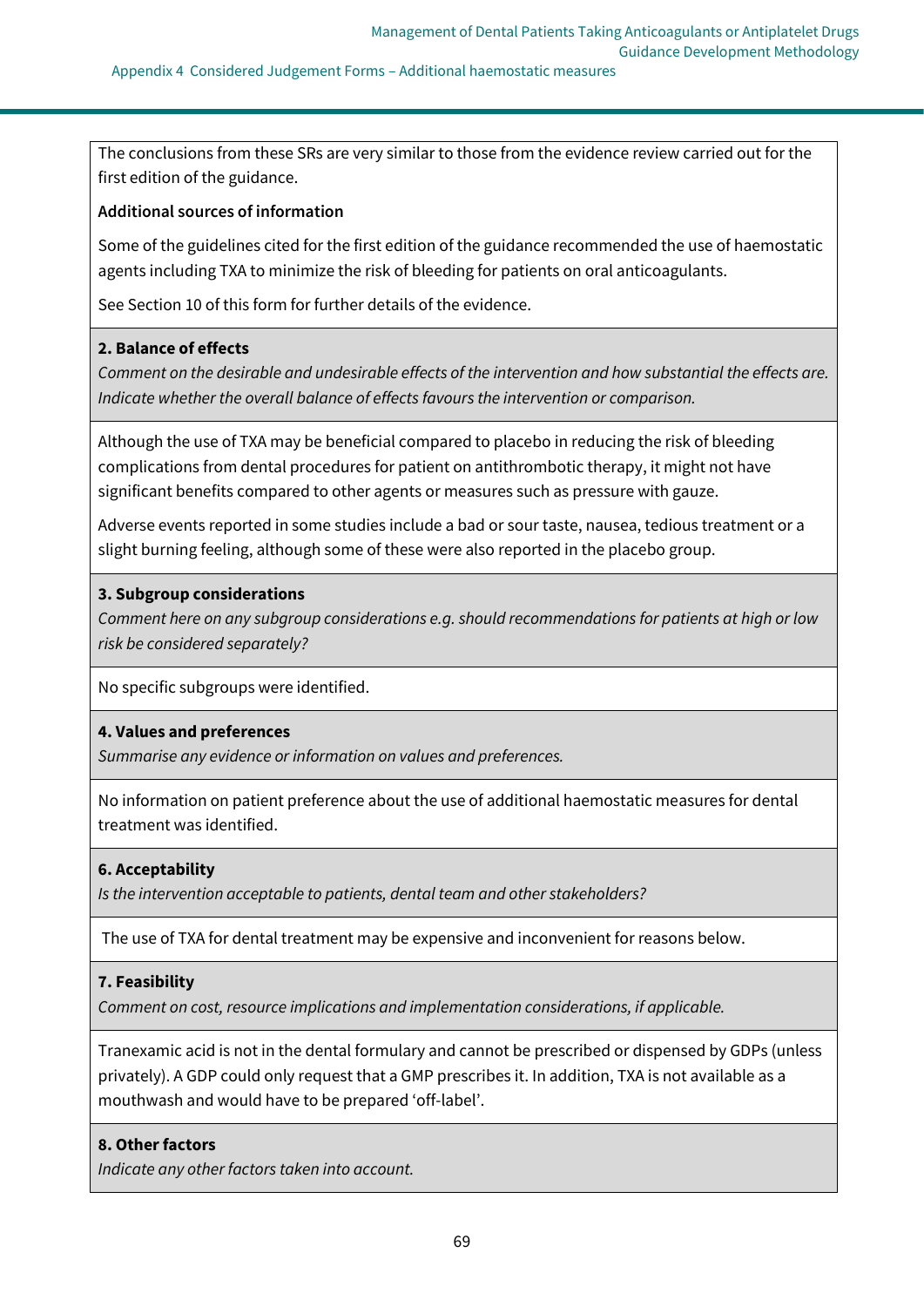The conclusions from these SRs are very similar to those from the evidence review carried out for the first edition of the guidance.

**Additional sources of information**

Some of the guidelines cited for the first edition of the guidance recommended the use of haemostatic agents including TXA to minimize the risk of bleeding for patients on oral anticoagulants.

See Section 10 of this form for further details of the evidence.

**2. Balance of effects**

*Comment on the desirable and undesirable effects of the intervention and how substantial the effects are. Indicate whether the overall balance of effects favours the intervention or comparison.*

Although the use of TXA may be beneficial compared to placebo in reducing the risk of bleeding complications from dental procedures for patient on antithrombotic therapy, it might not have significant benefits compared to other agents or measures such as pressure with gauze.

Adverse events reported in some studies include a bad or sour taste, nausea, tedious treatment or a slight burning feeling, although some of these were also reported in the placebo group.

**3. Subgroup considerations**

*Comment here on any subgroup considerations e.g. should recommendations for patients at high or low risk be considered separately?*

No specific subgroups were identified.

**4. Values and preferences**

*Summarise any evidence or information on values and preferences.*

No information on patient preference about the use of additional haemostatic measures for dental treatment was identified.

**6. Acceptability**

*Is the intervention acceptable to patients, dental team and other stakeholders?*

The use of TXA for dental treatment may be expensive and inconvenient for reasons below.

**7. Feasibility**

*Comment on cost, resource implications and implementation considerations, if applicable.*

Tranexamic acid is not in the dental formulary and cannot be prescribed or dispensed by GDPs (unless privately). A GDP could only request that a GMP prescribes it. In addition, TXA is not available as a mouthwash and would have to be prepared 'off-label'.

**8. Other factors**

*Indicate any other factors taken into account.*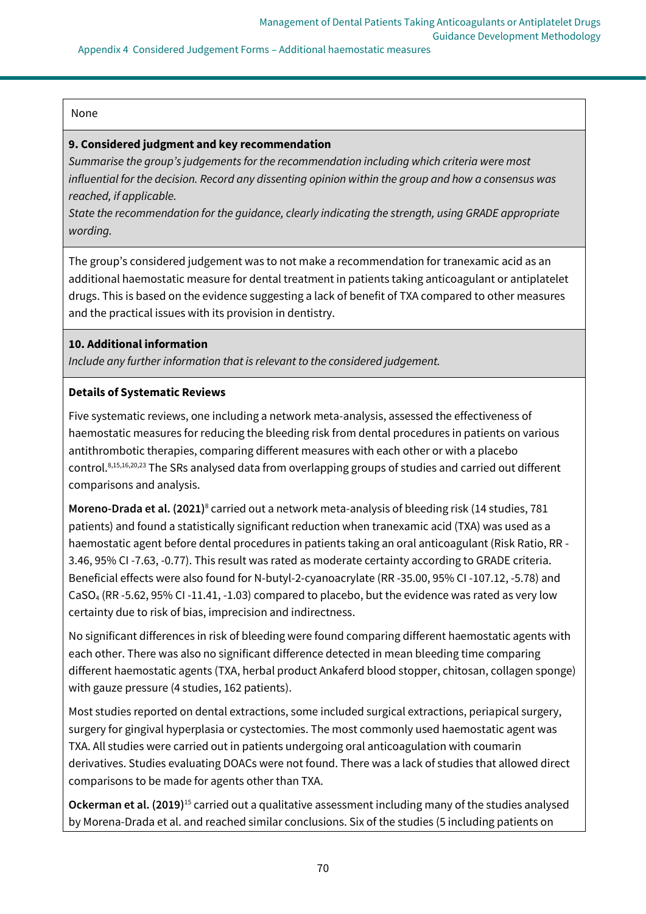None

**9. Considered judgment and key recommendation**

*Summarise the group's judgements for the recommendation including which criteria were most influential for the decision. Record any dissenting opinion within the group and how a consensus was reached, if applicable.*

*State the recommendation for the guidance, clearly indicating the strength, using GRADE appropriate wording.*

The group's considered judgement was to not make a recommendation for tranexamic acid as an additional haemostatic measure for dental treatment in patients taking anticoagulant or antiplatelet drugs. This is based on the evidence suggesting a lack of benefit of TXA compared to other measures and the practical issues with its provision in dentistry.

**10. Additional information**

*Include any further information that is relevant to the considered judgement.*

**Details of Systematic Reviews**

Five systematic reviews, one including a network meta-analysis, assessed the effectiveness of haemostatic measures for reducing the bleeding risk from dental procedures in patients on various antithrombotic therapies, comparing different measures with each other or with a placebo control.[8,15,16,20,23] The SRs analysed data from overlapping groups of studies and carried out different comparisons and analysis.

**Moreno-Drada et al. (2021)**[8] carried out a network meta-analysis of bleeding risk (14 studies, 781 patients) and found a statistically significant reduction when tranexamic acid (TXA) was used as a haemostatic agent before dental procedures in patients taking an oral anticoagulant (Risk Ratio, RR -3.46, 95% CI -7.63, -0.77). This result was rated as moderate certainty according to GRADE criteria. Beneficial effects were also found for N-butyl-2-cyanoacrylate (RR -35.00, 95% CI -107.12, -5.78) and $CaSO_4$ (RR -5.62, 95% CI -11.41, -1.03) compared to placebo, but the evidence was rated as very low certainty due to risk of bias, imprecision and indirectness.

No significant differences in risk of bleeding were found comparing different haemostatic agents with each other. There was also no significant difference detected in mean bleeding time comparing different haemostatic agents (TXA, herbal product Ankaferd blood stopper, chitosan, collagen sponge) with gauze pressure (4 studies, 162 patients).

Most studies reported on dental extractions, some included surgical extractions, periapical surgery, surgery for gingival hyperplasia or cystectomies. The most commonly used haemostatic agent was TXA. All studies were carried out in patients undergoing oral anticoagulation with coumarin derivatives. Studies evaluating DOACs were not found. There was a lack of studies that allowed direct comparisons to be made for agents other than TXA.

**Ockerman et al. (2019)**[15] carried out a qualitative assessment including many of the studies analysed by Morena-Drada et al. and reached similar conclusions. Six of the studies (5 including patients on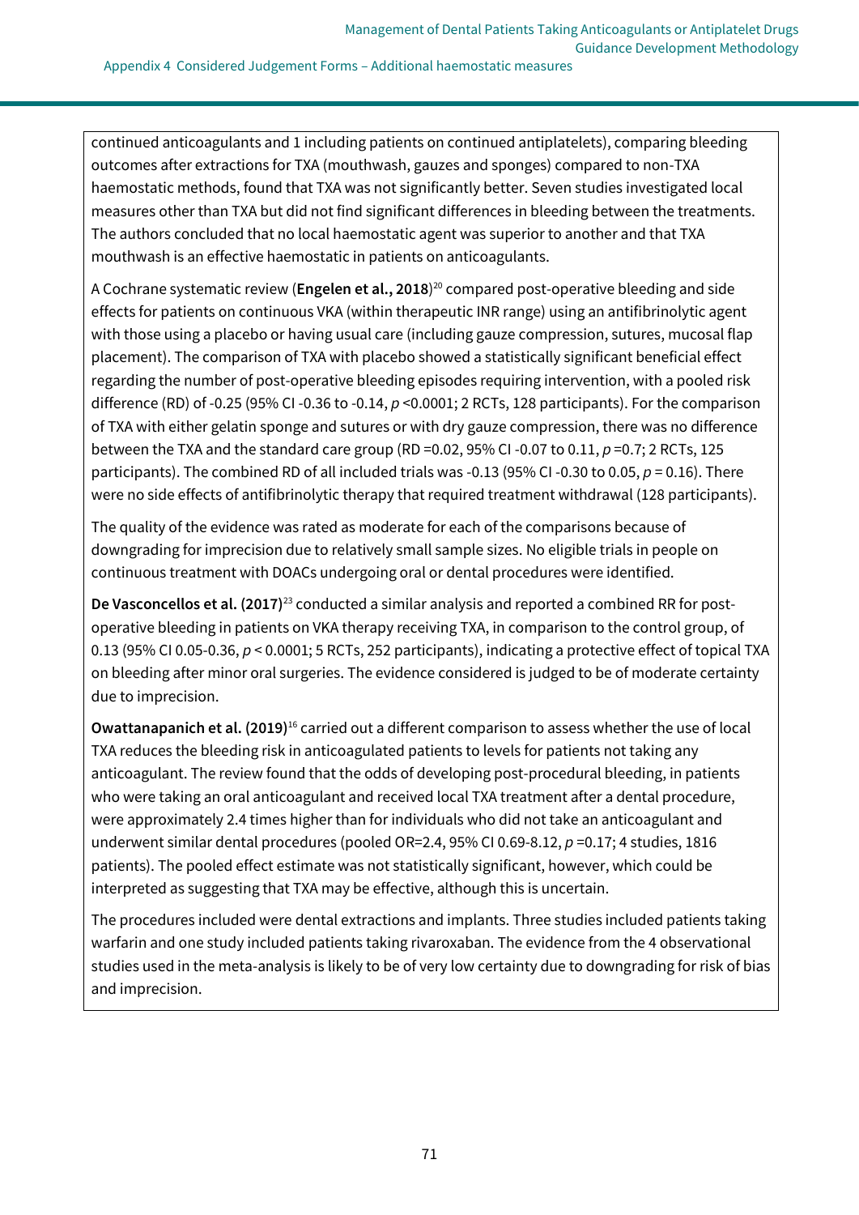continued anticoagulants and 1 including patients on continued antiplatelets), comparing bleeding outcomes after extractions for TXA (mouthwash, gauzes and sponges) compared to non-TXA haemostatic methods, found that TXA was not significantly better. Seven studies investigated local measures other than TXA but did not find significant differences in bleeding between the treatments. The authors concluded that no local haemostatic agent was superior to another and that TXA mouthwash is an effective haemostatic in patients on anticoagulants.

A Cochrane systematic review (**Engelen et al., 2018**)[20] compared post-operative bleeding and side effects for patients on continuous VKA (within therapeutic INR range) using an antifibrinolytic agent with those using a placebo or having usual care (including gauze compression, sutures, mucosal flap placement). The comparison of TXA with placebo showed a statistically significant beneficial effect regarding the number of post-operative bleeding episodes requiring intervention, with a pooled risk difference (RD) of -0.25 (95% CI -0.36 to -0.14, $p$ <0.0001; 2 RCTs, 128 participants). For the comparison of TXA with either gelatin sponge and sutures or with dry gauze compression, there was no difference between the TXA and the standard care group (RD =0.02, 95% CI -0.07 to 0.11, $p$ =0.7; 2 RCTs, 125 participants). The combined RD of all included trials was -0.13 (95% CI -0.30 to 0.05, $p$ = 0.16). There were no side effects of antifibrinolytic therapy that required treatment withdrawal (128 participants).

The quality of the evidence was rated as moderate for each of the comparisons because of downgrading for imprecision due to relatively small sample sizes. No eligible trials in people on continuous treatment with DOACs undergoing oral or dental procedures were identified.

**De Vasconcellos et al. (2017)**[23] conducted a similar analysis and reported a combined RR for post-operative bleeding in patients on VKA therapy receiving TXA, in comparison to the control group, of 0.13 (95% CI 0.05-0.36, $p$ < 0.0001; 5 RCTs, 252 participants), indicating a protective effect of topical TXA on bleeding after minor oral surgeries. The evidence considered is judged to be of moderate certainty due to imprecision.

**Owattanapanich et al. (2019)**[16] carried out a different comparison to assess whether the use of local TXA reduces the bleeding risk in anticoagulated patients to levels for patients not taking any anticoagulant. The review found that the odds of developing post-procedural bleeding, in patients who were taking an oral anticoagulant and received local TXA treatment after a dental procedure, were approximately 2.4 times higher than for individuals who did not take an anticoagulant and underwent similar dental procedures (pooled OR=2.4, 95% CI 0.69-8.12, $p$ =0.17; 4 studies, 1816 patients). The pooled effect estimate was not statistically significant, however, which could be interpreted as suggesting that TXA may be effective, although this is uncertain.

The procedures included were dental extractions and implants. Three studies included patients taking warfarin and one study included patients taking rivaroxaban. The evidence from the 4 observational studies used in the meta-analysis is likely to be of very low certainty due to downgrading for risk of bias and imprecision.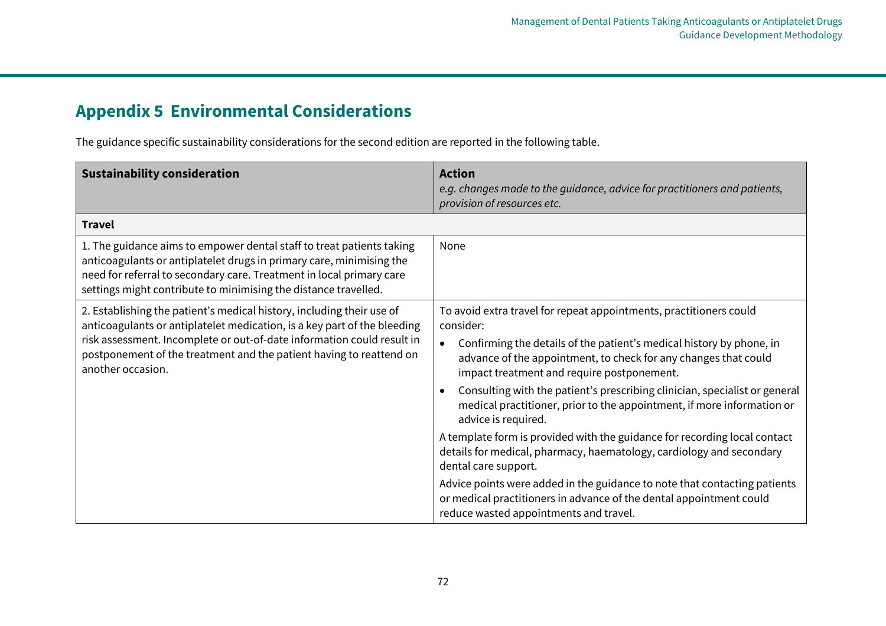## Appendix 5 Environmental Considerations

The guidance specific sustainability considerations for the second edition are reported in the following table.

| Sustainability consideration | Action<br>*e.g. changes made to the guidance, advice for practitioners and patients, provision of resources etc.* |
|---|---|
| **Travel** | |
| 1. The guidance aims to empower dental staff to treat patients taking anticoagulants or antiplatelet drugs in primary care, minimising the need for referral to secondary care. Treatment in local primary care settings might contribute to minimising the distance travelled. | None |
| 2. Establishing the patient's medical history, including their use of anticoagulants or antiplatelet medication, is a key part of the bleeding risk assessment. Incomplete or out-of-date information could result in postponement of the treatment and the patient having to reattend on another occasion. | To avoid extra travel for repeat appointments, practitioners could consider:<br>• Confirming the details of the patient's medical history by phone, in advance of the appointment, to check for any changes that could impact treatment and require postponement.<br>• Consulting with the patient's prescribing clinician, specialist or general medical practitioner, prior to the appointment, if more information or advice is required.<br>A template form is provided with the guidance for recording local contact details for medical, pharmacy, haematology, cardiology and secondary dental care support.<br>Advice points were added in the guidance to note that contacting patients or medical practitioners in advance of the dental appointment could reduce wasted appointments and travel. |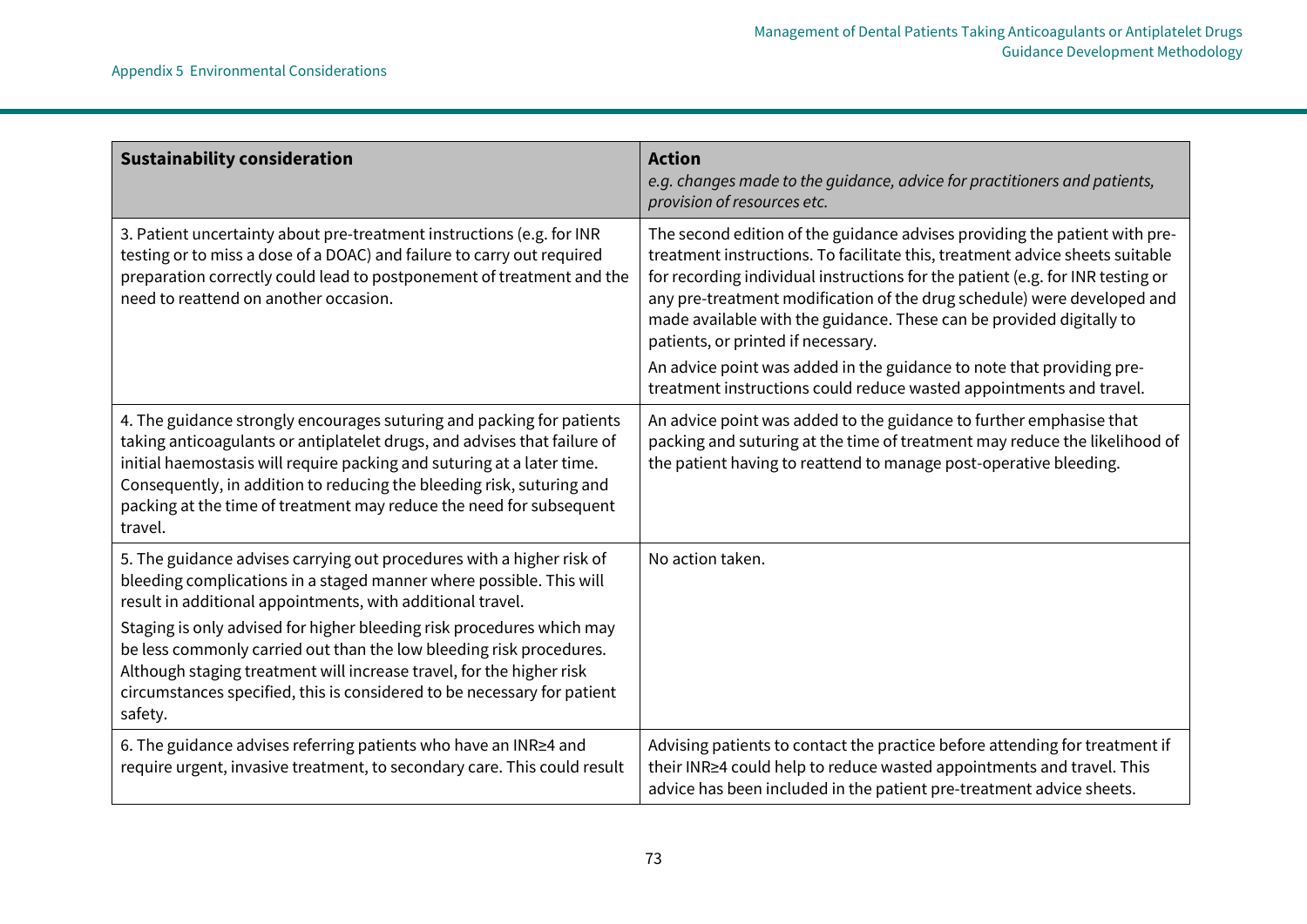| **Sustainability consideration** | **Action**<br>*e.g. changes made to the guidance, advice for practitioners and patients, provision of resources etc.* |
|---|---|
| 3. Patient uncertainty about pre-treatment instructions (e.g. for INR testing or to miss a dose of a DOAC) and failure to carry out required preparation correctly could lead to postponement of treatment and the need to reattend on another occasion. | The second edition of the guidance advises providing the patient with pre-treatment instructions. To facilitate this, treatment advice sheets suitable for recording individual instructions for the patient (e.g. for INR testing or any pre-treatment modification of the drug schedule) were developed and made available with the guidance. These can be provided digitally to patients, or printed if necessary.<br>An advice point was added in the guidance to note that providing pre-treatment instructions could reduce wasted appointments and travel. |
| 4. The guidance strongly encourages suturing and packing for patients taking anticoagulants or antiplatelet drugs, and advises that failure of initial haemostasis will require packing and suturing at a later time. Consequently, in addition to reducing the bleeding risk, suturing and packing at the time of treatment may reduce the need for subsequent travel. | An advice point was added to the guidance to further emphasise that packing and suturing at the time of treatment may reduce the likelihood of the patient having to reattend to manage post-operative bleeding. |
| 5. The guidance advises carrying out procedures with a higher risk of bleeding complications in a staged manner where possible. This will result in additional appointments, with additional travel.<br>Staging is only advised for higher bleeding risk procedures which may be less commonly carried out than the low bleeding risk procedures. Although staging treatment will increase travel, for the higher risk circumstances specified, this is considered to be necessary for patient safety. | No action taken. |
| 6. The guidance advises referring patients who have an INR≥4 and require urgent, invasive treatment, to secondary care. This could result | Advising patients to contact the practice before attending for treatment if their INR≥4 could help to reduce wasted appointments and travel. This advice has been included in the patient pre-treatment advice sheets. |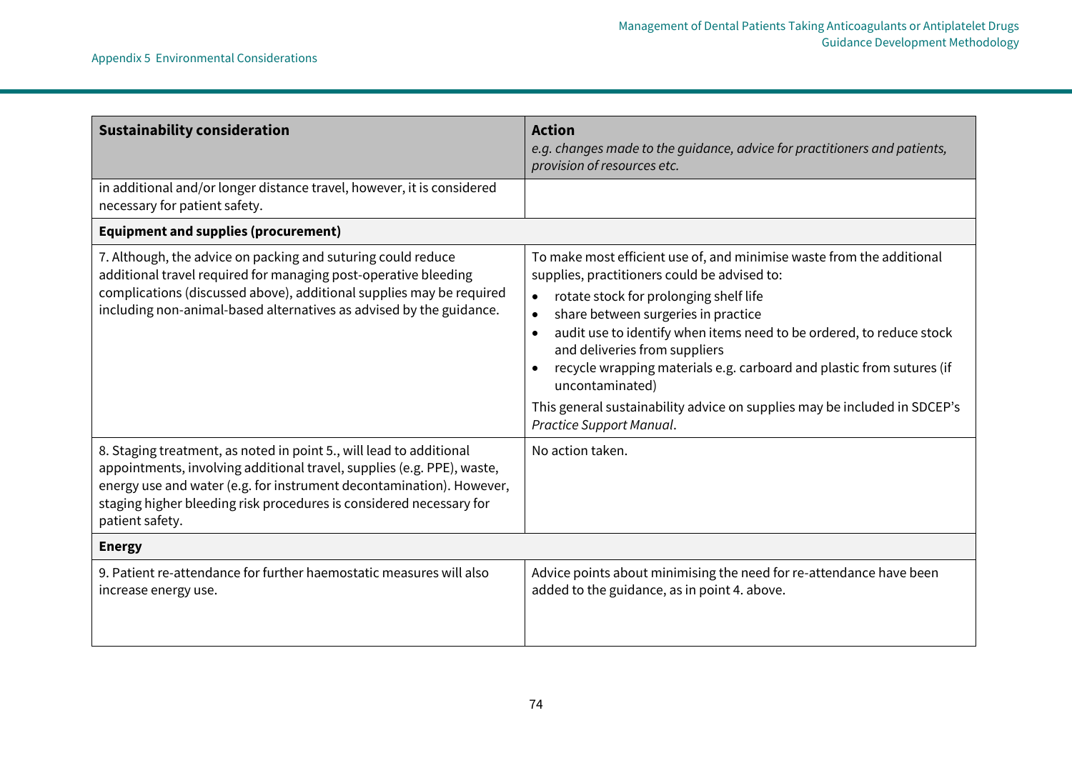| Sustainability consideration | **Action**<br>*e.g. changes made to the guidance, advice for practitioners and patients, provision of resources etc.* |
|---|---|
| in additional and/or longer distance travel, however, it is considered necessary for patient safety. | |
| **Equipment and supplies (procurement)** | |
| 7. Although, the advice on packing and suturing could reduce additional travel required for managing post-operative bleeding complications (discussed above), additional supplies may be required including non-animal-based alternatives as advised by the guidance. | To make most efficient use of, and minimise waste from the additional supplies, practitioners could be advised to:<br>• rotate stock for prolonging shelf life<br>• share between surgeries in practice<br>• audit use to identify when items need to be ordered, to reduce stock and deliveries from suppliers<br>• recycle wrapping materials e.g. carboard and plastic from sutures (if uncontaminated)<br>This general sustainability advice on supplies may be included in SDCEP's *Practice Support Manual*. |
| 8. Staging treatment, as noted in point 5., will lead to additional appointments, involving additional travel, supplies (e.g. PPE), waste, energy use and water (e.g. for instrument decontamination). However, staging higher bleeding risk procedures is considered necessary for patient safety. | No action taken. |
| **Energy** | |
| 9. Patient re-attendance for further haemostatic measures will also increase energy use. | Advice points about minimising the need for re-attendance have been added to the guidance, as in point 4. above. |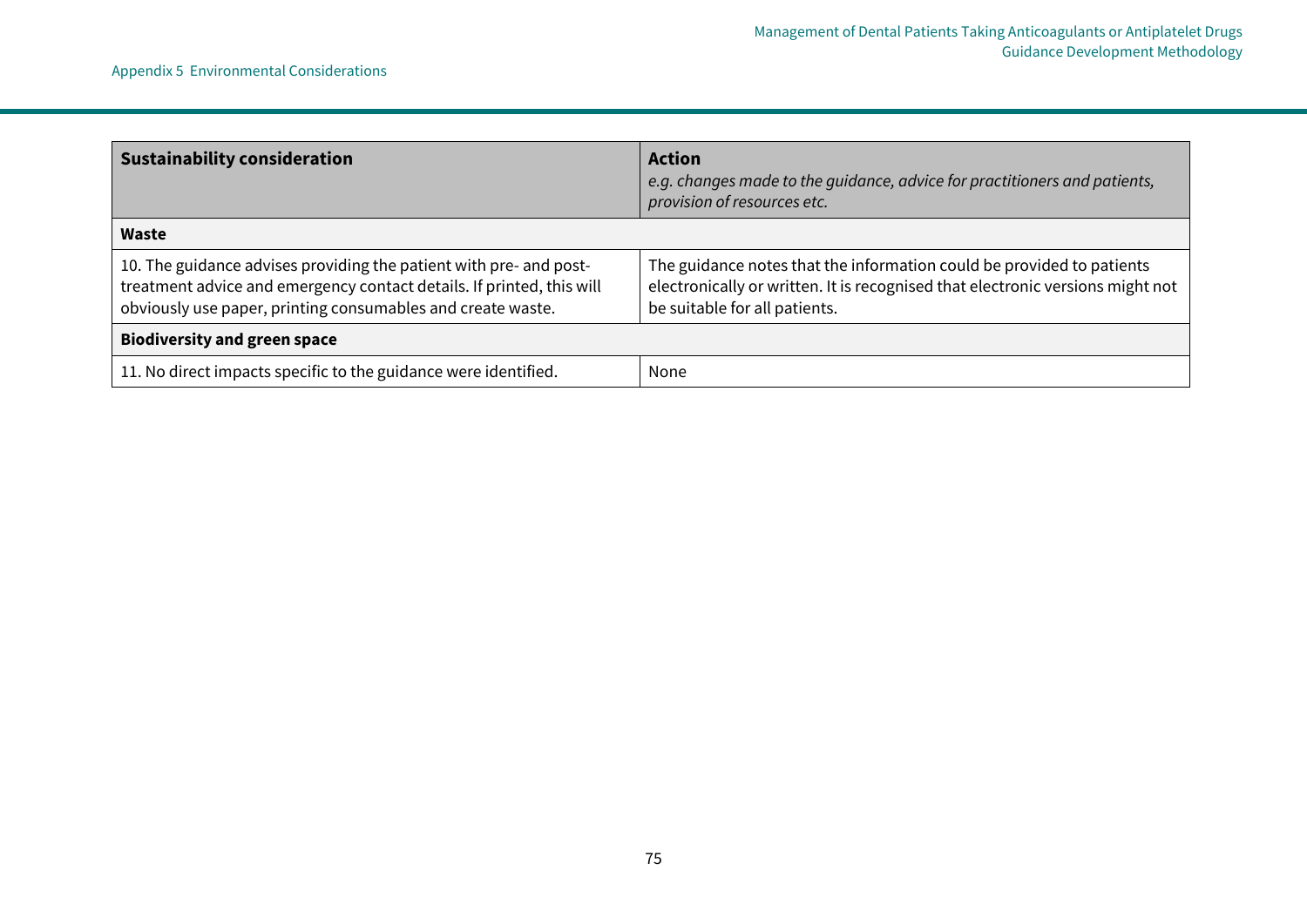| **Sustainability consideration** | **Action** *e.g. changes made to the guidance, advice for practitioners and patients, provision of resources etc.* |
|---|---|
| **Waste** | |
| 10. The guidance advises providing the patient with pre- and post-treatment advice and emergency contact details. If printed, this will obviously use paper, printing consumables and create waste. | The guidance notes that the information could be provided to patients electronically or written. It is recognised that electronic versions might not be suitable for all patients. |
| **Biodiversity and green space** | |
| 11. No direct impacts specific to the guidance were identified. | None |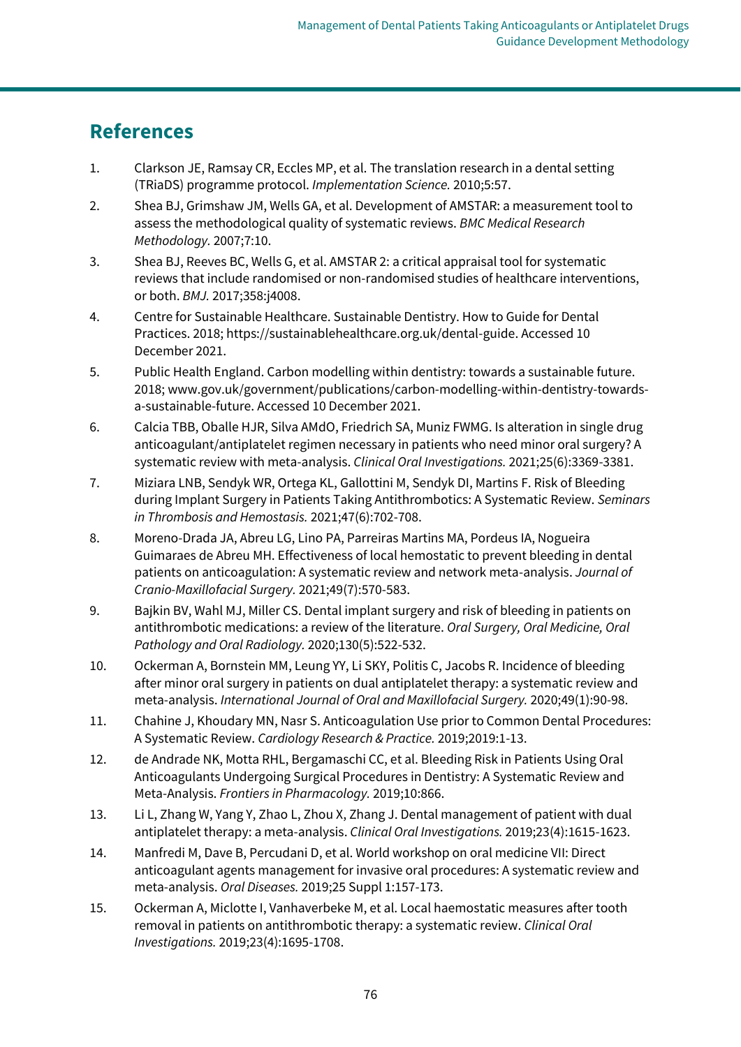## References

1. Clarkson JE, Ramsay CR, Eccles MP, et al. The translation research in a dental setting (TRiaDS) programme protocol. *Implementation Science.* 2010;5:57.
2. Shea BJ, Grimshaw JM, Wells GA, et al. Development of AMSTAR: a measurement tool to assess the methodological quality of systematic reviews. *BMC Medical Research Methodology.* 2007;7:10.
3. Shea BJ, Reeves BC, Wells G, et al. AMSTAR 2: a critical appraisal tool for systematic reviews that include randomised or non-randomised studies of healthcare interventions, or both. *BMJ.* 2017;358:j4008.
4. Centre for Sustainable Healthcare. Sustainable Dentistry. How to Guide for Dental Practices. 2018; https://sustainablehealthcare.org.uk/dental-guide. Accessed 10 December 2021.
5. Public Health England. Carbon modelling within dentistry: towards a sustainable future. 2018; www.gov.uk/government/publications/carbon-modelling-within-dentistry-towards-a-sustainable-future. Accessed 10 December 2021.
6. Calcia TBB, Oballe HJR, Silva AMdO, Friedrich SA, Muniz FWMG. Is alteration in single drug anticoagulant/antiplatelet regimen necessary in patients who need minor oral surgery? A systematic review with meta-analysis. *Clinical Oral Investigations.* 2021;25(6):3369-3381.
7. Miziara LNB, Sendyk WR, Ortega KL, Gallottini M, Sendyk DI, Martins F. Risk of Bleeding during Implant Surgery in Patients Taking Antithrombotics: A Systematic Review. *Seminars in Thrombosis and Hemostasis.* 2021;47(6):702-708.
8. Moreno-Drada JA, Abreu LG, Lino PA, Parreiras Martins MA, Pordeus IA, Nogueira Guimaraes de Abreu MH. Effectiveness of local hemostatic to prevent bleeding in dental patients on anticoagulation: A systematic review and network meta-analysis. *Journal of Cranio-Maxillofacial Surgery.* 2021;49(7):570-583.
9. Bajkin BV, Wahl MJ, Miller CS. Dental implant surgery and risk of bleeding in patients on antithrombotic medications: a review of the literature. *Oral Surgery, Oral Medicine, Oral Pathology and Oral Radiology.* 2020;130(5):522-532.
10. Ockerman A, Bornstein MM, Leung YY, Li SKY, Politis C, Jacobs R. Incidence of bleeding after minor oral surgery in patients on dual antiplatelet therapy: a systematic review and meta-analysis. *International Journal of Oral and Maxillofacial Surgery.* 2020;49(1):90-98.
11. Chahine J, Khoudary MN, Nasr S. Anticoagulation Use prior to Common Dental Procedures: A Systematic Review. *Cardiology Research & Practice.* 2019;2019:1-13.
12. de Andrade NK, Motta RHL, Bergamaschi CC, et al. Bleeding Risk in Patients Using Oral Anticoagulants Undergoing Surgical Procedures in Dentistry: A Systematic Review and Meta-Analysis. *Frontiers in Pharmacology.* 2019;10:866.
13. Li L, Zhang W, Yang Y, Zhao L, Zhou X, Zhang J. Dental management of patient with dual antiplatelet therapy: a meta-analysis. *Clinical Oral Investigations.* 2019;23(4):1615-1623.
14. Manfredi M, Dave B, Percudani D, et al. World workshop on oral medicine VII: Direct anticoagulant agents management for invasive oral procedures: A systematic review and meta-analysis. *Oral Diseases.* 2019;25 Suppl 1:157-173.
15. Ockerman A, Miclotte I, Vanhaverbeke M, et al. Local haemostatic measures after tooth removal in patients on antithrombotic therapy: a systematic review. *Clinical Oral Investigations.* 2019;23(4):1695-1708.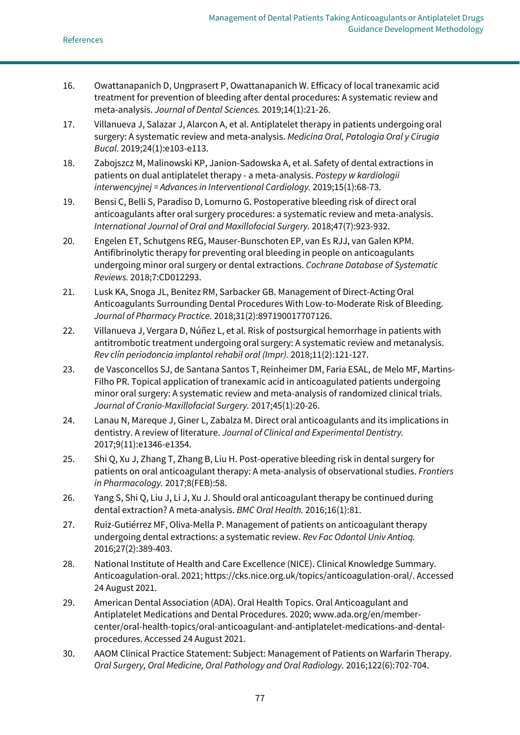16. Owattanapanich D, Ungprasert P, Owattanapanich W. Efficacy of local tranexamic acid treatment for prevention of bleeding after dental procedures: A systematic review and meta-analysis. *Journal of Dental Sciences.* 2019;14(1):21-26.
17. Villanueva J, Salazar J, Alarcon A, et al. Antiplatelet therapy in patients undergoing oral surgery: A systematic review and meta-analysis. *Medicina Oral, Patologia Oral y Cirugia Bucal.* 2019;24(1):e103-e113.
18. Zabojszcz M, Malinowski KP, Janion-Sadowska A, et al. Safety of dental extractions in patients on dual antiplatelet therapy - a meta-analysis. *Postepy w kardiologii interwencyjnej = Advances in Interventional Cardiology.* 2019;15(1):68-73.
19. Bensi C, Belli S, Paradiso D, Lomurno G. Postoperative bleeding risk of direct oral anticoagulants after oral surgery procedures: a systematic review and meta-analysis. *International Journal of Oral and Maxillofacial Surgery.* 2018;47(7):923-932.
20. Engelen ET, Schutgens REG, Mauser-Bunschoten EP, van Es RJJ, van Galen KPM. Antifibrinolytic therapy for preventing oral bleeding in people on anticoagulants undergoing minor oral surgery or dental extractions. *Cochrane Database of Systematic Reviews.* 2018;7:CD012293.
21. Lusk KA, Snoga JL, Benitez RM, Sarbacker GB. Management of Direct-Acting Oral Anticoagulants Surrounding Dental Procedures With Low-to-Moderate Risk of Bleeding. *Journal of Pharmacy Practice.* 2018;31(2):897190017707126.
22. Villanueva J, Vergara D, Núñez L, et al. Risk of postsurgical hemorrhage in patients with antitrombotic treatment undergoing oral surgery: A systematic review and metanalysis. *Rev clín periodoncia implantol rehabil oral (Impr).* 2018;11(2):121-127.
23. de Vasconcellos SJ, de Santana Santos T, Reinheimer DM, Faria ESAL, de Melo MF, Martins-Filho PR. Topical application of tranexamic acid in anticoagulated patients undergoing minor oral surgery: A systematic review and meta-analysis of randomized clinical trials. *Journal of Cranio-Maxillofacial Surgery.* 2017;45(1):20-26.
24. Lanau N, Mareque J, Giner L, Zabalza M. Direct oral anticoagulants and its implications in dentistry. A review of literature. *Journal of Clinical and Experimental Dentistry.* 2017;9(11):e1346-e1354.
25. Shi Q, Xu J, Zhang T, Zhang B, Liu H. Post-operative bleeding risk in dental surgery for patients on oral anticoagulant therapy: A meta-analysis of observational studies. *Frontiers in Pharmacology.* 2017;8(FEB):58.
26. Yang S, Shi Q, Liu J, Li J, Xu J. Should oral anticoagulant therapy be continued during dental extraction? A meta-analysis. *BMC Oral Health.* 2016;16(1):81.
27. Ruiz-Gutiérrez MF, Oliva-Mella P. Management of patients on anticoagulant therapy undergoing dental extractions: a systematic review. *Rev Fac Odontol Univ Antioq.* 2016;27(2):389-403.
28. National Institute of Health and Care Excellence (NICE). Clinical Knowledge Summary. Anticoagulation-oral. 2021; https://cks.nice.org.uk/topics/anticoagulation-oral/. Accessed 24 August 2021.
29. American Dental Association (ADA). Oral Health Topics. Oral Anticoagulant and Antiplatelet Medications and Dental Procedures. 2020; www.ada.org/en/member-center/oral-health-topics/oral-anticoagulant-and-antiplatelet-medications-and-dental-procedures. Accessed 24 August 2021.
30. AAOM Clinical Practice Statement: Subject: Management of Patients on Warfarin Therapy. *Oral Surgery, Oral Medicine, Oral Pathology and Oral Radiology.* 2016;122(6):702-704.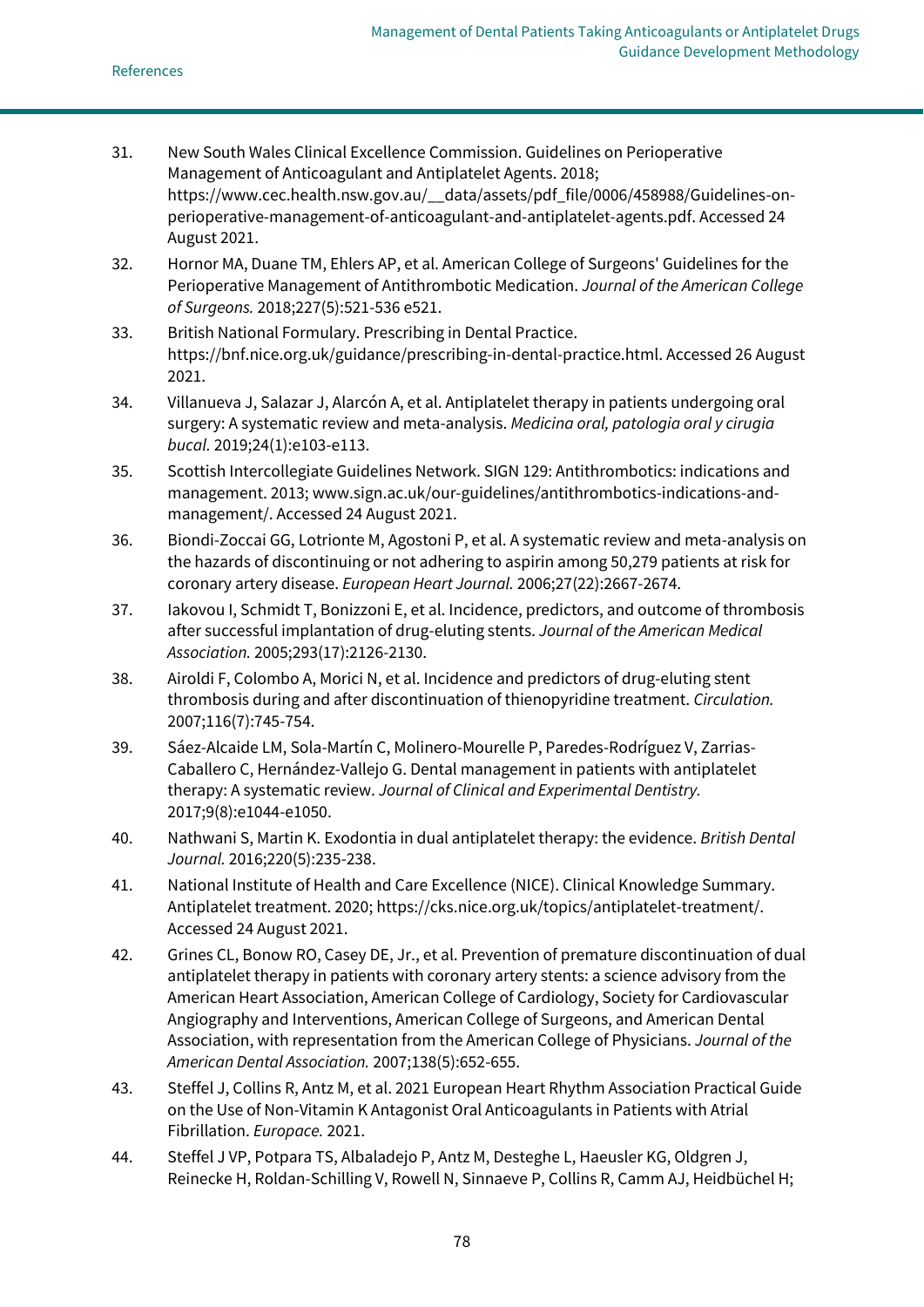31. New South Wales Clinical Excellence Commission. Guidelines on Perioperative Management of Anticoagulant and Antiplatelet Agents. 2018; https://www.cec.health.nsw.gov.au/__data/assets/pdf_file/0006/458988/Guidelines-on-perioperative-management-of-anticoagulant-and-antiplatelet-agents.pdf. Accessed 24 August 2021.
32. Hornor MA, Duane TM, Ehlers AP, et al. American College of Surgeons' Guidelines for the Perioperative Management of Antithrombotic Medication. *Journal of the American College of Surgeons.* 2018;227(5):521-536 e521.
33. British National Formulary. Prescribing in Dental Practice. https://bnf.nice.org.uk/guidance/prescribing-in-dental-practice.html. Accessed 26 August 2021.
34. Villanueva J, Salazar J, Alarcón A, et al. Antiplatelet therapy in patients undergoing oral surgery: A systematic review and meta-analysis. *Medicina oral, patologia oral y cirugia bucal.* 2019;24(1):e103-e113.
35. Scottish Intercollegiate Guidelines Network. SIGN 129: Antithrombotics: indications and management. 2013; www.sign.ac.uk/our-guidelines/antithrombotics-indications-and-management/. Accessed 24 August 2021.
36. Biondi-Zoccai GG, Lotrionte M, Agostoni P, et al. A systematic review and meta-analysis on the hazards of discontinuing or not adhering to aspirin among 50,279 patients at risk for coronary artery disease. *European Heart Journal.* 2006;27(22):2667-2674.
37. Iakovou I, Schmidt T, Bonizzoni E, et al. Incidence, predictors, and outcome of thrombosis after successful implantation of drug-eluting stents. *Journal of the American Medical Association.* 2005;293(17):2126-2130.
38. Airoldi F, Colombo A, Morici N, et al. Incidence and predictors of drug-eluting stent thrombosis during and after discontinuation of thienopyridine treatment. *Circulation.* 2007;116(7):745-754.
39. Sáez-Alcaide LM, Sola-Martín C, Molinero-Mourelle P, Paredes-Rodríguez V, Zarrias-Caballero C, Hernández-Vallejo G. Dental management in patients with antiplatelet therapy: A systematic review. *Journal of Clinical and Experimental Dentistry.* 2017;9(8):e1044-e1050.
40. Nathwani S, Martin K. Exodontia in dual antiplatelet therapy: the evidence. *British Dental Journal.* 2016;220(5):235-238.
41. National Institute of Health and Care Excellence (NICE). Clinical Knowledge Summary. Antiplatelet treatment. 2020; https://cks.nice.org.uk/topics/antiplatelet-treatment/. Accessed 24 August 2021.
42. Grines CL, Bonow RO, Casey DE, Jr., et al. Prevention of premature discontinuation of dual antiplatelet therapy in patients with coronary artery stents: a science advisory from the American Heart Association, American College of Cardiology, Society for Cardiovascular Angiography and Interventions, American College of Surgeons, and American Dental Association, with representation from the American College of Physicians. *Journal of the American Dental Association.* 2007;138(5):652-655.
43. Steffel J, Collins R, Antz M, et al. 2021 European Heart Rhythm Association Practical Guide on the Use of Non-Vitamin K Antagonist Oral Anticoagulants in Patients with Atrial Fibrillation. *Europace.* 2021.
44. Steffel J VP, Potpara TS, Albaladejo P, Antz M, Desteghe L, Haeusler KG, Oldgren J, Reinecke H, Roldan-Schilling V, Rowell N, Sinnaeve P, Collins R, Camm AJ, Heidbüchel H;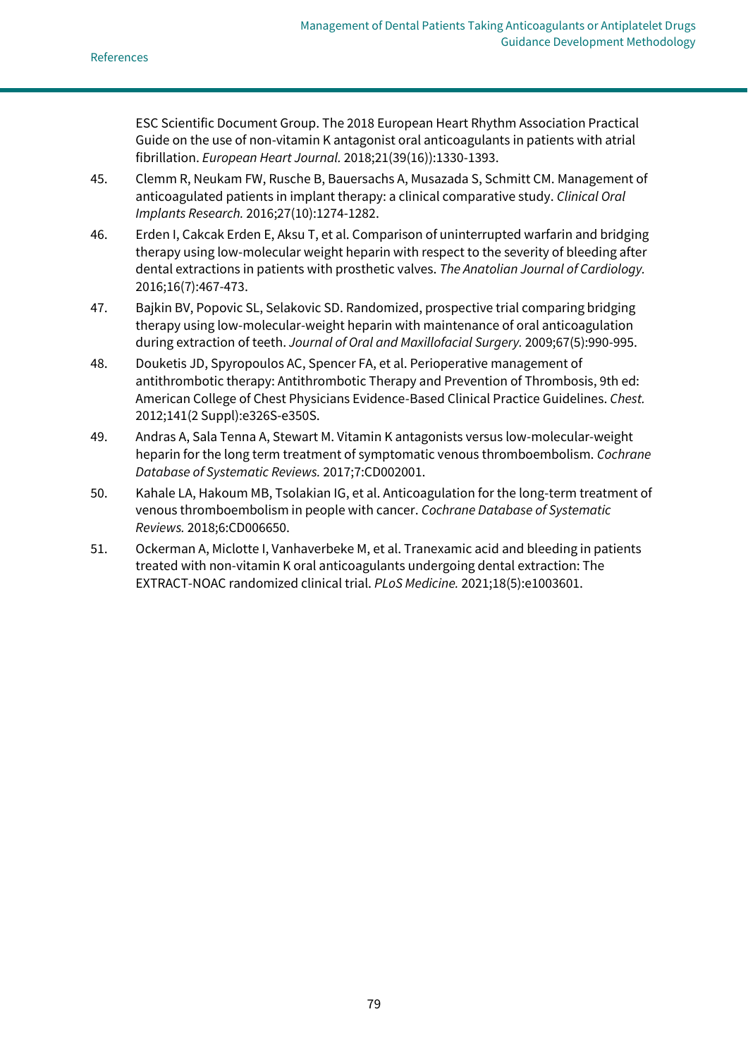ESC Scientific Document Group. The 2018 European Heart Rhythm Association Practical Guide on the use of non-vitamin K antagonist oral anticoagulants in patients with atrial fibrillation. *European Heart Journal.* 2018;21(39(16)):1330-1393.

45. Clemm R, Neukam FW, Rusche B, Bauersachs A, Musazada S, Schmitt CM. Management of anticoagulated patients in implant therapy: a clinical comparative study. *Clinical Oral Implants Research.* 2016;27(10):1274-1282.
46. Erden I, Cakcak Erden E, Aksu T, et al. Comparison of uninterrupted warfarin and bridging therapy using low-molecular weight heparin with respect to the severity of bleeding after dental extractions in patients with prosthetic valves. *The Anatolian Journal of Cardiology.* 2016;16(7):467-473.
47. Bajkin BV, Popovic SL, Selakovic SD. Randomized, prospective trial comparing bridging therapy using low-molecular-weight heparin with maintenance of oral anticoagulation during extraction of teeth. *Journal of Oral and Maxillofacial Surgery.* 2009;67(5):990-995.
48. Douketis JD, Spyropoulos AC, Spencer FA, et al. Perioperative management of antithrombotic therapy: Antithrombotic Therapy and Prevention of Thrombosis, 9th ed: American College of Chest Physicians Evidence-Based Clinical Practice Guidelines. *Chest.* 2012;141(2 Suppl):e326S-e350S.
49. Andras A, Sala Tenna A, Stewart M. Vitamin K antagonists versus low-molecular-weight heparin for the long term treatment of symptomatic venous thromboembolism. *Cochrane Database of Systematic Reviews.* 2017;7:CD002001.
50. Kahale LA, Hakoum MB, Tsolakian IG, et al. Anticoagulation for the long-term treatment of venous thromboembolism in people with cancer. *Cochrane Database of Systematic Reviews.* 2018;6:CD006650.
51. Ockerman A, Miclotte I, Vanhaverbeke M, et al. Tranexamic acid and bleeding in patients treated with non-vitamin K oral anticoagulants undergoing dental extraction: The EXTRACT-NOAC randomized clinical trial. *PLoS Medicine.* 2021;18(5):e1003601.